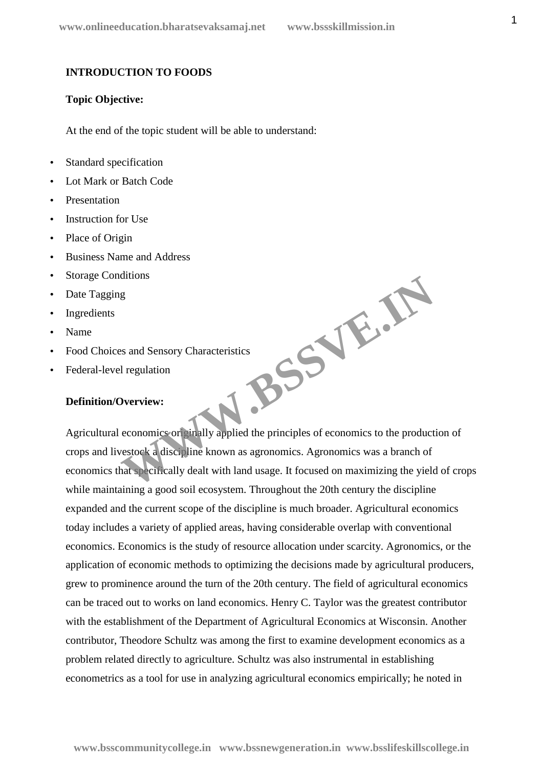**INTRODUCTION TO FOODS**

**Topic Objective:**

At the end of the topic student will be able to understand:

- Standard specification
- Lot Mark or Batch Code
- Presentation
- Instruction for Use
- Place of Origin
- Business Name and Address
- Storage Conditions
- Date Tagging
- Ingredients
- Name
- Food Choices and Sensory Characteristics
- Federal-level regulation

**Definition/Overview:**

Agricultural economics originally applied the principles of economics to the production of crops and livestock a discipline known as agronomics. Agronomics was a branch of economics that specifically dealt with land usage. It focused on maximizing the yield of crops while maintaining a good soil ecosystem. Throughout the 20th century the discipline expanded and the current scope of the discipline is much broader. Agricultural economics today includes a variety of applied areas, having considerable overlap with conventional economics. Economics is the study of resource allocation under scarcity. Agronomics, or the application of economic methods to optimizing the decisions made by agricultural producers, grew to prominence around the turn of the 20th century. The field of agricultural economics can be traced out to works on land economics. Henry C. Taylor was the greatest contributor with the establishment of the Department of Agricultural Economics at Wisconsin. Another contributor, Theodore Schultz was among the first to examine development economics as a problem related directly to agriculture. Schultz was also instrumental in establishing econometrics as a tool for use in analyzing agricultural economics empirically; he noted in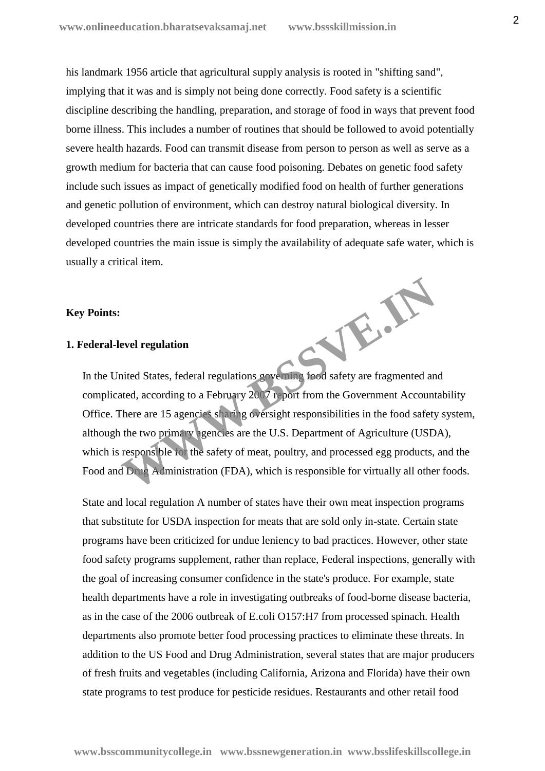his landmark 1956 article that agricultural supply analysis is rooted in "shifting sand", implying that it was and is simply not being done correctly. Food safety is a scientific discipline describing the handling, preparation, and storage of food in ways that prevent food borne illness. This includes a number of routines that should be followed to avoid potentially severe health hazards. Food can transmit disease from person to person as well as serve as a growth medium for bacteria that can cause food poisoning. Debates on genetic food safety include such issues as impact of genetically modified food on health of further generations and genetic pollution of environment, which can destroy natural biological diversity. In developed countries there are intricate standards for food preparation, whereas in lesser developed countries the main issue is simply the availability of adequate safe water, which is usually a critical item.

**Key Points:**

**1. Federal-level regulation**

In the United States, federal regulations governing food safety are fragmented and complicated, according to a February 2007 report from the Government Accountability Office. There are 15 agencies sharing oversight responsibilities in the food safety system, although the two primary agencies are the U.S. Department of Agriculture (USDA), which is responsible for the safety of meat, poultry, and processed egg products, and the Food and Drug Administration (FDA), which is responsible for virtually all other foods.

State and local regulation A number of states have their own meat inspection programs that substitute for USDA inspection for meats that are sold only in-state. Certain state programs have been criticized for undue leniency to bad practices. However, other state food safety programs supplement, rather than replace, Federal inspections, generally with the goal of increasing consumer confidence in the state's produce. For example, state health departments have a role in investigating outbreaks of food-borne disease bacteria, as in the case of the 2006 outbreak of E.coli O157:H7 from processed spinach. Health departments also promote better food processing practices to eliminate these threats. In addition to the US Food and Drug Administration, several states that are major producers of fresh fruits and vegetables (including California, Arizona and Florida) have their own state programs to test produce for pesticide residues. Restaurants and other retail food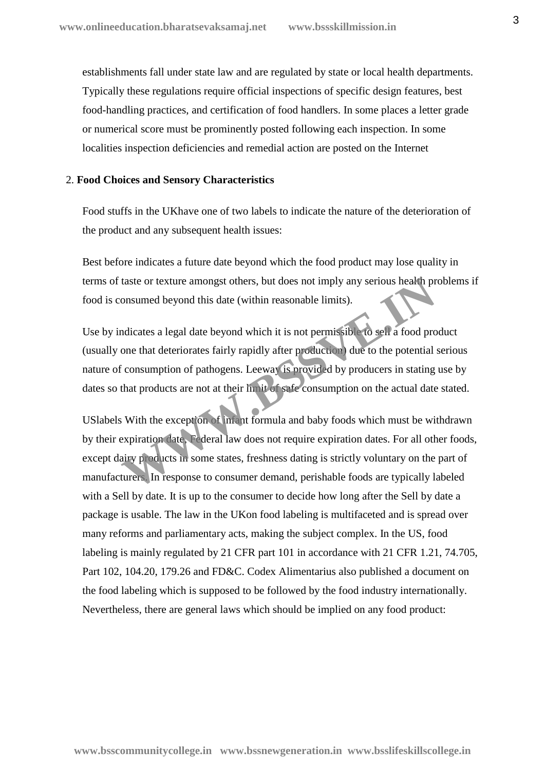establishments fall under state law and are regulated by state or local health departments. Typically these regulations require official inspections of specific design features, best food-handling practices, and certification of food handlers. In some places a letter grade or numerical score must be prominently posted following each inspection. In some localities inspection deficiencies and remedial action are posted on the Internet

2. **Food Choices and Sensory Characteristics**

Food stuffs in the UKhave one of two labels to indicate the nature of the deterioration of the product and any subsequent health issues:

Best before indicates a future date beyond which the food product may lose quality in terms of taste or texture amongst others, but does not imply any serious health problems if food is consumed beyond this date (within reasonable limits).

Use by indicates a legal date beyond which it is not permissible to sell a food product (usually one that deteriorates fairly rapidly after production) due to the potential serious nature of consumption of pathogens. Leeway is provided by producers in stating use by dates so that products are not at their limit of safe consumption on the actual date stated.

USlabels With the exception of infant formula and baby foods which must be withdrawn by their expiration date, Federal law does not require expiration dates. For all other foods, except dairy products in some states, freshness dating is strictly voluntary on the part of manufacturers. In response to consumer demand, perishable foods are typically labeled with a Sell by date. It is up to the consumer to decide how long after the Sell by date a package is usable. The law in the UKon food labeling is multifaceted and is spread over many reforms and parliamentary acts, making the subject complex. In the US, food labeling is mainly regulated by 21 CFR part 101 in accordance with 21 CFR 1.21, 74.705, Part 102, 104.20, 179.26 and FD&C. Codex Alimentarius also published a document on the food labeling which is supposed to be followed by the food industry internationally. Nevertheless, there are general laws which should be implied on any food product: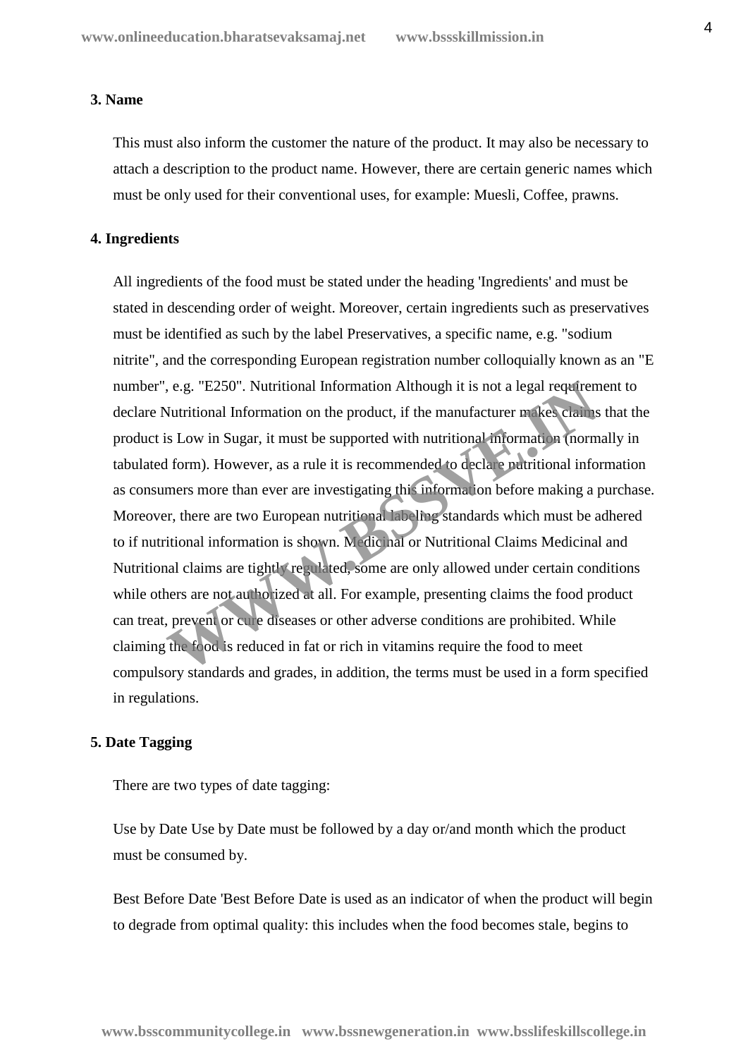**3. Name**

This must also inform the customer the nature of the product. It may also be necessary to attach a description to the product name. However, there are certain generic names which must be only used for their conventional uses, for example: Muesli, Coffee, prawns.

**4. Ingredients**

All ingredients of the food must be stated under the heading 'Ingredients' and must be stated in descending order of weight. Moreover, certain ingredients such as preservatives must be identified as such by the label Preservatives, a specific name, e.g. "sodium nitrite", and the corresponding European registration number colloquially known as an "E number", e.g. "E250". Nutritional Information Although it is not a legal requirement to declare Nutritional Information on the product, if the manufacturer makes claims that the product is Low in Sugar, it must be supported with nutritional information (normally in tabulated form). However, as a rule it is recommended to declare nutritional information as consumers more than ever are investigating this information before making a purchase. Moreover, there are two European nutritional labeling standards which must be adhered to if nutritional information is shown. Medicinal or Nutritional Claims Medicinal and Nutritional claims are tightly regulated, some are only allowed under certain conditions while others are not authorized at all. For example, presenting claims the food product can treat, prevent or cure diseases or other adverse conditions are prohibited. While claiming the food is reduced in fat or rich in vitamins require the food to meet compulsory standards and grades, in addition, the terms must be used in a form specified in regulations.

**5. Date Tagging**

There are two types of date tagging:

Use by Date Use by Date must be followed by a day or/and month which the product must be consumed by.

Best Before Date 'Best Before Date is used as an indicator of when the product will begin to degrade from optimal quality: this includes when the food becomes stale, begins to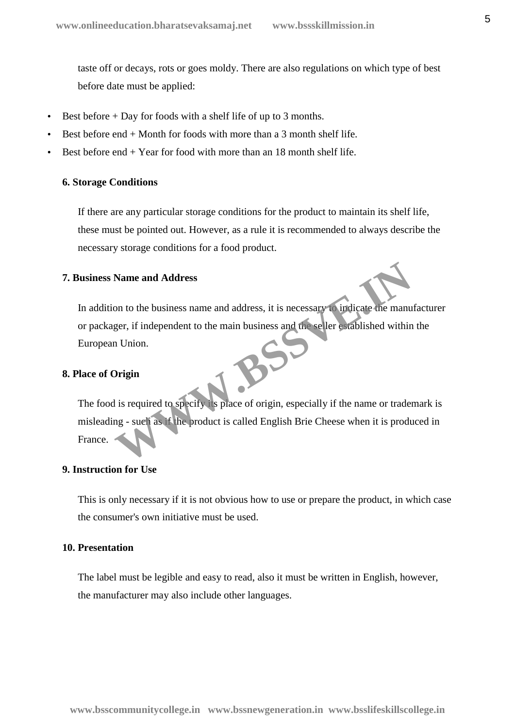taste off or decays, rots or goes moldy. There are also regulations on which type of best before date must be applied:

- Best before + Day for foods with a shelf life of up to 3 months.
- Best before end + Month for foods with more than a 3 month shelf life.
- Best before end + Year for food with more than an 18 month shelf life.

**6. Storage Conditions**

If there are any particular storage conditions for the product to maintain its shelf life, these must be pointed out. However, as a rule it is recommended to always describe the necessary storage conditions for a food product.

**7. Business Name and Address**

In addition to the business name and address, it is necessary to indicate the manufacturer or packager, if independent to the main business and the seller established within the European Union.

**8. Place of Origin**

The food is required to specify its place of origin, especially if the name or trademark is misleading - such as if the product is called English Brie Cheese when it is produced in France.

**9. Instruction for Use**

This is only necessary if it is not obvious how to use or prepare the product, in which case the consumer's own initiative must be used.

**10. Presentation**

The label must be legible and easy to read, also it must be written in English, however, the manufacturer may also include other languages.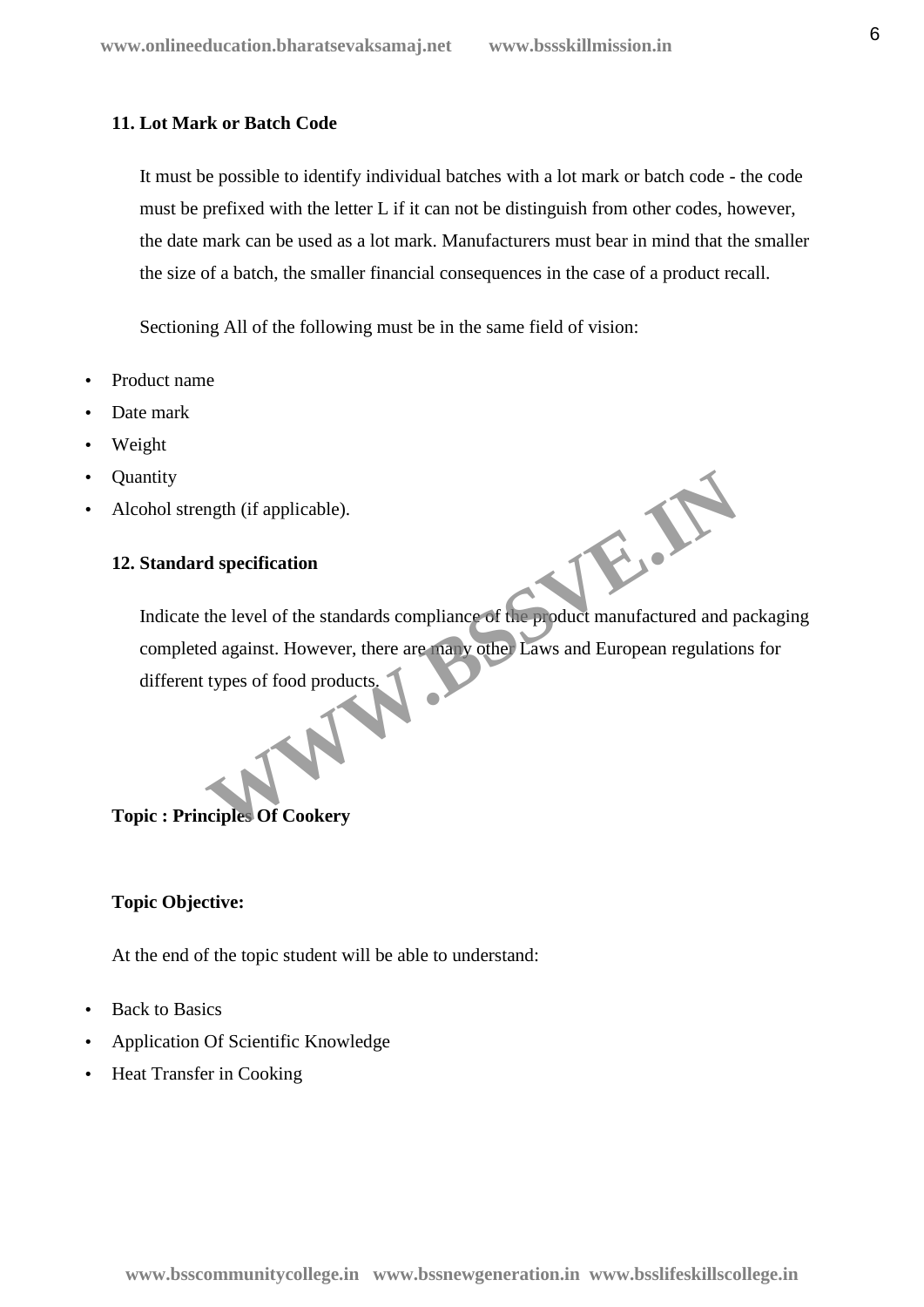**11. Lot Mark or Batch Code**

It must be possible to identify individual batches with a lot mark or batch code - the code must be prefixed with the letter L if it can not be distinguish from other codes, however, the date mark can be used as a lot mark. Manufacturers must bear in mind that the smaller the size of a batch, the smaller financial consequences in the case of a product recall.

Sectioning All of the following must be in the same field of vision:

- Product name
- Date mark
- Weight
- Quantity
- Alcohol strength (if applicable).

**12. Standard specification**

Indicate the level of the standards compliance of the product manufactured and packaging completed against. However, there are many other Laws and European regulations for different types of food products.

**Topic : Principles Of Cookery**

**Topic Objective:**

At the end of the topic student will be able to understand:

- Back to Basics
- Application Of Scientific Knowledge
- Heat Transfer in Cooking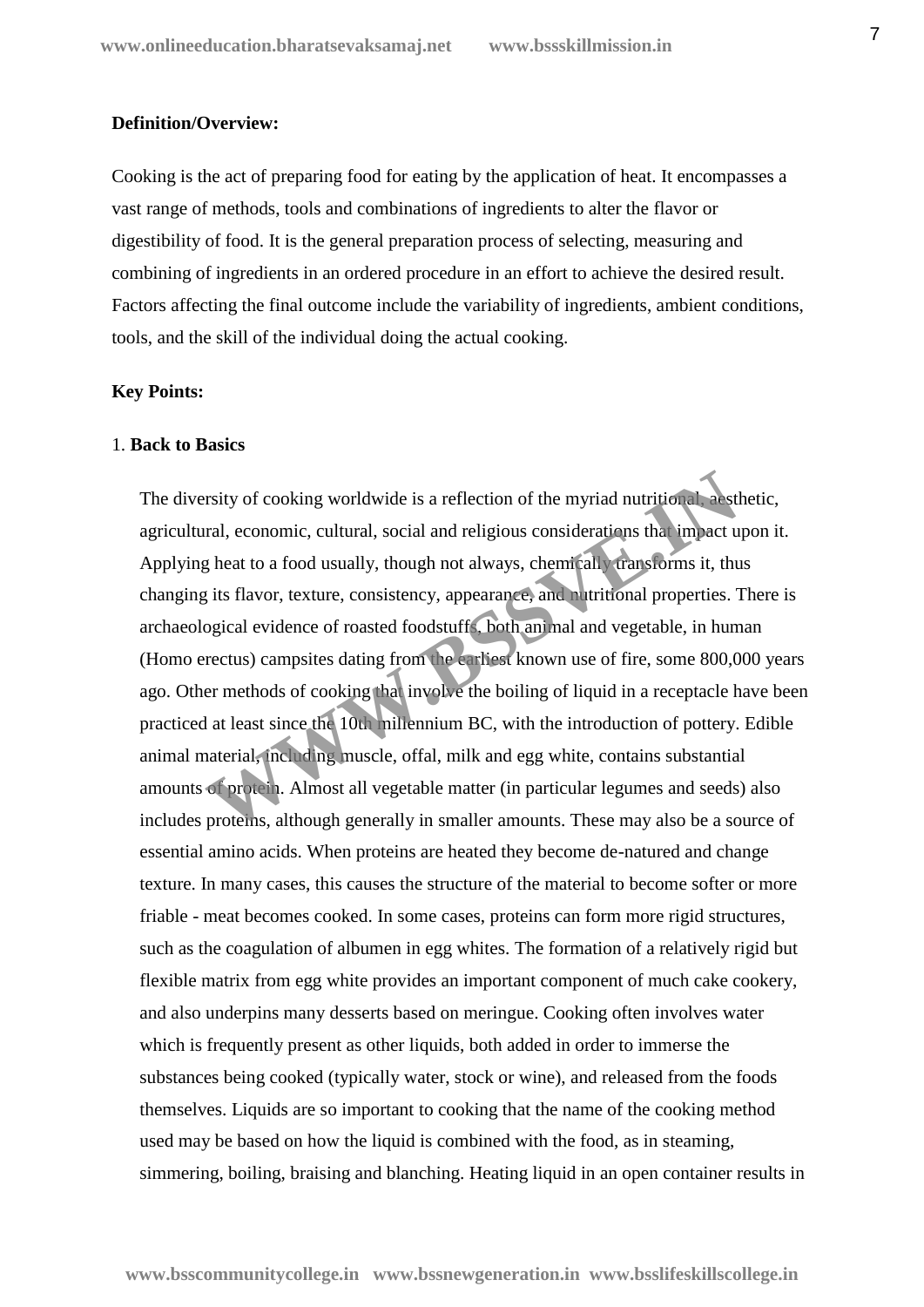**Definition/Overview:**

Cooking is the act of preparing food for eating by the application of heat. It encompasses a vast range of methods, tools and combinations of ingredients to alter the flavor or digestibility of food. It is the general preparation process of selecting, measuring and combining of ingredients in an ordered procedure in an effort to achieve the desired result. Factors affecting the final outcome include the variability of ingredients, ambient conditions, tools, and the skill of the individual doing the actual cooking.

**Key Points:**

1. **Back to Basics**

The diversity of cooking worldwide is a reflection of the myriad nutritional, aesthetic, agricultural, economic, cultural, social and religious considerations that impact upon it. Applying heat to a food usually, though not always, chemically transforms it, thus changing its flavor, texture, consistency, appearance, and nutritional properties. There is archaeological evidence of roasted foodstuffs, both animal and vegetable, in human (Homo erectus) campsites dating from the earliest known use of fire, some 800,000 years ago. Other methods of cooking that involve the boiling of liquid in a receptacle have been practiced at least since the 10th millennium BC, with the introduction of pottery. Edible animal material, including muscle, offal, milk and egg white, contains substantial amounts of protein. Almost all vegetable matter (in particular legumes and seeds) also includes proteins, although generally in smaller amounts. These may also be a source of essential amino acids. When proteins are heated they become de-natured and change texture. In many cases, this causes the structure of the material to become softer or more friable - meat becomes cooked. In some cases, proteins can form more rigid structures, such as the coagulation of albumen in egg whites. The formation of a relatively rigid but flexible matrix from egg white provides an important component of much cake cookery, and also underpins many desserts based on meringue. Cooking often involves water which is frequently present as other liquids, both added in order to immerse the substances being cooked (typically water, stock or wine), and released from the foods themselves. Liquids are so important to cooking that the name of the cooking method used may be based on how the liquid is combined with the food, as in steaming, simmering, boiling, braising and blanching. Heating liquid in an open container results in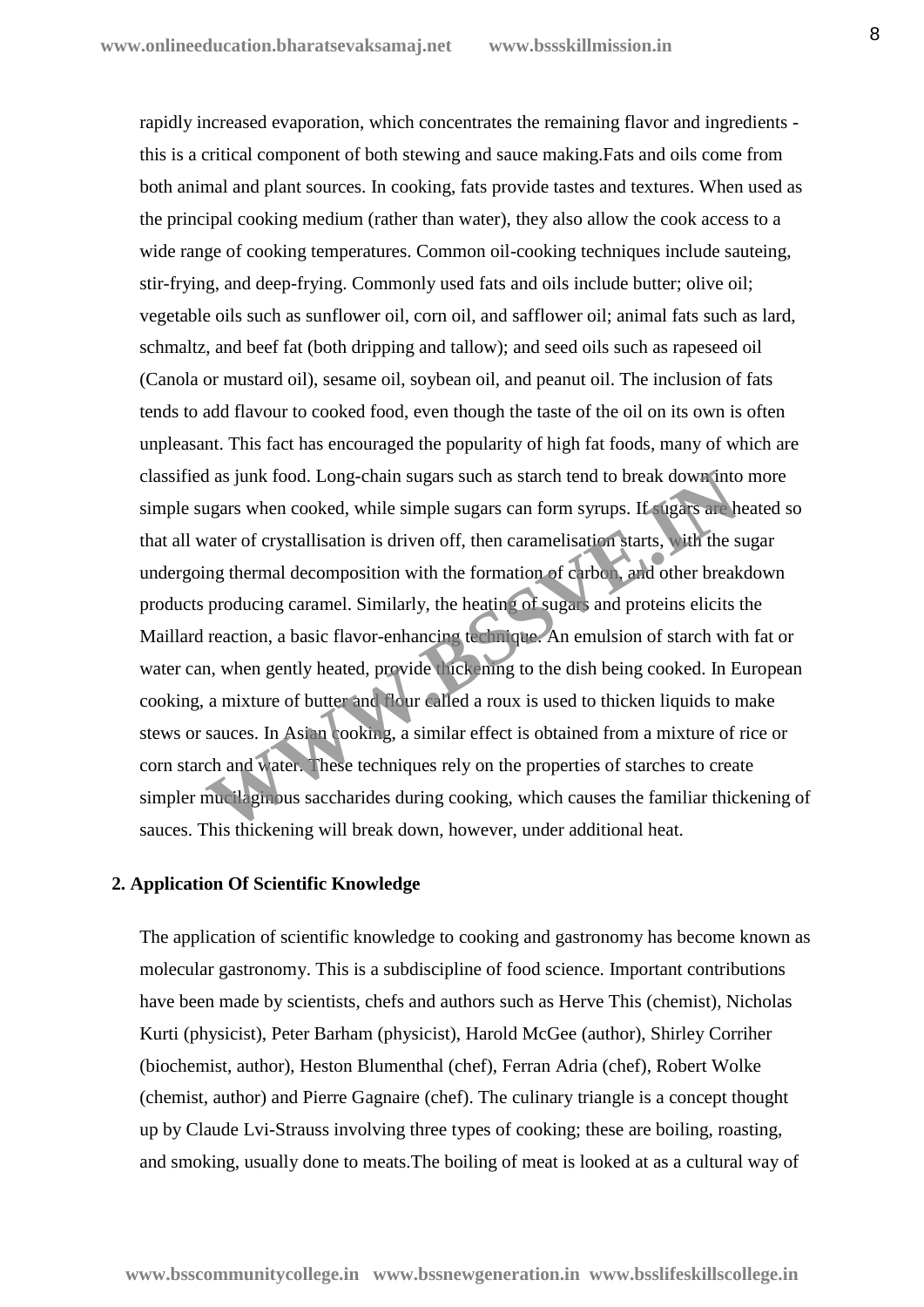rapidly increased evaporation, which concentrates the remaining flavor and ingredients - this is a critical component of both stewing and sauce making.Fats and oils come from both animal and plant sources. In cooking, fats provide tastes and textures. When used as the principal cooking medium (rather than water), they also allow the cook access to a wide range of cooking temperatures. Common oil-cooking techniques include sauteing, stir-frying, and deep-frying. Commonly used fats and oils include butter; olive oil; vegetable oils such as sunflower oil, corn oil, and safflower oil; animal fats such as lard, schmaltz, and beef fat (both dripping and tallow); and seed oils such as rapeseed oil (Canola or mustard oil), sesame oil, soybean oil, and peanut oil. The inclusion of fats tends to add flavour to cooked food, even though the taste of the oil on its own is often unpleasant. This fact has encouraged the popularity of high fat foods, many of which are classified as junk food. Long-chain sugars such as starch tend to break down into more simple sugars when cooked, while simple sugars can form syrups. If sugars are heated so that all water of crystallisation is driven off, then caramelisation starts, with the sugar undergoing thermal decomposition with the formation of carbon, and other breakdown products producing caramel. Similarly, the heating of sugars and proteins elicits the Maillard reaction, a basic flavor-enhancing technique. An emulsion of starch with fat or water can, when gently heated, provide thickening to the dish being cooked. In European cooking, a mixture of butter and flour called a roux is used to thicken liquids to make stews or sauces. In Asian cooking, a similar effect is obtained from a mixture of rice or corn starch and water. These techniques rely on the properties of starches to create simpler mucilaginous saccharides during cooking, which causes the familiar thickening of sauces. This thickening will break down, however, under additional heat.

## 2. Application Of Scientific Knowledge

The application of scientific knowledge to cooking and gastronomy has become known as molecular gastronomy. This is a subdiscipline of food science. Important contributions have been made by scientists, chefs and authors such as Herve This (chemist), Nicholas Kurti (physicist), Peter Barham (physicist), Harold McGee (author), Shirley Corriher (biochemist, author), Heston Blumenthal (chef), Ferran Adria (chef), Robert Wolke (chemist, author) and Pierre Gagnaire (chef). The culinary triangle is a concept thought up by Claude Lvi-Strauss involving three types of cooking; these are boiling, roasting, and smoking, usually done to meats.The boiling of meat is looked at as a cultural way of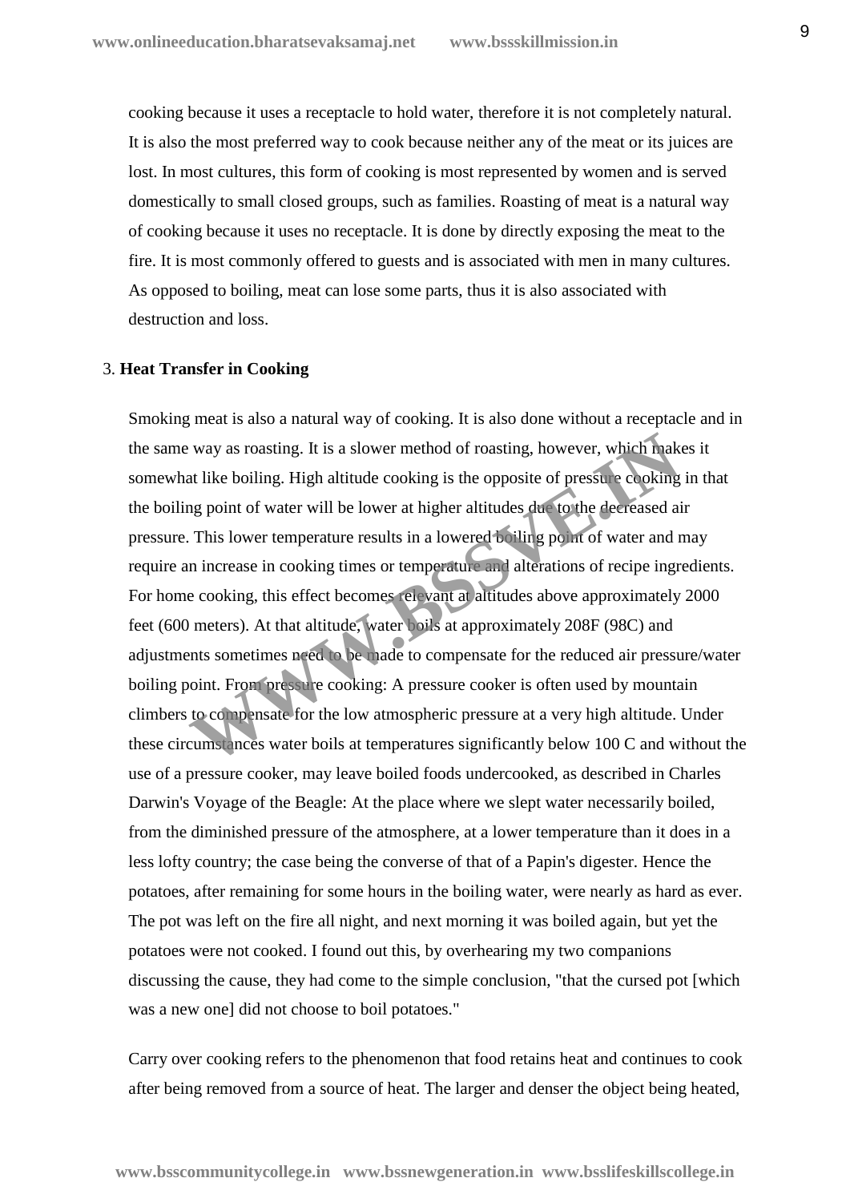cooking because it uses a receptacle to hold water, therefore it is not completely natural. It is also the most preferred way to cook because neither any of the meat or its juices are lost. In most cultures, this form of cooking is most represented by women and is served domestically to small closed groups, such as families. Roasting of meat is a natural way of cooking because it uses no receptacle. It is done by directly exposing the meat to the fire. It is most commonly offered to guests and is associated with men in many cultures. As opposed to boiling, meat can lose some parts, thus it is also associated with destruction and loss.

3. **Heat Transfer in Cooking**

Smoking meat is also a natural way of cooking. It is also done without a receptacle and in the same way as roasting. It is a slower method of roasting, however, which makes it somewhat like boiling. High altitude cooking is the opposite of pressure cooking in that the boiling point of water will be lower at higher altitudes due to the decreased air pressure. This lower temperature results in a lowered boiling point of water and may require an increase in cooking times or temperature and alterations of recipe ingredients. For home cooking, this effect becomes relevant at altitudes above approximately 2000 feet (600 meters). At that altitude, water boils at approximately 208F (98C) and adjustments sometimes need to be made to compensate for the reduced air pressure/water boiling point. From pressure cooking: A pressure cooker is often used by mountain climbers to compensate for the low atmospheric pressure at a very high altitude. Under these circumstances water boils at temperatures significantly below 100 C and without the use of a pressure cooker, may leave boiled foods undercooked, as described in Charles Darwin's Voyage of the Beagle: At the place where we slept water necessarily boiled, from the diminished pressure of the atmosphere, at a lower temperature than it does in a less lofty country; the case being the converse of that of a Papin's digester. Hence the potatoes, after remaining for some hours in the boiling water, were nearly as hard as ever. The pot was left on the fire all night, and next morning it was boiled again, but yet the potatoes were not cooked. I found out this, by overhearing my two companions discussing the cause, they had come to the simple conclusion, "that the cursed pot [which was a new one] did not choose to boil potatoes."

Carry over cooking refers to the phenomenon that food retains heat and continues to cook after being removed from a source of heat. The larger and denser the object being heated,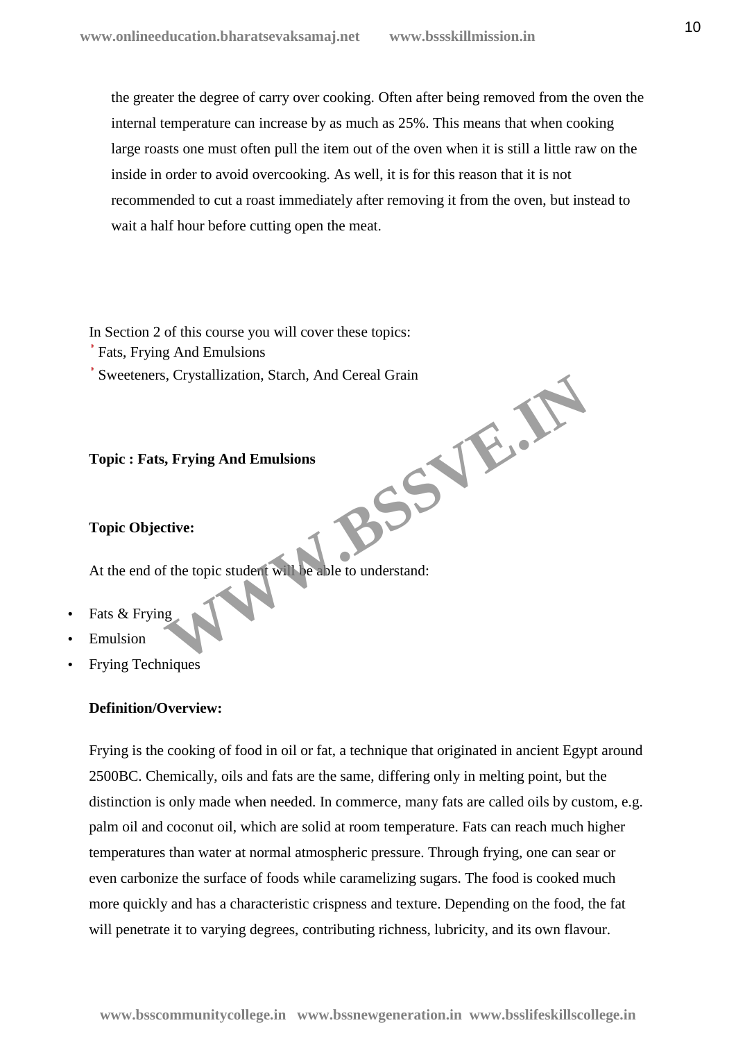the greater the degree of carry over cooking. Often after being removed from the oven the internal temperature can increase by as much as 25%. This means that when cooking large roasts one must often pull the item out of the oven when it is still a little raw on the inside in order to avoid overcooking. As well, it is for this reason that it is not recommended to cut a roast immediately after removing it from the oven, but instead to wait a half hour before cutting open the meat.

In Section 2 of this course you will cover these topics:

- Fats, Frying And Emulsions
- Sweeteners, Crystallization, Starch, And Cereal Grain

**Topic : Fats, Frying And Emulsions**

**Topic Objective:**

At the end of the topic student will be able to understand:

- Fats & Frying
- Emulsion
- Frying Techniques

**Definition/Overview:**

Frying is the cooking of food in oil or fat, a technique that originated in ancient Egypt around 2500BC. Chemically, oils and fats are the same, differing only in melting point, but the distinction is only made when needed. In commerce, many fats are called oils by custom, e.g. palm oil and coconut oil, which are solid at room temperature. Fats can reach much higher temperatures than water at normal atmospheric pressure. Through frying, one can sear or even carbonize the surface of foods while caramelizing sugars. The food is cooked much more quickly and has a characteristic crispness and texture. Depending on the food, the fat will penetrate it to varying degrees, contributing richness, lubricity, and its own flavour.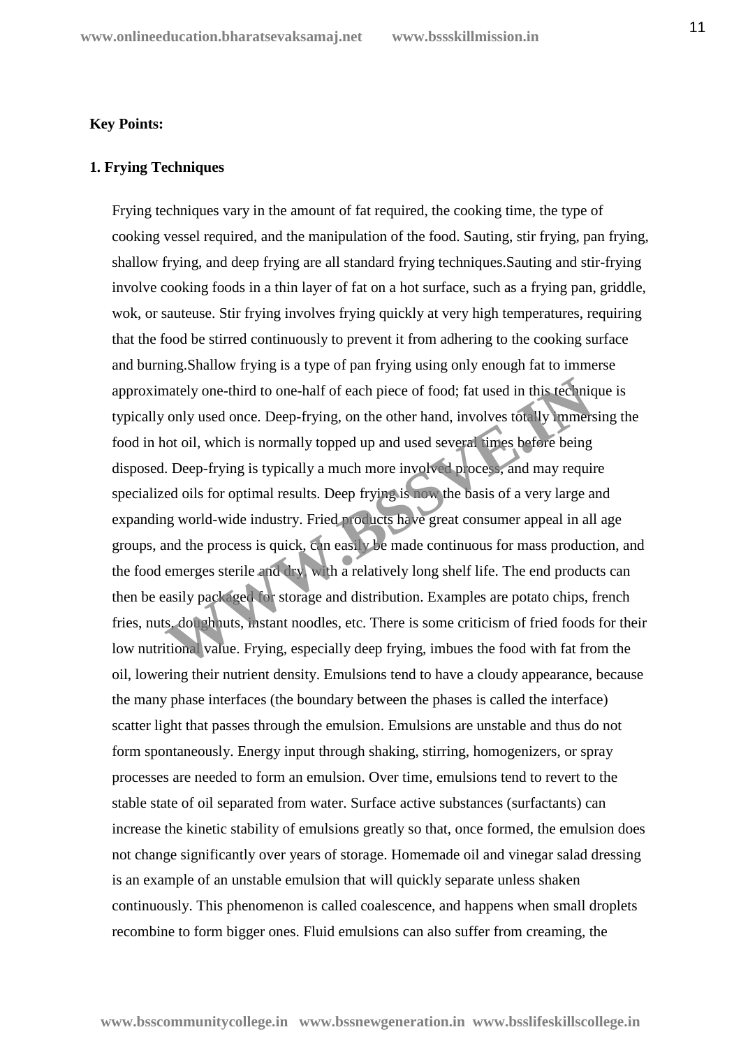**Key Points:**

**1. Frying Techniques**

Frying techniques vary in the amount of fat required, the cooking time, the type of cooking vessel required, and the manipulation of the food. Sauting, stir frying, pan frying, shallow frying, and deep frying are all standard frying techniques.Sauting and stir-frying involve cooking foods in a thin layer of fat on a hot surface, such as a frying pan, griddle, wok, or sauteuse. Stir frying involves frying quickly at very high temperatures, requiring that the food be stirred continuously to prevent it from adhering to the cooking surface and burning.Shallow frying is a type of pan frying using only enough fat to immerse approximately one-third to one-half of each piece of food; fat used in this technique is typically only used once. Deep-frying, on the other hand, involves totally immersing the food in hot oil, which is normally topped up and used several times before being disposed. Deep-frying is typically a much more involved process, and may require specialized oils for optimal results. Deep frying is now the basis of a very large and expanding world-wide industry. Fried products have great consumer appeal in all age groups, and the process is quick, can easily be made continuous for mass production, and the food emerges sterile and dry, with a relatively long shelf life. The end products can then be easily packaged for storage and distribution. Examples are potato chips, french fries, nuts, doughnuts, instant noodles, etc. There is some criticism of fried foods for their low nutritional value. Frying, especially deep frying, imbues the food with fat from the oil, lowering their nutrient density. Emulsions tend to have a cloudy appearance, because the many phase interfaces (the boundary between the phases is called the interface) scatter light that passes through the emulsion. Emulsions are unstable and thus do not form spontaneously. Energy input through shaking, stirring, homogenizers, or spray processes are needed to form an emulsion. Over time, emulsions tend to revert to the stable state of oil separated from water. Surface active substances (surfactants) can increase the kinetic stability of emulsions greatly so that, once formed, the emulsion does not change significantly over years of storage. Homemade oil and vinegar salad dressing is an example of an unstable emulsion that will quickly separate unless shaken continuously. This phenomenon is called coalescence, and happens when small droplets recombine to form bigger ones. Fluid emulsions can also suffer from creaming, the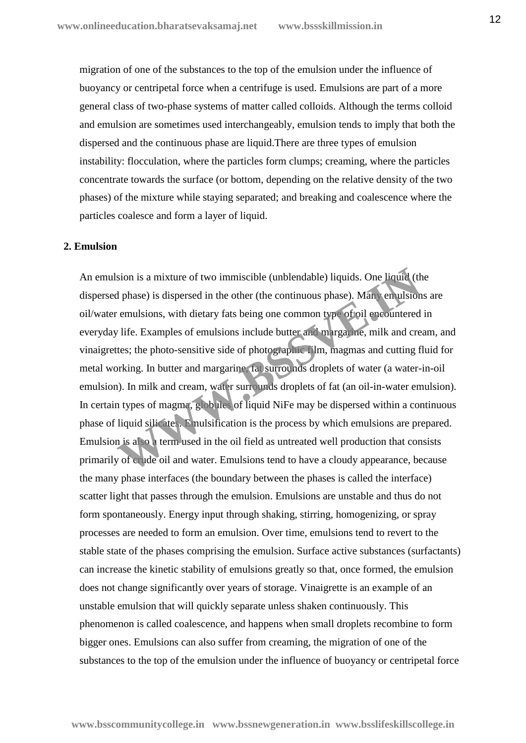migration of one of the substances to the top of the emulsion under the influence of buoyancy or centripetal force when a centrifuge is used. Emulsions are part of a more general class of two-phase systems of matter called colloids. Although the terms colloid and emulsion are sometimes used interchangeably, emulsion tends to imply that both the dispersed and the continuous phase are liquid.There are three types of emulsion instability: flocculation, where the particles form clumps; creaming, where the particles concentrate towards the surface (or bottom, depending on the relative density of the two phases) of the mixture while staying separated; and breaking and coalescence where the particles coalesce and form a layer of liquid.

**2. Emulsion**

An emulsion is a mixture of two immiscible (unblendable) liquids. One liquid (the dispersed phase) is dispersed in the other (the continuous phase). Many emulsions are oil/water emulsions, with dietary fats being one common type of oil encountered in everyday life. Examples of emulsions include butter and margarine, milk and cream, and vinaigrettes; the photo-sensitive side of photographic film, magmas and cutting fluid for metal working. In butter and margarine, fat surrounds droplets of water (a water-in-oil emulsion). In milk and cream, water surrounds droplets of fat (an oil-in-water emulsion). In certain types of magma, globules of liquid NiFe may be dispersed within a continuous phase of liquid silicates. Emulsification is the process by which emulsions are prepared. Emulsion is also a term used in the oil field as untreated well production that consists primarily of crude oil and water. Emulsions tend to have a cloudy appearance, because the many phase interfaces (the boundary between the phases is called the interface) scatter light that passes through the emulsion. Emulsions are unstable and thus do not form spontaneously. Energy input through shaking, stirring, homogenizing, or spray processes are needed to form an emulsion. Over time, emulsions tend to revert to the stable state of the phases comprising the emulsion. Surface active substances (surfactants) can increase the kinetic stability of emulsions greatly so that, once formed, the emulsion does not change significantly over years of storage. Vinaigrette is an example of an unstable emulsion that will quickly separate unless shaken continuously. This phenomenon is called coalescence, and happens when small droplets recombine to form bigger ones. Emulsions can also suffer from creaming, the migration of one of the substances to the top of the emulsion under the influence of buoyancy or centripetal force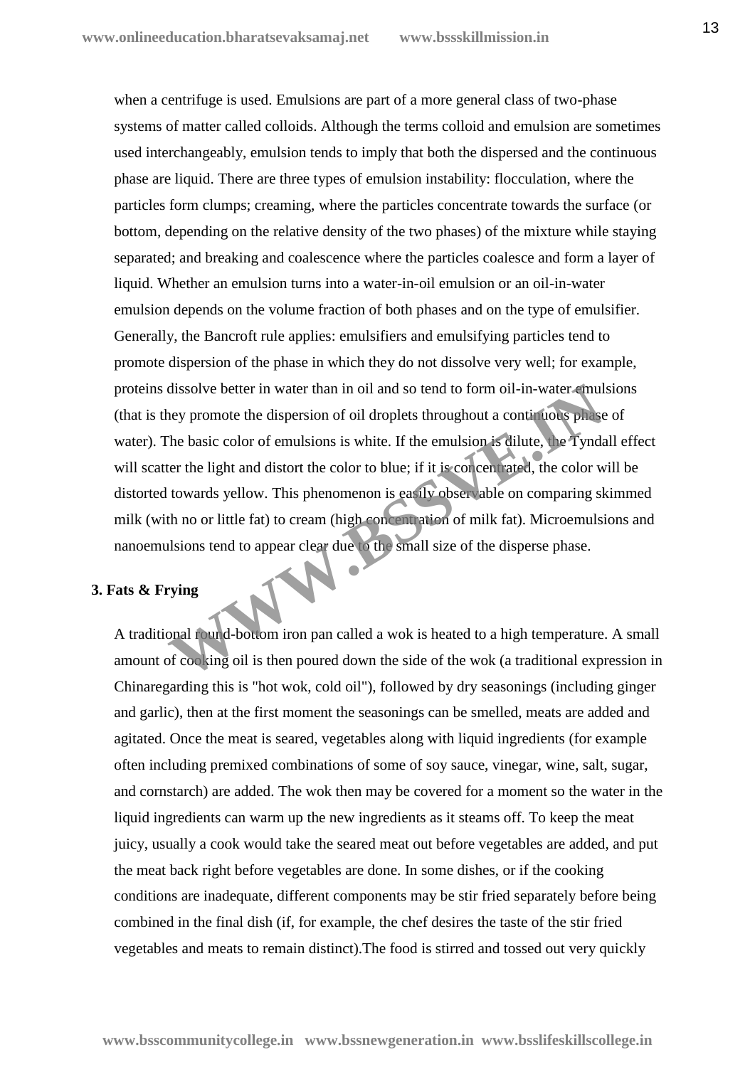when a centrifuge is used. Emulsions are part of a more general class of two-phase systems of matter called colloids. Although the terms colloid and emulsion are sometimes used interchangeably, emulsion tends to imply that both the dispersed and the continuous phase are liquid. There are three types of emulsion instability: flocculation, where the particles form clumps; creaming, where the particles concentrate towards the surface (or bottom, depending on the relative density of the two phases) of the mixture while staying separated; and breaking and coalescence where the particles coalesce and form a layer of liquid. Whether an emulsion turns into a water-in-oil emulsion or an oil-in-water emulsion depends on the volume fraction of both phases and on the type of emulsifier. Generally, the Bancroft rule applies: emulsifiers and emulsifying particles tend to promote dispersion of the phase in which they do not dissolve very well; for example, proteins dissolve better in water than in oil and so tend to form oil-in-water emulsions (that is they promote the dispersion of oil droplets throughout a continuous phase of water). The basic color of emulsions is white. If the emulsion is dilute, the Tyndall effect will scatter the light and distort the color to blue; if it is concentrated, the color will be distorted towards yellow. This phenomenon is easily observable on comparing skimmed milk (with no or little fat) to cream (high concentration of milk fat). Microemulsions and nanoemulsions tend to appear clear due to the small size of the disperse phase.

**3. Fats & Frying**

A traditional round-bottom iron pan called a wok is heated to a high temperature. A small amount of cooking oil is then poured down the side of the wok (a traditional expression in Chinaregarding this is "hot wok, cold oil"), followed by dry seasonings (including ginger and garlic), then at the first moment the seasonings can be smelled, meats are added and agitated. Once the meat is seared, vegetables along with liquid ingredients (for example often including premixed combinations of some of soy sauce, vinegar, wine, salt, sugar, and cornstarch) are added. The wok then may be covered for a moment so the water in the liquid ingredients can warm up the new ingredients as it steams off. To keep the meat juicy, usually a cook would take the seared meat out before vegetables are added, and put the meat back right before vegetables are done. In some dishes, or if the cooking conditions are inadequate, different components may be stir fried separately before being combined in the final dish (if, for example, the chef desires the taste of the stir fried vegetables and meats to remain distinct).The food is stirred and tossed out very quickly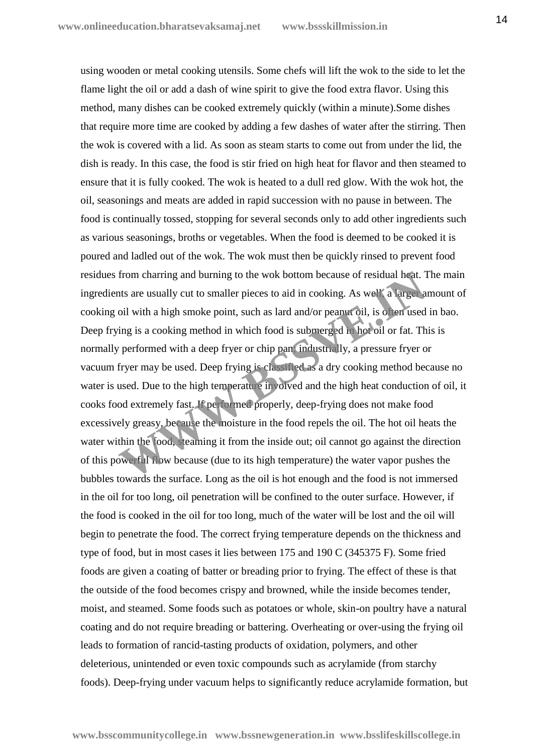using wooden or metal cooking utensils. Some chefs will lift the wok to the side to let the flame light the oil or add a dash of wine spirit to give the food extra flavor. Using this method, many dishes can be cooked extremely quickly (within a minute).Some dishes that require more time are cooked by adding a few dashes of water after the stirring. Then the wok is covered with a lid. As soon as steam starts to come out from under the lid, the dish is ready. In this case, the food is stir fried on high heat for flavor and then steamed to ensure that it is fully cooked. The wok is heated to a dull red glow. With the wok hot, the oil, seasonings and meats are added in rapid succession with no pause in between. The food is continually tossed, stopping for several seconds only to add other ingredients such as various seasonings, broths or vegetables. When the food is deemed to be cooked it is poured and ladled out of the wok. The wok must then be quickly rinsed to prevent food residues from charring and burning to the wok bottom because of residual heat. The main ingredients are usually cut to smaller pieces to aid in cooking. As well, a larger amount of cooking oil with a high smoke point, such as lard and/or peanut oil, is often used in bao. Deep frying is a cooking method in which food is submerged in hot oil or fat. This is normally performed with a deep fryer or chip pan; industrially, a pressure fryer or vacuum fryer may be used. Deep frying is classified as a dry cooking method because no water is used. Due to the high temperature involved and the high heat conduction of oil, it cooks food extremely fast. If performed properly, deep-frying does not make food excessively greasy, because the moisture in the food repels the oil. The hot oil heats the water within the food, steaming it from the inside out; oil cannot go against the direction of this powerful flow because (due to its high temperature) the water vapor pushes the bubbles towards the surface. Long as the oil is hot enough and the food is not immersed in the oil for too long, oil penetration will be confined to the outer surface. However, if the food is cooked in the oil for too long, much of the water will be lost and the oil will begin to penetrate the food. The correct frying temperature depends on the thickness and type of food, but in most cases it lies between 175 and 190 C (345375 F). Some fried foods are given a coating of batter or breading prior to frying. The effect of these is that the outside of the food becomes crispy and browned, while the inside becomes tender, moist, and steamed. Some foods such as potatoes or whole, skin-on poultry have a natural coating and do not require breading or battering. Overheating or over-using the frying oil leads to formation of rancid-tasting products of oxidation, polymers, and other deleterious, unintended or even toxic compounds such as acrylamide (from starchy foods). Deep-frying under vacuum helps to significantly reduce acrylamide formation, but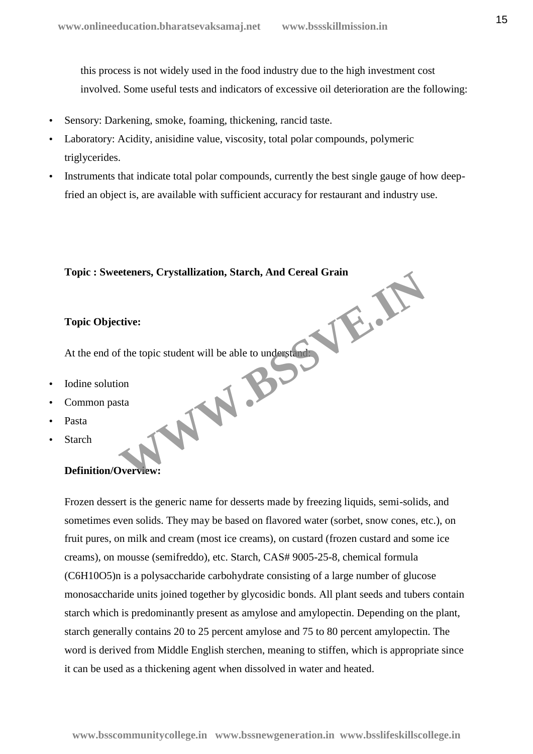this process is not widely used in the food industry due to the high investment cost involved. Some useful tests and indicators of excessive oil deterioration are the following:

- Sensory: Darkening, smoke, foaming, thickening, rancid taste.
- Laboratory: Acidity, anisidine value, viscosity, total polar compounds, polymeric triglycerides.
- Instruments that indicate total polar compounds, currently the best single gauge of how deep-fried an object is, are available with sufficient accuracy for restaurant and industry use.

**Topic : Sweeteners, Crystallization, Starch, And Cereal Grain**

**Topic Objective:**

At the end of the topic student will be able to understand:

- Iodine solution
- Common pasta
- Pasta
- Starch

**Definition/Overview:**

Frozen dessert is the generic name for desserts made by freezing liquids, semi-solids, and sometimes even solids. They may be based on flavored water (sorbet, snow cones, etc.), on fruit pures, on milk and cream (most ice creams), on custard (frozen custard and some ice creams), on mousse (semifreddo), etc. Starch, CAS# 9005-25-8, chemical formula $(C_6H_{10}O_5)_n$ is a polysaccharide carbohydrate consisting of a large number of glucose monosaccharide units joined together by glycosidic bonds. All plant seeds and tubers contain starch which is predominantly present as amylose and amylopectin. Depending on the plant, starch generally contains 20 to 25 percent amylose and 75 to 80 percent amylopectin. The word is derived from Middle English sterchen, meaning to stiffen, which is appropriate since it can be used as a thickening agent when dissolved in water and heated.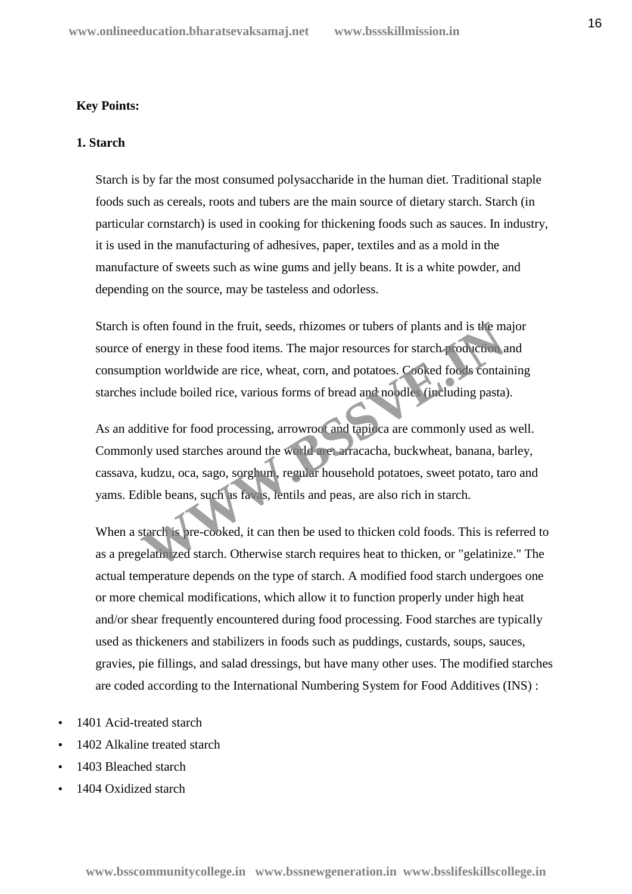**Key Points:**

**1. Starch**

Starch is by far the most consumed polysaccharide in the human diet. Traditional staple foods such as cereals, roots and tubers are the main source of dietary starch. Starch (in particular cornstarch) is used in cooking for thickening foods such as sauces. In industry, it is used in the manufacturing of adhesives, paper, textiles and as a mold in the manufacture of sweets such as wine gums and jelly beans. It is a white powder, and depending on the source, may be tasteless and odorless.

Starch is often found in the fruit, seeds, rhizomes or tubers of plants and is the major source of energy in these food items. The major resources for starch production and consumption worldwide are rice, wheat, corn, and potatoes. Cooked foods containing starches include boiled rice, various forms of bread and noodles (including pasta).

As an additive for food processing, arrowroot and tapioca are commonly used as well. Commonly used starches around the world are: arracacha, buckwheat, banana, barley, cassava, kudzu, oca, sago, sorghum, regular household potatoes, sweet potato, taro and yams. Edible beans, such as favas, lentils and peas, are also rich in starch.

When a starch is pre-cooked, it can then be used to thicken cold foods. This is referred to as a pregelatinized starch. Otherwise starch requires heat to thicken, or "gelatinize." The actual temperature depends on the type of starch. A modified food starch undergoes one or more chemical modifications, which allow it to function properly under high heat and/or shear frequently encountered during food processing. Food starches are typically used as thickeners and stabilizers in foods such as puddings, custards, soups, sauces, gravies, pie fillings, and salad dressings, but have many other uses. The modified starches are coded according to the International Numbering System for Food Additives (INS) :

- 1401 Acid-treated starch
- 1402 Alkaline treated starch
- 1403 Bleached starch
- 1404 Oxidized starch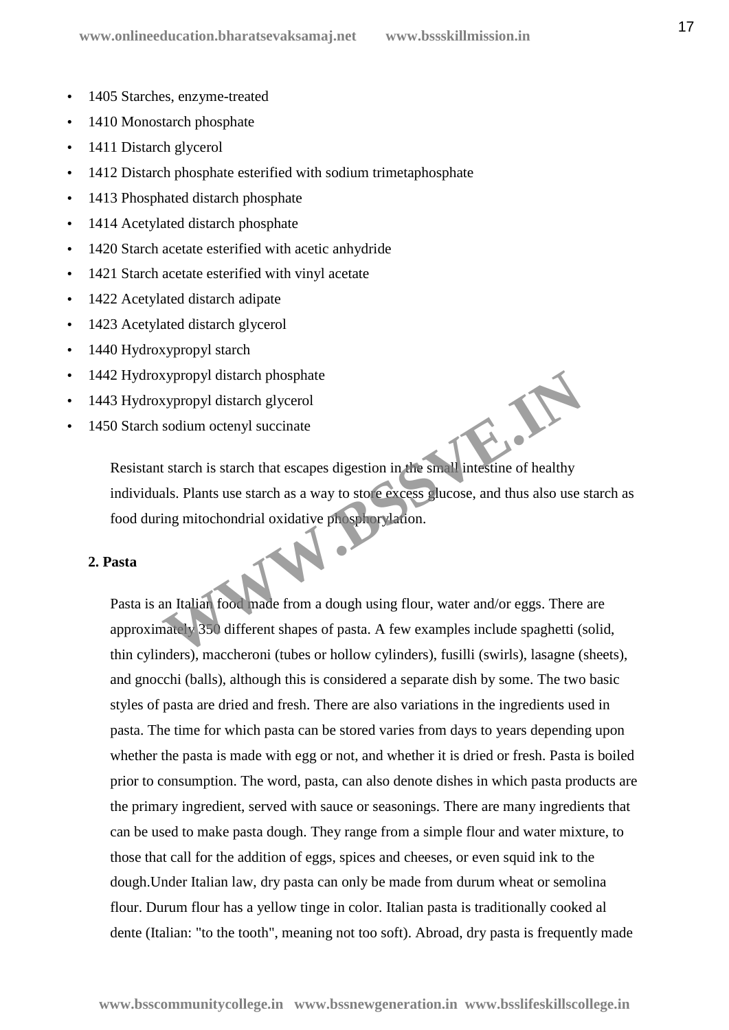- 1405 Starches, enzyme-treated
- 1410 Monostarch phosphate
- 1411 Distarch glycerol
- 1412 Distarch phosphate esterified with sodium trimetaphosphate
- 1413 Phosphated distarch phosphate
- 1414 Acetylated distarch phosphate
- 1420 Starch acetate esterified with acetic anhydride
- 1421 Starch acetate esterified with vinyl acetate
- 1422 Acetylated distarch adipate
- 1423 Acetylated distarch glycerol
- 1440 Hydroxypropyl starch
- 1442 Hydroxypropyl distarch phosphate
- 1443 Hydroxypropyl distarch glycerol
- 1450 Starch sodium octenyl succinate

Resistant starch is starch that escapes digestion in the small intestine of healthy individuals. Plants use starch as a way to store excess glucose, and thus also use starch as food during mitochondrial oxidative phosphorylation.

**2. Pasta**

Pasta is an Italian food made from a dough using flour, water and/or eggs. There are approximately 350 different shapes of pasta. A few examples include spaghetti (solid, thin cylinders), maccheroni (tubes or hollow cylinders), fusilli (swirls), lasagne (sheets), and gnocchi (balls), although this is considered a separate dish by some. The two basic styles of pasta are dried and fresh. There are also variations in the ingredients used in pasta. The time for which pasta can be stored varies from days to years depending upon whether the pasta is made with egg or not, and whether it is dried or fresh. Pasta is boiled prior to consumption. The word, pasta, can also denote dishes in which pasta products are the primary ingredient, served with sauce or seasonings. There are many ingredients that can be used to make pasta dough. They range from a simple flour and water mixture, to those that call for the addition of eggs, spices and cheeses, or even squid ink to the dough.Under Italian law, dry pasta can only be made from durum wheat or semolina flour. Durum flour has a yellow tinge in color. Italian pasta is traditionally cooked al dente (Italian: "to the tooth", meaning not too soft). Abroad, dry pasta is frequently made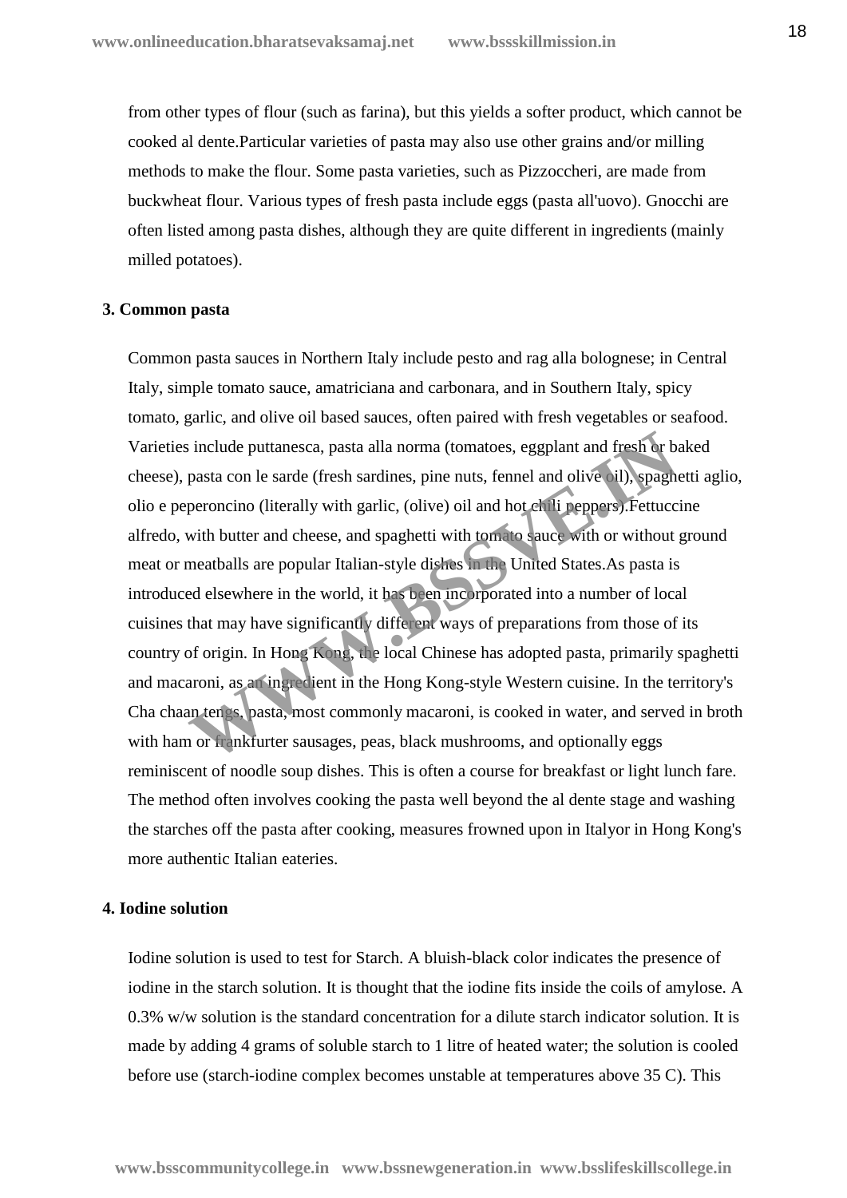from other types of flour (such as farina), but this yields a softer product, which cannot be cooked al dente.Particular varieties of pasta may also use other grains and/or milling methods to make the flour. Some pasta varieties, such as Pizzoccheri, are made from buckwheat flour. Various types of fresh pasta include eggs (pasta all'uovo). Gnocchi are often listed among pasta dishes, although they are quite different in ingredients (mainly milled potatoes).

**3. Common pasta**

Common pasta sauces in Northern Italy include pesto and rag alla bolognese; in Central Italy, simple tomato sauce, amatriciana and carbonara, and in Southern Italy, spicy tomato, garlic, and olive oil based sauces, often paired with fresh vegetables or seafood. Varieties include puttanesca, pasta alla norma (tomatoes, eggplant and fresh or baked cheese), pasta con le sarde (fresh sardines, pine nuts, fennel and olive oil), spaghetti aglio, olio e peperoncino (literally with garlic, (olive) oil and hot chili peppers).Fettuccine alfredo, with butter and cheese, and spaghetti with tomato sauce with or without ground meat or meatballs are popular Italian-style dishes in the United States.As pasta is introduced elsewhere in the world, it has been incorporated into a number of local cuisines that may have significantly different ways of preparations from those of its country of origin. In Hong Kong, the local Chinese has adopted pasta, primarily spaghetti and macaroni, as an ingredient in the Hong Kong-style Western cuisine. In the territory's Cha chaan tengs, pasta, most commonly macaroni, is cooked in water, and served in broth with ham or frankfurter sausages, peas, black mushrooms, and optionally eggs reminiscent of noodle soup dishes. This is often a course for breakfast or light lunch fare. The method often involves cooking the pasta well beyond the al dente stage and washing the starches off the pasta after cooking, measures frowned upon in Italyor in Hong Kong's more authentic Italian eateries.

**4. Iodine solution**

Iodine solution is used to test for Starch. A bluish-black color indicates the presence of iodine in the starch solution. It is thought that the iodine fits inside the coils of amylose. A 0.3% w/w solution is the standard concentration for a dilute starch indicator solution. It is made by adding 4 grams of soluble starch to 1 litre of heated water; the solution is cooled before use (starch-iodine complex becomes unstable at temperatures above 35 C). This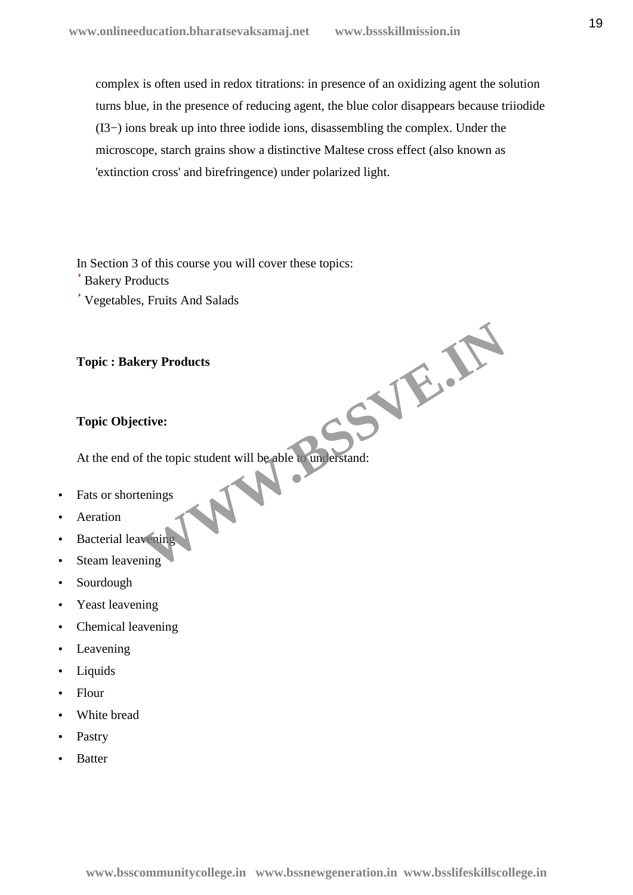complex is often used in redox titrations: in presence of an oxidizing agent the solution turns blue, in the presence of reducing agent, the blue color disappears because triiodide ($I_3^-$) ions break up into three iodide ions, disassembling the complex. Under the microscope, starch grains show a distinctive Maltese cross effect (also known as 'extinction cross' and birefringence) under polarized light.

In Section 3 of this course you will cover these topics:

- Bakery Products
- Vegetables, Fruits And Salads

**Topic : Bakery Products**

**Topic Objective:**

At the end of the topic student will be able to understand:

- Fats or shortenings
- Aeration
- Bacterial leavening
- Steam leavening
- Sourdough
- Yeast leavening
- Chemical leavening
- Leavening
- Liquids
- Flour
- White bread
- Pastry
- Batter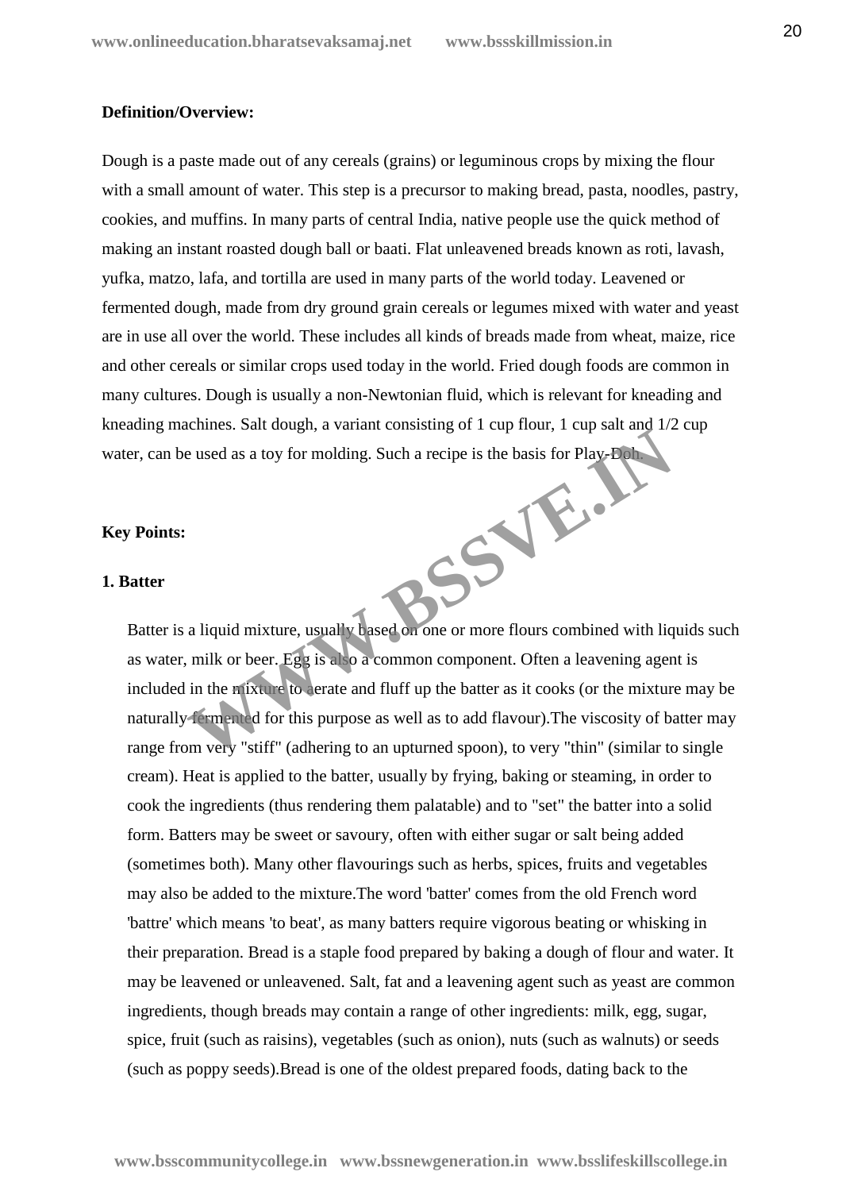**Definition/Overview:**

Dough is a paste made out of any cereals (grains) or leguminous crops by mixing the flour with a small amount of water. This step is a precursor to making bread, pasta, noodles, pastry, cookies, and muffins. In many parts of central India, native people use the quick method of making an instant roasted dough ball or baati. Flat unleavened breads known as roti, lavash, yufka, matzo, lafa, and tortilla are used in many parts of the world today. Leavened or fermented dough, made from dry ground grain cereals or legumes mixed with water and yeast are in use all over the world. These includes all kinds of breads made from wheat, maize, rice and other cereals or similar crops used today in the world. Fried dough foods are common in many cultures. Dough is usually a non-Newtonian fluid, which is relevant for kneading and kneading machines. Salt dough, a variant consisting of 1 cup flour, 1 cup salt and 1/2 cup water, can be used as a toy for molding. Such a recipe is the basis for Play-Doh.

**Key Points:**

**1. Batter**

Batter is a liquid mixture, usually based on one or more flours combined with liquids such as water, milk or beer. Egg is also a common component. Often a leavening agent is included in the mixture to aerate and fluff up the batter as it cooks (or the mixture may be naturally fermented for this purpose as well as to add flavour).The viscosity of batter may range from very "stiff" (adhering to an upturned spoon), to very "thin" (similar to single cream). Heat is applied to the batter, usually by frying, baking or steaming, in order to cook the ingredients (thus rendering them palatable) and to "set" the batter into a solid form. Batters may be sweet or savoury, often with either sugar or salt being added (sometimes both). Many other flavourings such as herbs, spices, fruits and vegetables may also be added to the mixture.The word 'batter' comes from the old French word 'battre' which means 'to beat', as many batters require vigorous beating or whisking in their preparation. Bread is a staple food prepared by baking a dough of flour and water. It may be leavened or unleavened. Salt, fat and a leavening agent such as yeast are common ingredients, though breads may contain a range of other ingredients: milk, egg, sugar, spice, fruit (such as raisins), vegetables (such as onion), nuts (such as walnuts) or seeds (such as poppy seeds).Bread is one of the oldest prepared foods, dating back to the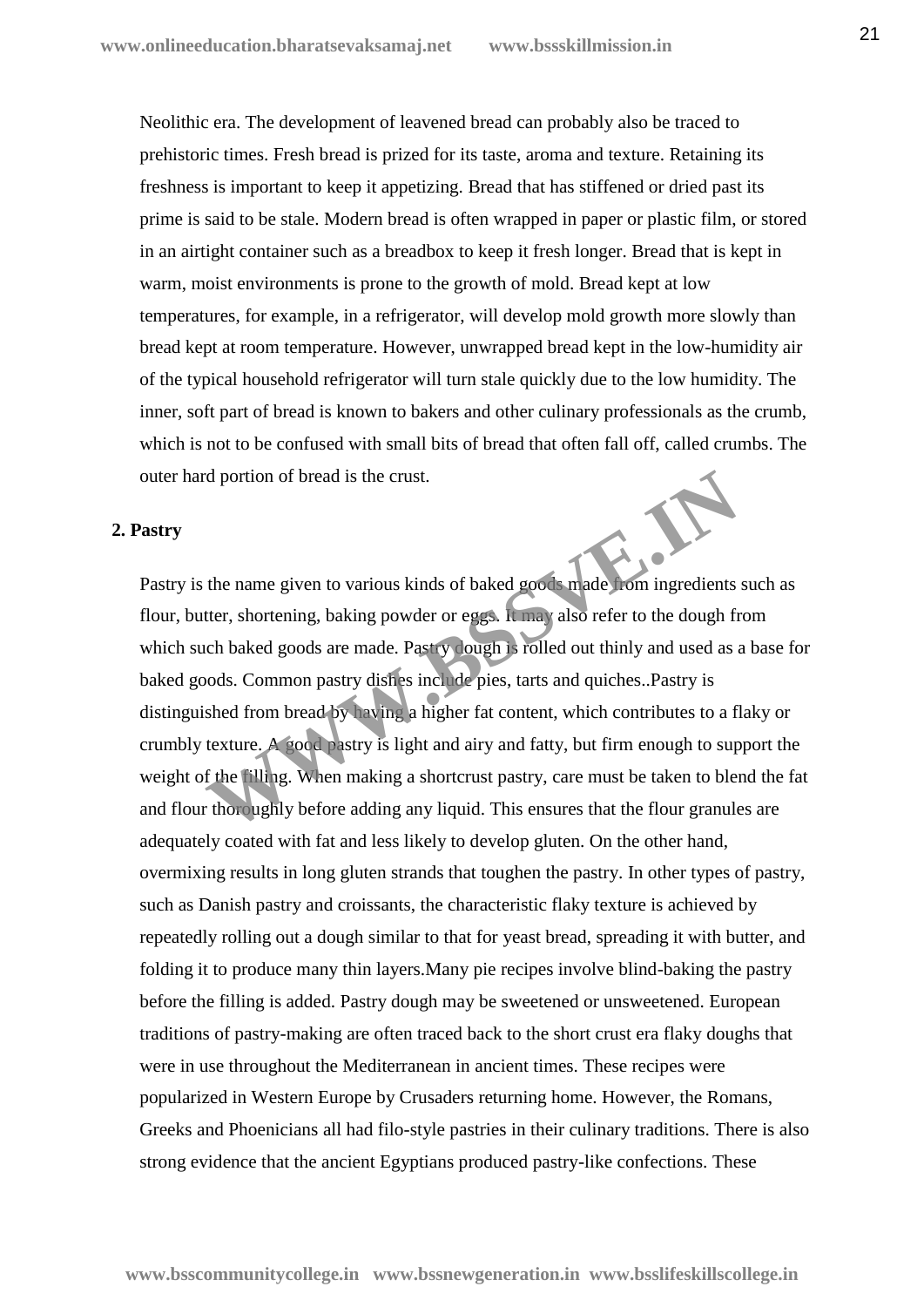Neolithic era. The development of leavened bread can probably also be traced to prehistoric times. Fresh bread is prized for its taste, aroma and texture. Retaining its freshness is important to keep it appetizing. Bread that has stiffened or dried past its prime is said to be stale. Modern bread is often wrapped in paper or plastic film, or stored in an airtight container such as a breadbox to keep it fresh longer. Bread that is kept in warm, moist environments is prone to the growth of mold. Bread kept at low temperatures, for example, in a refrigerator, will develop mold growth more slowly than bread kept at room temperature. However, unwrapped bread kept in the low-humidity air of the typical household refrigerator will turn stale quickly due to the low humidity. The inner, soft part of bread is known to bakers and other culinary professionals as the crumb, which is not to be confused with small bits of bread that often fall off, called crumbs. The outer hard portion of bread is the crust.

**2. Pastry**

Pastry is the name given to various kinds of baked goods made from ingredients such as flour, butter, shortening, baking powder or eggs. It may also refer to the dough from which such baked goods are made. Pastry dough is rolled out thinly and used as a base for baked goods. Common pastry dishes include pies, tarts and quiches..Pastry is distinguished from bread by having a higher fat content, which contributes to a flaky or crumbly texture. A good pastry is light and airy and fatty, but firm enough to support the weight of the filling. When making a shortcrust pastry, care must be taken to blend the fat and flour thoroughly before adding any liquid. This ensures that the flour granules are adequately coated with fat and less likely to develop gluten. On the other hand, overmixing results in long gluten strands that toughen the pastry. In other types of pastry, such as Danish pastry and croissants, the characteristic flaky texture is achieved by repeatedly rolling out a dough similar to that for yeast bread, spreading it with butter, and folding it to produce many thin layers.Many pie recipes involve blind-baking the pastry before the filling is added. Pastry dough may be sweetened or unsweetened. European traditions of pastry-making are often traced back to the short crust era flaky doughs that were in use throughout the Mediterranean in ancient times. These recipes were popularized in Western Europe by Crusaders returning home. However, the Romans, Greeks and Phoenicians all had filo-style pastries in their culinary traditions. There is also strong evidence that the ancient Egyptians produced pastry-like confections. These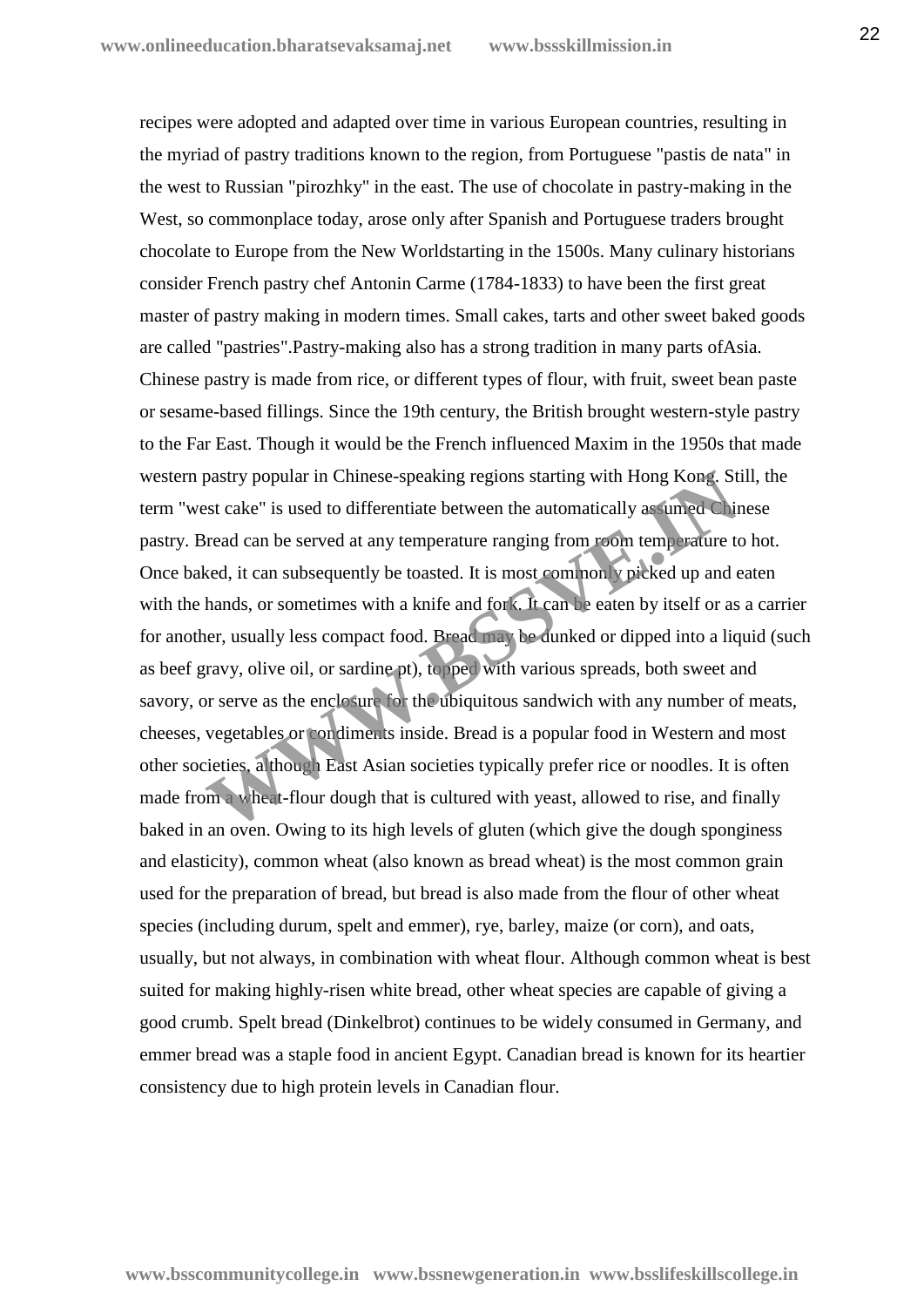recipes were adopted and adapted over time in various European countries, resulting in the myriad of pastry traditions known to the region, from Portuguese "pastis de nata" in the west to Russian "pirozhky" in the east. The use of chocolate in pastry-making in the West, so commonplace today, arose only after Spanish and Portuguese traders brought chocolate to Europe from the New Worldstarting in the 1500s. Many culinary historians consider French pastry chef Antonin Carme (1784-1833) to have been the first great master of pastry making in modern times. Small cakes, tarts and other sweet baked goods are called "pastries".Pastry-making also has a strong tradition in many parts ofAsia. Chinese pastry is made from rice, or different types of flour, with fruit, sweet bean paste or sesame-based fillings. Since the 19th century, the British brought western-style pastry to the Far East. Though it would be the French influenced Maxim in the 1950s that made western pastry popular in Chinese-speaking regions starting with Hong Kong. Still, the term "west cake" is used to differentiate between the automatically assumed Chinese pastry. Bread can be served at any temperature ranging from room temperature to hot. Once baked, it can subsequently be toasted. It is most commonly picked up and eaten with the hands, or sometimes with a knife and fork. It can be eaten by itself or as a carrier for another, usually less compact food. Bread may be dunked or dipped into a liquid (such as beef gravy, olive oil, or sardine pt), topped with various spreads, both sweet and savory, or serve as the enclosure for the ubiquitous sandwich with any number of meats, cheeses, vegetables or condiments inside. Bread is a popular food in Western and most other societies, although East Asian societies typically prefer rice or noodles. It is often made from a wheat-flour dough that is cultured with yeast, allowed to rise, and finally baked in an oven. Owing to its high levels of gluten (which give the dough sponginess and elasticity), common wheat (also known as bread wheat) is the most common grain used for the preparation of bread, but bread is also made from the flour of other wheat species (including durum, spelt and emmer), rye, barley, maize (or corn), and oats, usually, but not always, in combination with wheat flour. Although common wheat is best suited for making highly-risen white bread, other wheat species are capable of giving a good crumb. Spelt bread (Dinkelbrot) continues to be widely consumed in Germany, and emmer bread was a staple food in ancient Egypt. Canadian bread is known for its heartier consistency due to high protein levels in Canadian flour.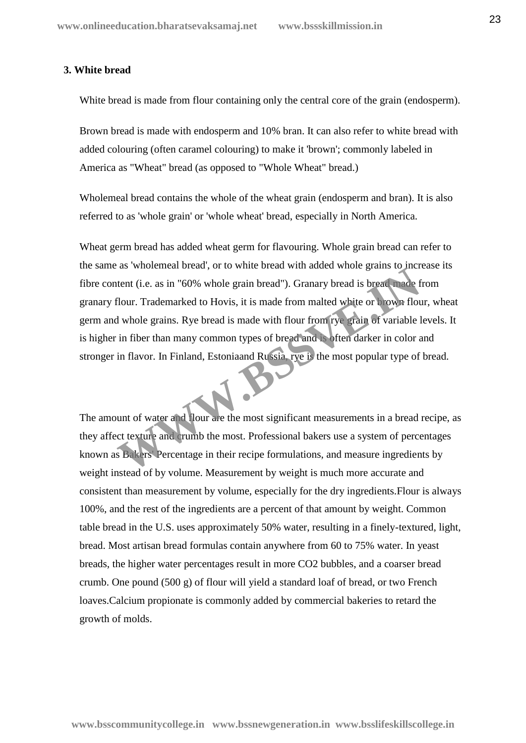### 3. White bread

White bread is made from flour containing only the central core of the grain (endosperm).

Brown bread is made with endosperm and 10% bran. It can also refer to white bread with added colouring (often caramel colouring) to make it 'brown'; commonly labeled in America as "Wheat" bread (as opposed to "Whole Wheat" bread.)

Wholemeal bread contains the whole of the wheat grain (endosperm and bran). It is also referred to as 'whole grain' or 'whole wheat' bread, especially in North America.

Wheat germ bread has added wheat germ for flavouring. Whole grain bread can refer to the same as 'wholemeal bread', or to white bread with added whole grains to increase its fibre content (i.e. as in "60% whole grain bread"). Granary bread is bread made from granary flour. Trademarked to Hovis, it is made from malted white or brown flour, wheat germ and whole grains. Rye bread is made with flour from rye grain of variable levels. It is higher in fiber than many common types of bread and is often darker in color and stronger in flavor. In Finland, Estoniaand Russia, rye is the most popular type of bread.

The amount of water and flour are the most significant measurements in a bread recipe, as they affect texture and crumb the most. Professional bakers use a system of percentages known as Bakers' Percentage in their recipe formulations, and measure ingredients by weight instead of by volume. Measurement by weight is much more accurate and consistent than measurement by volume, especially for the dry ingredients.Flour is always 100%, and the rest of the ingredients are a percent of that amount by weight. Common table bread in the U.S. uses approximately 50% water, resulting in a finely-textured, light, bread. Most artisan bread formulas contain anywhere from 60 to 75% water. In yeast breads, the higher water percentages result in more $CO_2$ bubbles, and a coarser bread crumb. One pound (500 g) of flour will yield a standard loaf of bread, or two French loaves.Calcium propionate is commonly added by commercial bakeries to retard the growth of molds.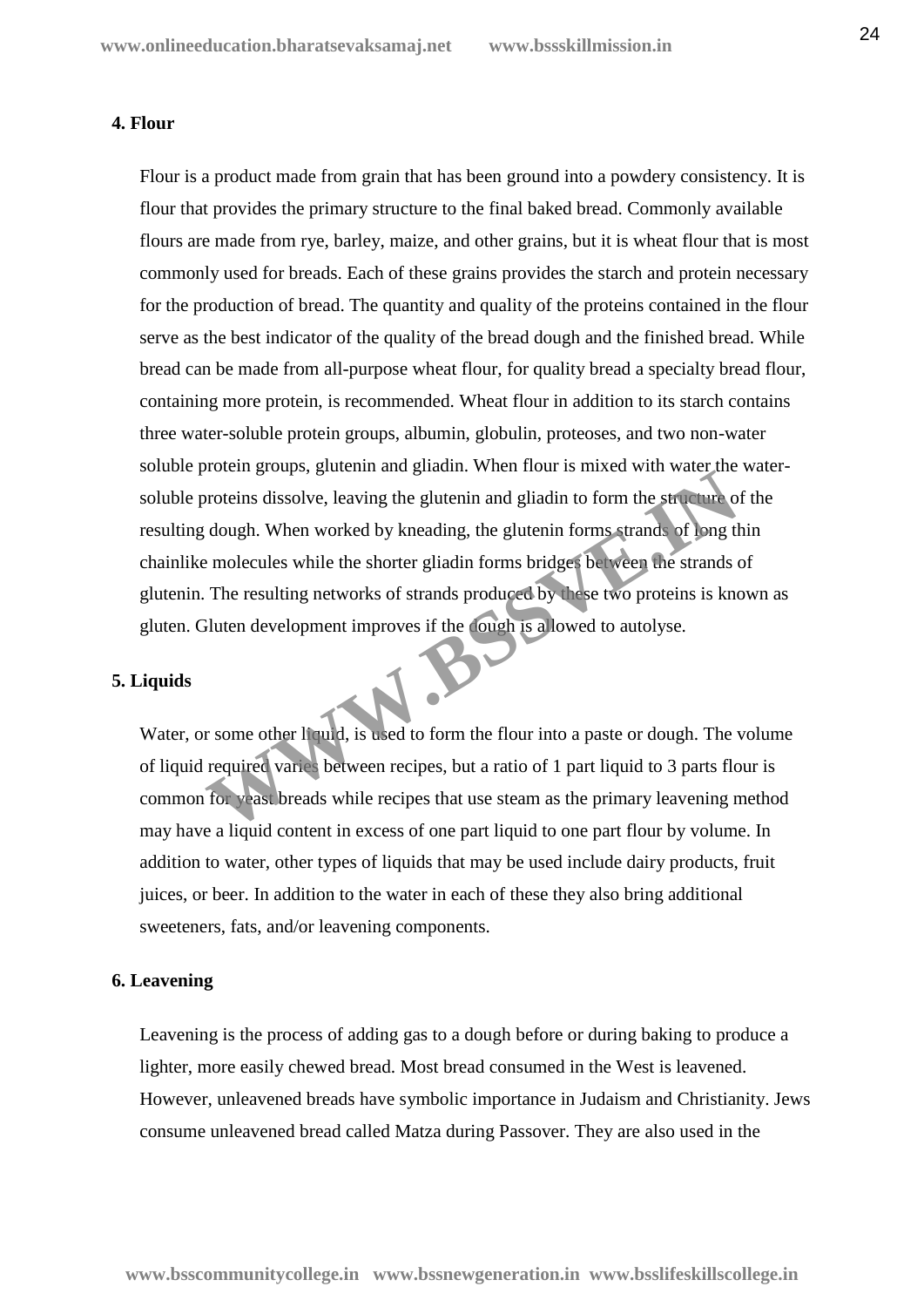**4. Flour**

Flour is a product made from grain that has been ground into a powdery consistency. It is flour that provides the primary structure to the final baked bread. Commonly available flours are made from rye, barley, maize, and other grains, but it is wheat flour that is most commonly used for breads. Each of these grains provides the starch and protein necessary for the production of bread. The quantity and quality of the proteins contained in the flour serve as the best indicator of the quality of the bread dough and the finished bread. While bread can be made from all-purpose wheat flour, for quality bread a specialty bread flour, containing more protein, is recommended. Wheat flour in addition to its starch contains three water-soluble protein groups, albumin, globulin, proteoses, and two non-water soluble protein groups, glutenin and gliadin. When flour is mixed with water the water-soluble proteins dissolve, leaving the glutenin and gliadin to form the structure of the resulting dough. When worked by kneading, the glutenin forms strands of long thin chainlike molecules while the shorter gliadin forms bridges between the strands of glutenin. The resulting networks of strands produced by these two proteins is known as gluten. Gluten development improves if the dough is allowed to autolyse.

**5. Liquids**

Water, or some other liquid, is used to form the flour into a paste or dough. The volume of liquid required varies between recipes, but a ratio of 1 part liquid to 3 parts flour is common for yeast breads while recipes that use steam as the primary leavening method may have a liquid content in excess of one part liquid to one part flour by volume. In addition to water, other types of liquids that may be used include dairy products, fruit juices, or beer. In addition to the water in each of these they also bring additional sweeteners, fats, and/or leavening components.

**6. Leavening**

Leavening is the process of adding gas to a dough before or during baking to produce a lighter, more easily chewed bread. Most bread consumed in the West is leavened. However, unleavened breads have symbolic importance in Judaism and Christianity. Jews consume unleavened bread called Matza during Passover. They are also used in the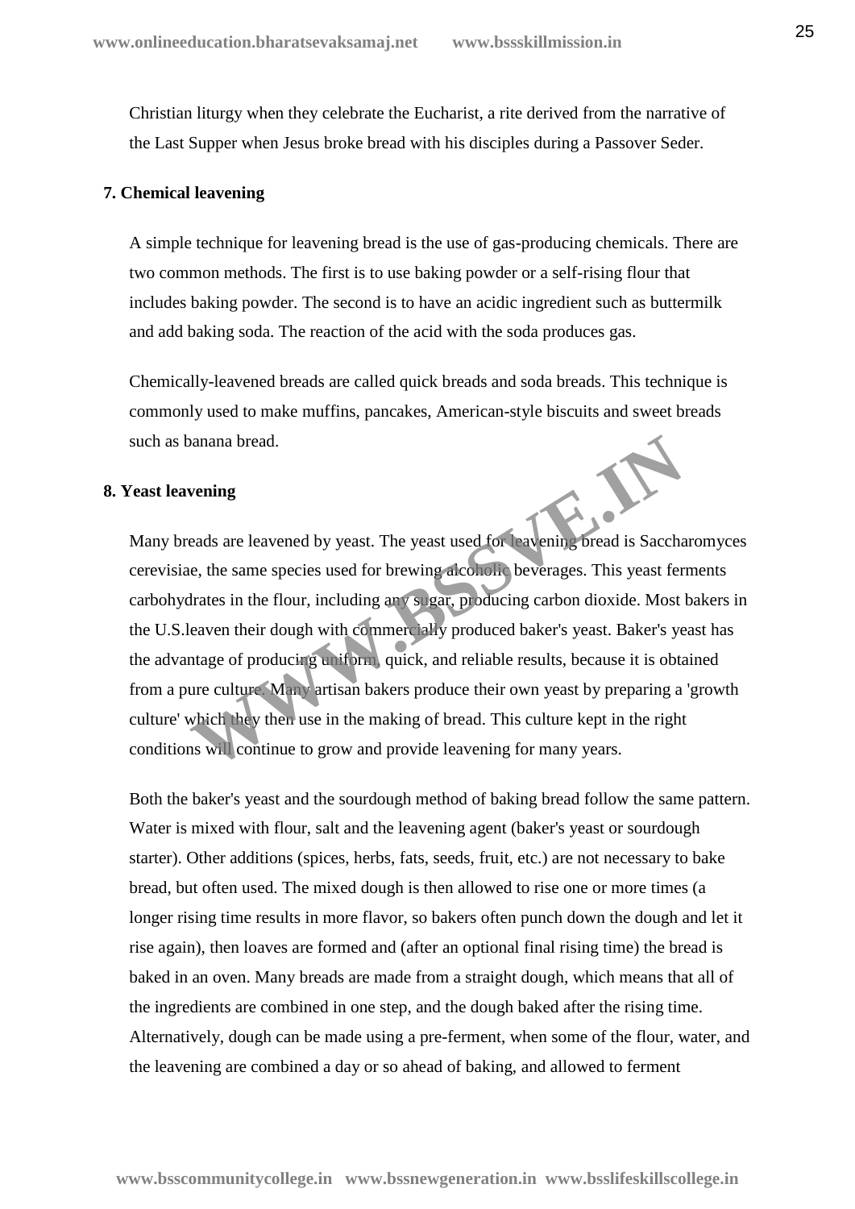Christian liturgy when they celebrate the Eucharist, a rite derived from the narrative of the Last Supper when Jesus broke bread with his disciples during a Passover Seder.

**7. Chemical leavening**

A simple technique for leavening bread is the use of gas-producing chemicals. There are two common methods. The first is to use baking powder or a self-rising flour that includes baking powder. The second is to have an acidic ingredient such as buttermilk and add baking soda. The reaction of the acid with the soda produces gas.

Chemically-leavened breads are called quick breads and soda breads. This technique is commonly used to make muffins, pancakes, American-style biscuits and sweet breads such as banana bread.

**8. Yeast leavening**

Many breads are leavened by yeast. The yeast used for leavening bread is Saccharomyces cerevisiae, the same species used for brewing alcoholic beverages. This yeast ferments carbohydrates in the flour, including any sugar, producing carbon dioxide. Most bakers in the U.S.leaven their dough with commercially produced baker's yeast. Baker's yeast has the advantage of producing uniform, quick, and reliable results, because it is obtained from a pure culture. Many artisan bakers produce their own yeast by preparing a 'growth culture' which they then use in the making of bread. This culture kept in the right conditions will continue to grow and provide leavening for many years.

Both the baker's yeast and the sourdough method of baking bread follow the same pattern. Water is mixed with flour, salt and the leavening agent (baker's yeast or sourdough starter). Other additions (spices, herbs, fats, seeds, fruit, etc.) are not necessary to bake bread, but often used. The mixed dough is then allowed to rise one or more times (a longer rising time results in more flavor, so bakers often punch down the dough and let it rise again), then loaves are formed and (after an optional final rising time) the bread is baked in an oven. Many breads are made from a straight dough, which means that all of the ingredients are combined in one step, and the dough baked after the rising time. Alternatively, dough can be made using a pre-ferment, when some of the flour, water, and the leavening are combined a day or so ahead of baking, and allowed to ferment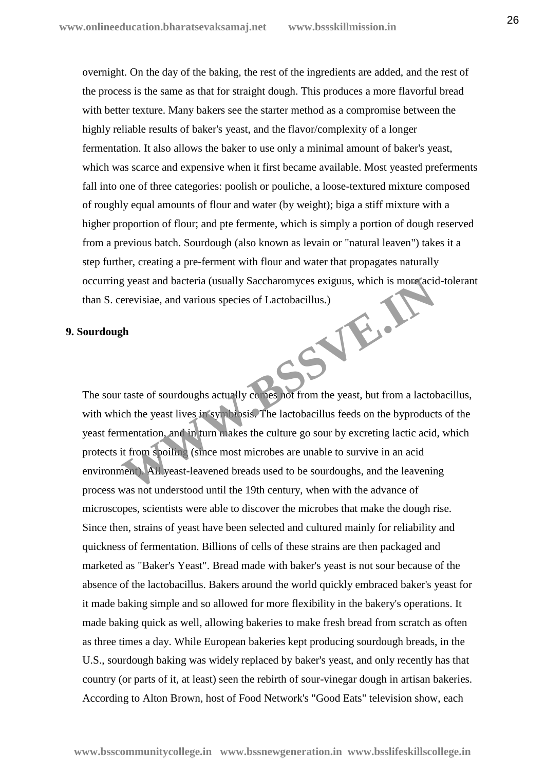overnight. On the day of the baking, the rest of the ingredients are added, and the rest of the process is the same as that for straight dough. This produces a more flavorful bread with better texture. Many bakers see the starter method as a compromise between the highly reliable results of baker's yeast, and the flavor/complexity of a longer fermentation. It also allows the baker to use only a minimal amount of baker's yeast, which was scarce and expensive when it first became available. Most yeasted preferments fall into one of three categories: poolish or pouliche, a loose-textured mixture composed of roughly equal amounts of flour and water (by weight); biga a stiff mixture with a higher proportion of flour; and pte fermente, which is simply a portion of dough reserved from a previous batch. Sourdough (also known as levain or "natural leaven") takes it a step further, creating a pre-ferment with flour and water that propagates naturally occurring yeast and bacteria (usually Saccharomyces exiguus, which is more acid-tolerant than S. cerevisiae, and various species of Lactobacillus.)

**9. Sourdough**

The sour taste of sourdoughs actually comes not from the yeast, but from a lactobacillus, with which the yeast lives in symbiosis. The lactobacillus feeds on the byproducts of the yeast fermentation, and in turn makes the culture go sour by excreting lactic acid, which protects it from spoiling (since most microbes are unable to survive in an acid environment). All yeast-leavened breads used to be sourdoughs, and the leavening process was not understood until the 19th century, when with the advance of microscopes, scientists were able to discover the microbes that make the dough rise. Since then, strains of yeast have been selected and cultured mainly for reliability and quickness of fermentation. Billions of cells of these strains are then packaged and marketed as "Baker's Yeast". Bread made with baker's yeast is not sour because of the absence of the lactobacillus. Bakers around the world quickly embraced baker's yeast for it made baking simple and so allowed for more flexibility in the bakery's operations. It made baking quick as well, allowing bakeries to make fresh bread from scratch as often as three times a day. While European bakeries kept producing sourdough breads, in the U.S., sourdough baking was widely replaced by baker's yeast, and only recently has that country (or parts of it, at least) seen the rebirth of sour-vinegar dough in artisan bakeries. According to Alton Brown, host of Food Network's "Good Eats" television show, each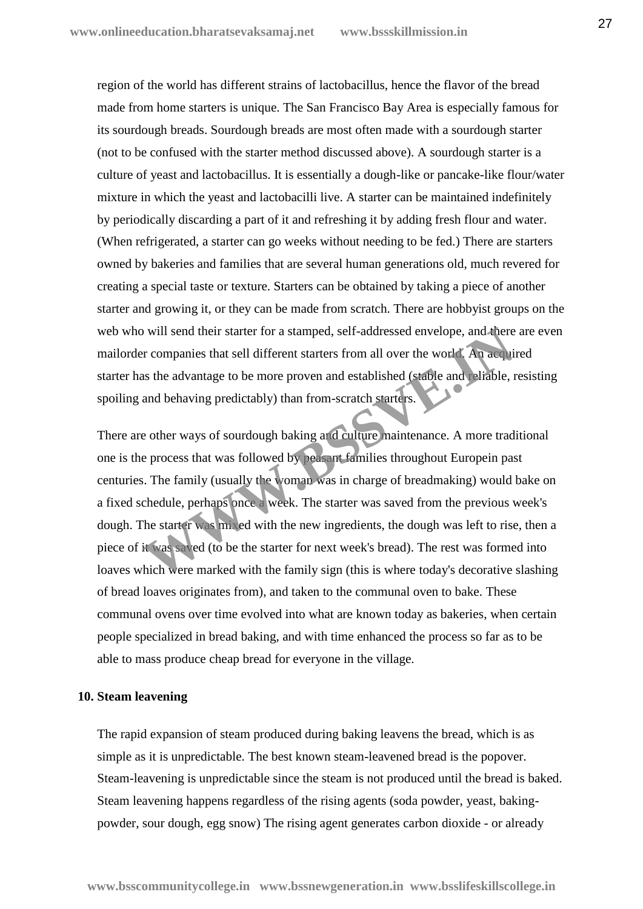region of the world has different strains of lactobacillus, hence the flavor of the bread made from home starters is unique. The San Francisco Bay Area is especially famous for its sourdough breads. Sourdough breads are most often made with a sourdough starter (not to be confused with the starter method discussed above). A sourdough starter is a culture of yeast and lactobacillus. It is essentially a dough-like or pancake-like flour/water mixture in which the yeast and lactobacilli live. A starter can be maintained indefinitely by periodically discarding a part of it and refreshing it by adding fresh flour and water. (When refrigerated, a starter can go weeks without needing to be fed.) There are starters owned by bakeries and families that are several human generations old, much revered for creating a special taste or texture. Starters can be obtained by taking a piece of another starter and growing it, or they can be made from scratch. There are hobbyist groups on the web who will send their starter for a stamped, self-addressed envelope, and there are even mailorder companies that sell different starters from all over the world. An acquired starter has the advantage to be more proven and established (stable and reliable, resisting spoiling and behaving predictably) than from-scratch starters.

There are other ways of sourdough baking and culture maintenance. A more traditional one is the process that was followed by peasant families throughout Europein past centuries. The family (usually the woman was in charge of breadmaking) would bake on a fixed schedule, perhaps once a week. The starter was saved from the previous week's dough. The starter was mixed with the new ingredients, the dough was left to rise, then a piece of it was saved (to be the starter for next week's bread). The rest was formed into loaves which were marked with the family sign (this is where today's decorative slashing of bread loaves originates from), and taken to the communal oven to bake. These communal ovens over time evolved into what are known today as bakeries, when certain people specialized in bread baking, and with time enhanced the process so far as to be able to mass produce cheap bread for everyone in the village.

**10. Steam leavening**

The rapid expansion of steam produced during baking leavens the bread, which is as simple as it is unpredictable. The best known steam-leavened bread is the popover. Steam-leavening is unpredictable since the steam is not produced until the bread is baked. Steam leavening happens regardless of the rising agents (soda powder, yeast, baking-powder, sour dough, egg snow) The rising agent generates carbon dioxide - or already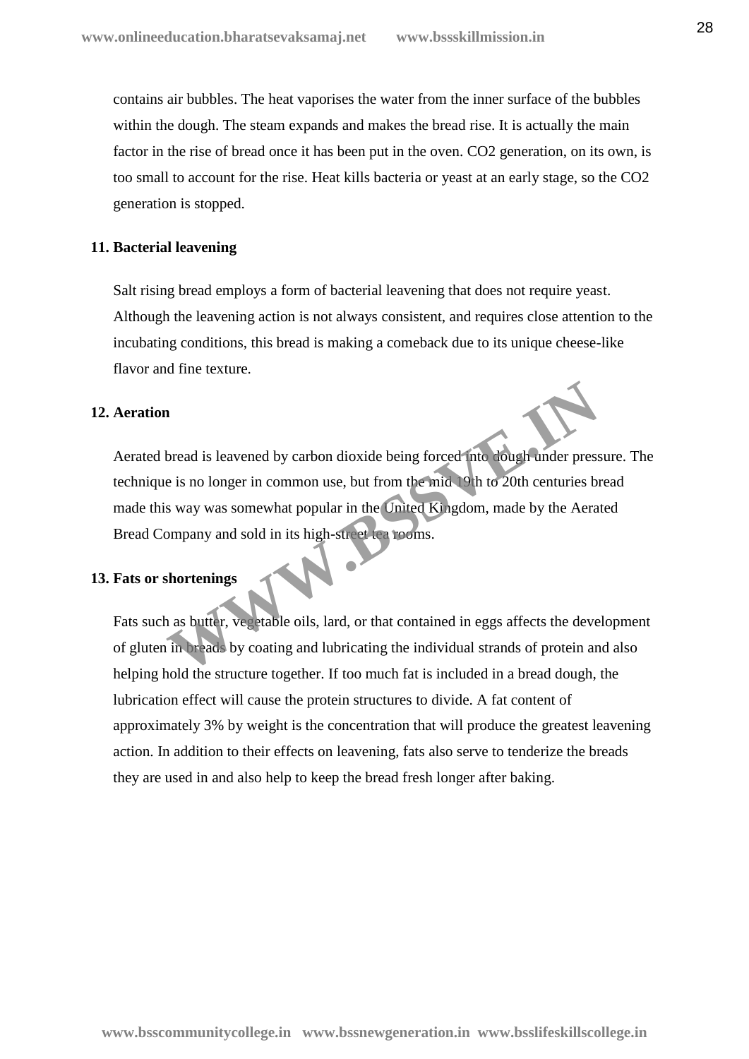contains air bubbles. The heat vaporises the water from the inner surface of the bubbles within the dough. The steam expands and makes the bread rise. It is actually the main factor in the rise of bread once it has been put in the oven. $CO_2$ generation, on its own, is too small to account for the rise. Heat kills bacteria or yeast at an early stage, so the $CO_2$ generation is stopped.

**11. Bacterial leavening**

Salt rising bread employs a form of bacterial leavening that does not require yeast. Although the leavening action is not always consistent, and requires close attention to the incubating conditions, this bread is making a comeback due to its unique cheese-like flavor and fine texture.

**12. Aeration**

Aerated bread is leavened by carbon dioxide being forced into dough under pressure. The technique is no longer in common use, but from the mid 19th to 20th centuries bread made this way was somewhat popular in the United Kingdom, made by the Aerated Bread Company and sold in its high-street tea rooms.

**13. Fats or shortenings**

Fats such as butter, vegetable oils, lard, or that contained in eggs affects the development of gluten in breads by coating and lubricating the individual strands of protein and also helping hold the structure together. If too much fat is included in a bread dough, the lubrication effect will cause the protein structures to divide. A fat content of approximately 3% by weight is the concentration that will produce the greatest leavening action. In addition to their effects on leavening, fats also serve to tenderize the breads they are used in and also help to keep the bread fresh longer after baking.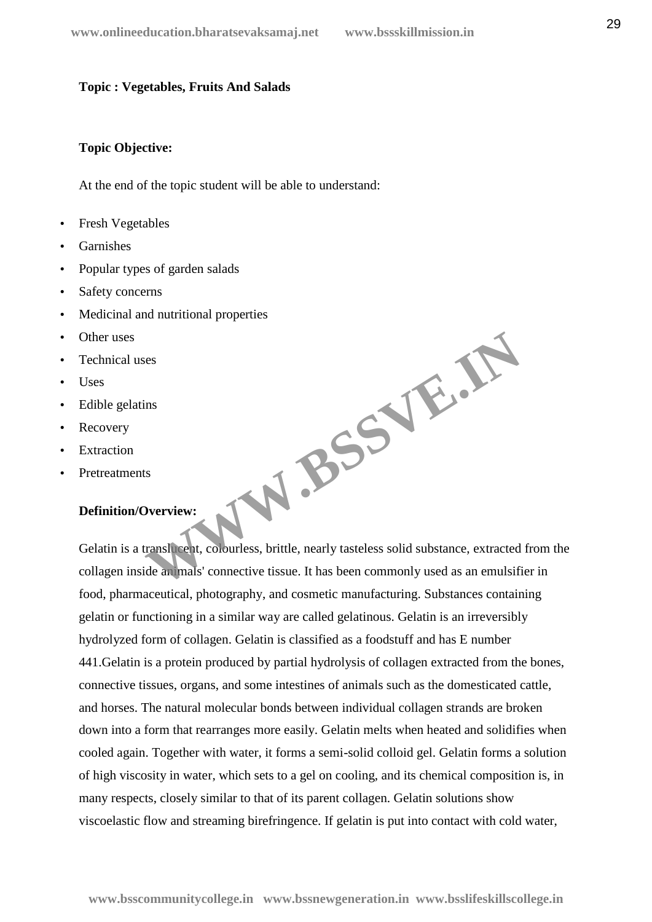**Topic : Vegetables, Fruits And Salads**

**Topic Objective:**

At the end of the topic student will be able to understand:

- Fresh Vegetables
- Garnishes
- Popular types of garden salads
- Safety concerns
- Medicinal and nutritional properties
- Other uses
- Technical uses
- Uses
- Edible gelatins
- Recovery
- Extraction
- Pretreatments

**Definition/Overview:**

Gelatin is a translucent, colourless, brittle, nearly tasteless solid substance, extracted from the collagen inside animals' connective tissue. It has been commonly used as an emulsifier in food, pharmaceutical, photography, and cosmetic manufacturing. Substances containing gelatin or functioning in a similar way are called gelatinous. Gelatin is an irreversibly hydrolyzed form of collagen. Gelatin is classified as a foodstuff and has E number 441.Gelatin is a protein produced by partial hydrolysis of collagen extracted from the bones, connective tissues, organs, and some intestines of animals such as the domesticated cattle, and horses. The natural molecular bonds between individual collagen strands are broken down into a form that rearranges more easily. Gelatin melts when heated and solidifies when cooled again. Together with water, it forms a semi-solid colloid gel. Gelatin forms a solution of high viscosity in water, which sets to a gel on cooling, and its chemical composition is, in many respects, closely similar to that of its parent collagen. Gelatin solutions show viscoelastic flow and streaming birefringence. If gelatin is put into contact with cold water,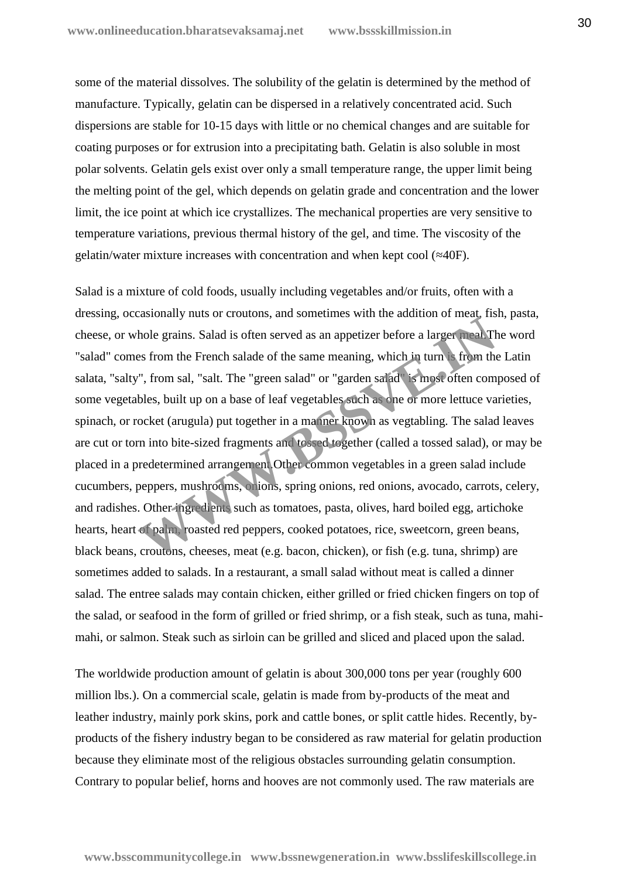some of the material dissolves. The solubility of the gelatin is determined by the method of manufacture. Typically, gelatin can be dispersed in a relatively concentrated acid. Such dispersions are stable for 10-15 days with little or no chemical changes and are suitable for coating purposes or for extrusion into a precipitating bath. Gelatin is also soluble in most polar solvents. Gelatin gels exist over only a small temperature range, the upper limit being the melting point of the gel, which depends on gelatin grade and concentration and the lower limit, the ice point at which ice crystallizes. The mechanical properties are very sensitive to temperature variations, previous thermal history of the gel, and time. The viscosity of the gelatin/water mixture increases with concentration and when kept cool (≈40F).

Salad is a mixture of cold foods, usually including vegetables and/or fruits, often with a dressing, occasionally nuts or croutons, and sometimes with the addition of meat, fish, pasta, cheese, or whole grains. Salad is often served as an appetizer before a larger meal.The word "salad" comes from the French salade of the same meaning, which in turn is from the Latin salata, "salty", from sal, "salt. The "green salad" or "garden salad" is most often composed of some vegetables, built up on a base of leaf vegetables such as one or more lettuce varieties, spinach, or rocket (arugula) put together in a manner known as vegtabling. The salad leaves are cut or torn into bite-sized fragments and tossed together (called a tossed salad), or may be placed in a predetermined arrangement.Other common vegetables in a green salad include cucumbers, peppers, mushrooms, onions, spring onions, red onions, avocado, carrots, celery, and radishes. Other ingredients such as tomatoes, pasta, olives, hard boiled egg, artichoke hearts, heart of palm, roasted red peppers, cooked potatoes, rice, sweetcorn, green beans, black beans, croutons, cheeses, meat (e.g. bacon, chicken), or fish (e.g. tuna, shrimp) are sometimes added to salads. In a restaurant, a small salad without meat is called a dinner salad. The entree salads may contain chicken, either grilled or fried chicken fingers on top of the salad, or seafood in the form of grilled or fried shrimp, or a fish steak, such as tuna, mahi-mahi, or salmon. Steak such as sirloin can be grilled and sliced and placed upon the salad.

The worldwide production amount of gelatin is about 300,000 tons per year (roughly 600 million lbs.). On a commercial scale, gelatin is made from by-products of the meat and leather industry, mainly pork skins, pork and cattle bones, or split cattle hides. Recently, by-products of the fishery industry began to be considered as raw material for gelatin production because they eliminate most of the religious obstacles surrounding gelatin consumption. Contrary to popular belief, horns and hooves are not commonly used. The raw materials are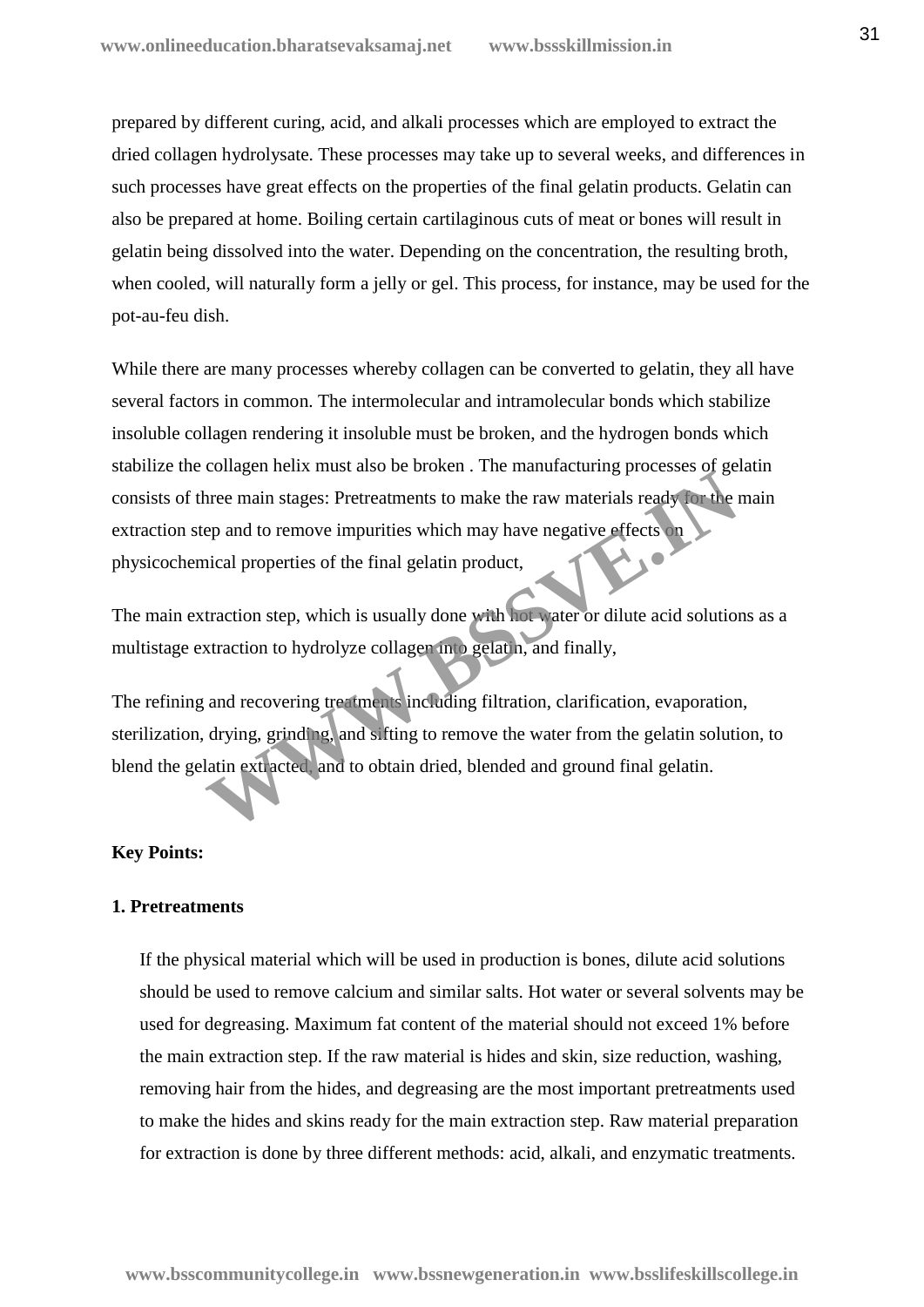prepared by different curing, acid, and alkali processes which are employed to extract the dried collagen hydrolysate. These processes may take up to several weeks, and differences in such processes have great effects on the properties of the final gelatin products. Gelatin can also be prepared at home. Boiling certain cartilaginous cuts of meat or bones will result in gelatin being dissolved into the water. Depending on the concentration, the resulting broth, when cooled, will naturally form a jelly or gel. This process, for instance, may be used for the pot-au-feu dish.

While there are many processes whereby collagen can be converted to gelatin, they all have several factors in common. The intermolecular and intramolecular bonds which stabilize insoluble collagen rendering it insoluble must be broken, and the hydrogen bonds which stabilize the collagen helix must also be broken . The manufacturing processes of gelatin consists of three main stages: Pretreatments to make the raw materials ready for the main extraction step and to remove impurities which may have negative effects on physicochemical properties of the final gelatin product,

The main extraction step, which is usually done with hot water or dilute acid solutions as a multistage extraction to hydrolyze collagen into gelatin, and finally,

The refining and recovering treatments including filtration, clarification, evaporation, sterilization, drying, grinding, and sifting to remove the water from the gelatin solution, to blend the gelatin extracted, and to obtain dried, blended and ground final gelatin.

**Key Points:**

**1. Pretreatments**

If the physical material which will be used in production is bones, dilute acid solutions should be used to remove calcium and similar salts. Hot water or several solvents may be used for degreasing. Maximum fat content of the material should not exceed 1% before the main extraction step. If the raw material is hides and skin, size reduction, washing, removing hair from the hides, and degreasing are the most important pretreatments used to make the hides and skins ready for the main extraction step. Raw material preparation for extraction is done by three different methods: acid, alkali, and enzymatic treatments.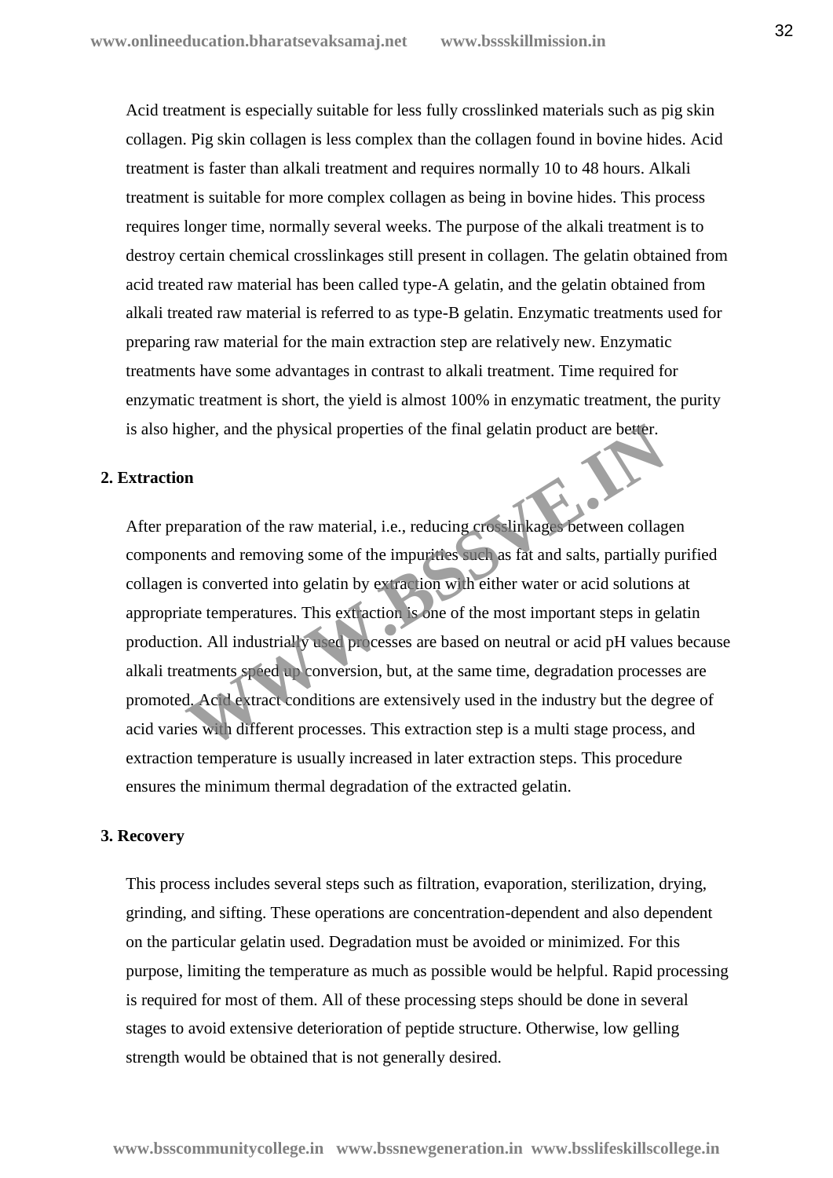Acid treatment is especially suitable for less fully crosslinked materials such as pig skin collagen. Pig skin collagen is less complex than the collagen found in bovine hides. Acid treatment is faster than alkali treatment and requires normally 10 to 48 hours. Alkali treatment is suitable for more complex collagen as being in bovine hides. This process requires longer time, normally several weeks. The purpose of the alkali treatment is to destroy certain chemical crosslinkages still present in collagen. The gelatin obtained from acid treated raw material has been called type-A gelatin, and the gelatin obtained from alkali treated raw material is referred to as type-B gelatin. Enzymatic treatments used for preparing raw material for the main extraction step are relatively new. Enzymatic treatments have some advantages in contrast to alkali treatment. Time required for enzymatic treatment is short, the yield is almost 100% in enzymatic treatment, the purity is also higher, and the physical properties of the final gelatin product are better.

**2. Extraction**

After preparation of the raw material, i.e., reducing crosslinkages between collagen components and removing some of the impurities such as fat and salts, partially purified collagen is converted into gelatin by extraction with either water or acid solutions at appropriate temperatures. This extraction is one of the most important steps in gelatin production. All industrially used processes are based on neutral or acid pH values because alkali treatments speed up conversion, but, at the same time, degradation processes are promoted. Acid extract conditions are extensively used in the industry but the degree of acid varies with different processes. This extraction step is a multi stage process, and extraction temperature is usually increased in later extraction steps. This procedure ensures the minimum thermal degradation of the extracted gelatin.

**3. Recovery**

This process includes several steps such as filtration, evaporation, sterilization, drying, grinding, and sifting. These operations are concentration-dependent and also dependent on the particular gelatin used. Degradation must be avoided or minimized. For this purpose, limiting the temperature as much as possible would be helpful. Rapid processing is required for most of them. All of these processing steps should be done in several stages to avoid extensive deterioration of peptide structure. Otherwise, low gelling strength would be obtained that is not generally desired.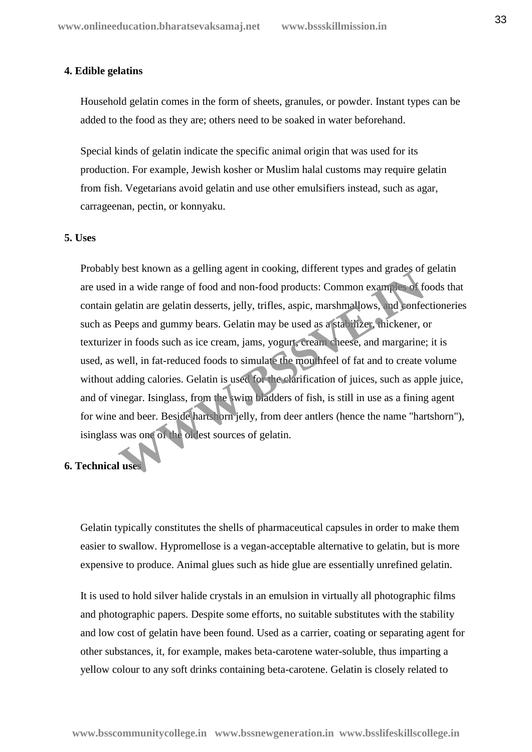## 4. Edible gelatins

Household gelatin comes in the form of sheets, granules, or powder. Instant types can be added to the food as they are; others need to be soaked in water beforehand.

Special kinds of gelatin indicate the specific animal origin that was used for its production. For example, Jewish kosher or Muslim halal customs may require gelatin from fish. Vegetarians avoid gelatin and use other emulsifiers instead, such as agar, carrageenan, pectin, or konnyaku.

## 5. Uses

Probably best known as a gelling agent in cooking, different types and grades of gelatin are used in a wide range of food and non-food products: Common examples of foods that contain gelatin are gelatin desserts, jelly, trifles, aspic, marshmallows, and confectioneries such as Peeps and gummy bears. Gelatin may be used as a stabilizer, thickener, or texturizer in foods such as ice cream, jams, yogurt, cream cheese, and margarine; it is used, as well, in fat-reduced foods to simulate the mouthfeel of fat and to create volume without adding calories. Gelatin is used for the clarification of juices, such as apple juice, and of vinegar. Isinglass, from the swim bladders of fish, is still in use as a fining agent for wine and beer. Beside hartshorn jelly, from deer antlers (hence the name "hartshorn"), isinglass was one of the oldest sources of gelatin.

## 6. Technical uses

Gelatin typically constitutes the shells of pharmaceutical capsules in order to make them easier to swallow. Hypromellose is a vegan-acceptable alternative to gelatin, but is more expensive to produce. Animal glues such as hide glue are essentially unrefined gelatin.

It is used to hold silver halide crystals in an emulsion in virtually all photographic films and photographic papers. Despite some efforts, no suitable substitutes with the stability and low cost of gelatin have been found. Used as a carrier, coating or separating agent for other substances, it, for example, makes beta-carotene water-soluble, thus imparting a yellow colour to any soft drinks containing beta-carotene. Gelatin is closely related to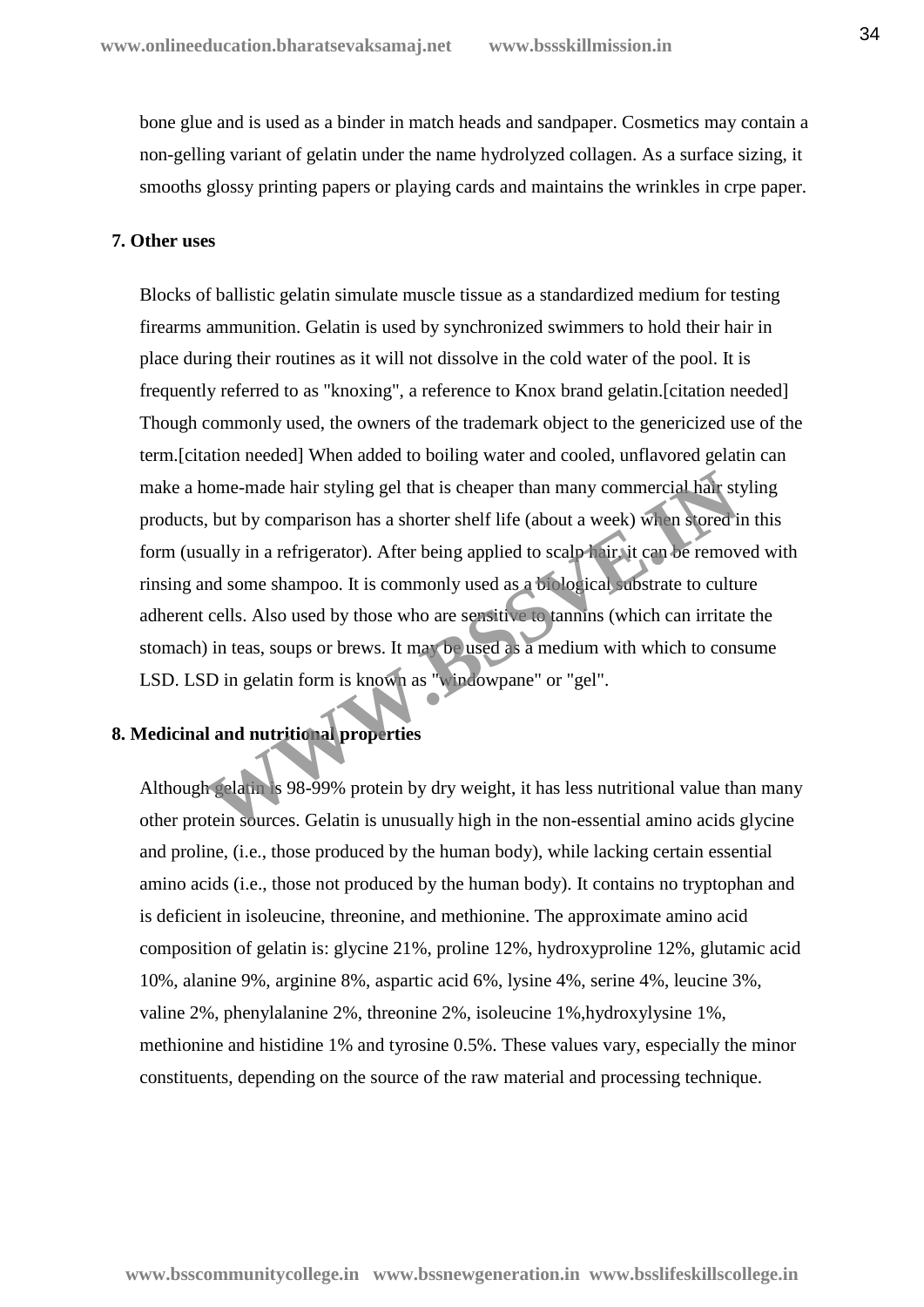bone glue and is used as a binder in match heads and sandpaper. Cosmetics may contain a non-gelling variant of gelatin under the name hydrolyzed collagen. As a surface sizing, it smooths glossy printing papers or playing cards and maintains the wrinkles in crpe paper.

**7. Other uses**

Blocks of ballistic gelatin simulate muscle tissue as a standardized medium for testing firearms ammunition. Gelatin is used by synchronized swimmers to hold their hair in place during their routines as it will not dissolve in the cold water of the pool. It is frequently referred to as "knoxing", a reference to Knox brand gelatin.[citation needed] Though commonly used, the owners of the trademark object to the genericized use of the term.[citation needed] When added to boiling water and cooled, unflavored gelatin can make a home-made hair styling gel that is cheaper than many commercial hair styling products, but by comparison has a shorter shelf life (about a week) when stored in this form (usually in a refrigerator). After being applied to scalp hair, it can be removed with rinsing and some shampoo. It is commonly used as a biological substrate to culture adherent cells. Also used by those who are sensitive to tannins (which can irritate the stomach) in teas, soups or brews. It may be used as a medium with which to consume LSD. LSD in gelatin form is known as "windowpane" or "gel".

**8. Medicinal and nutritional properties**

Although gelatin is 98-99% protein by dry weight, it has less nutritional value than many other protein sources. Gelatin is unusually high in the non-essential amino acids glycine and proline, (i.e., those produced by the human body), while lacking certain essential amino acids (i.e., those not produced by the human body). It contains no tryptophan and is deficient in isoleucine, threonine, and methionine. The approximate amino acid composition of gelatin is: glycine 21%, proline 12%, hydroxyproline 12%, glutamic acid 10%, alanine 9%, arginine 8%, aspartic acid 6%, lysine 4%, serine 4%, leucine 3%, valine 2%, phenylalanine 2%, threonine 2%, isoleucine 1%,hydroxylysine 1%, methionine and histidine 1% and tyrosine 0.5%. These values vary, especially the minor constituents, depending on the source of the raw material and processing technique.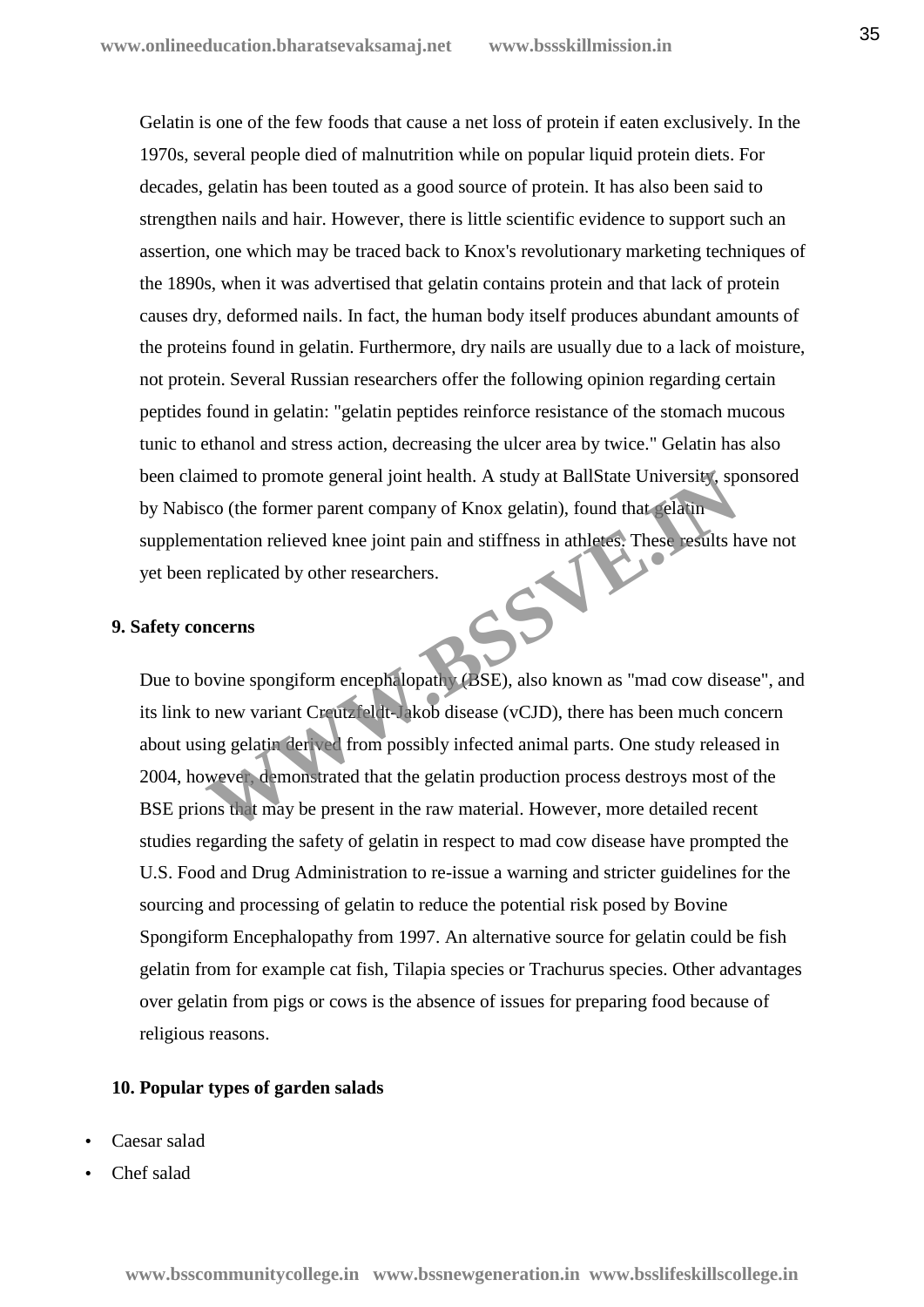Gelatin is one of the few foods that cause a net loss of protein if eaten exclusively. In the 1970s, several people died of malnutrition while on popular liquid protein diets. For decades, gelatin has been touted as a good source of protein. It has also been said to strengthen nails and hair. However, there is little scientific evidence to support such an assertion, one which may be traced back to Knox's revolutionary marketing techniques of the 1890s, when it was advertised that gelatin contains protein and that lack of protein causes dry, deformed nails. In fact, the human body itself produces abundant amounts of the proteins found in gelatin. Furthermore, dry nails are usually due to a lack of moisture, not protein. Several Russian researchers offer the following opinion regarding certain peptides found in gelatin: "gelatin peptides reinforce resistance of the stomach mucous tunic to ethanol and stress action, decreasing the ulcer area by twice." Gelatin has also been claimed to promote general joint health. A study at BallState University, sponsored by Nabisco (the former parent company of Knox gelatin), found that gelatin supplementation relieved knee joint pain and stiffness in athletes. These results have not yet been replicated by other researchers.

## 9. Safety concerns

Due to bovine spongiform encephalopathy (BSE), also known as "mad cow disease", and its link to new variant Creutzfeldt-Jakob disease (vCJD), there has been much concern about using gelatin derived from possibly infected animal parts. One study released in 2004, however, demonstrated that the gelatin production process destroys most of the BSE prions that may be present in the raw material. However, more detailed recent studies regarding the safety of gelatin in respect to mad cow disease have prompted the U.S. Food and Drug Administration to re-issue a warning and stricter guidelines for the sourcing and processing of gelatin to reduce the potential risk posed by Bovine Spongiform Encephalopathy from 1997. An alternative source for gelatin could be fish gelatin from for example cat fish, Tilapia species or Trachurus species. Other advantages over gelatin from pigs or cows is the absence of issues for preparing food because of religious reasons.

## 10. Popular types of garden salads

- Caesar salad
- Chef salad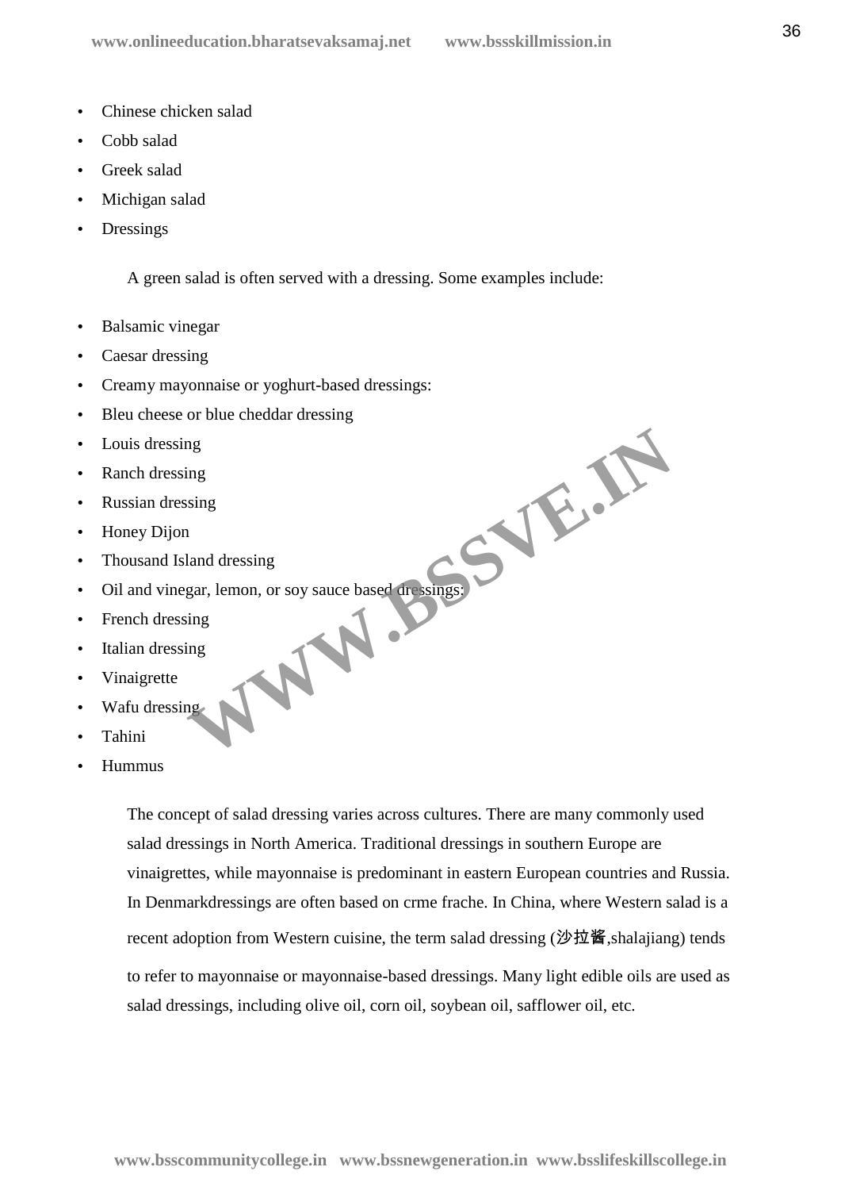- Chinese chicken salad
- Cobb salad
- Greek salad
- Michigan salad
- Dressings

A green salad is often served with a dressing. Some examples include:

- Balsamic vinegar
- Caesar dressing
- Creamy mayonnaise or yoghurt-based dressings:
- Bleu cheese or blue cheddar dressing
- Louis dressing
- Ranch dressing
- Russian dressing
- Honey Dijon
- Thousand Island dressing
- Oil and vinegar, lemon, or soy sauce based dressings:
- French dressing
- Italian dressing
- Vinaigrette
- Wafu dressing
- Tahini
- Hummus

The concept of salad dressing varies across cultures. There are many commonly used salad dressings in North America. Traditional dressings in southern Europe are vinaigrettes, while mayonnaise is predominant in eastern European countries and Russia. In Denmarkdressings are often based on crme frache. In China, where Western salad is a recent adoption from Western cuisine, the term salad dressing (沙拉酱,shalajiang) tends to refer to mayonnaise or mayonnaise-based dressings. Many light edible oils are used as salad dressings, including olive oil, corn oil, soybean oil, safflower oil, etc.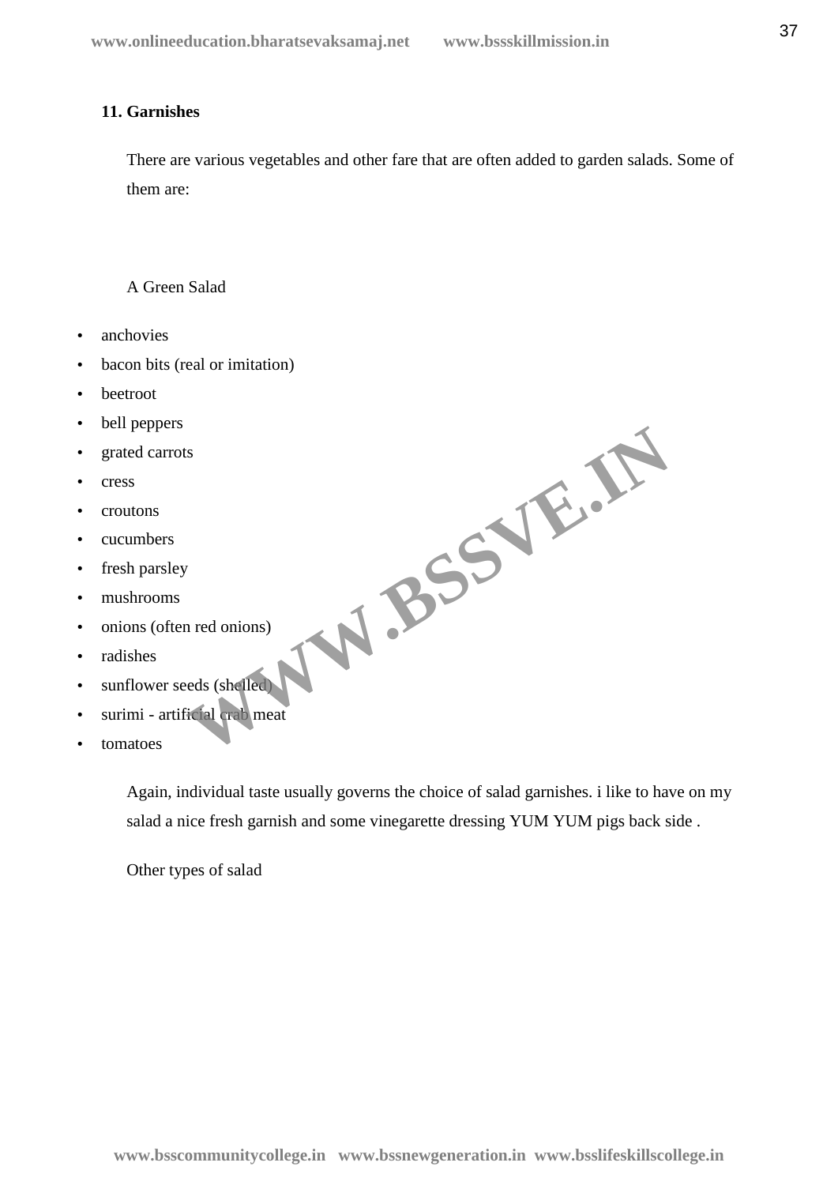### 11. Garnishes

There are various vegetables and other fare that are often added to garden salads. Some of them are:

A Green Salad

- anchovies
- bacon bits (real or imitation)
- beetroot
- bell peppers
- grated carrots
- cress
- croutons
- cucumbers
- fresh parsley
- mushrooms
- onions (often red onions)
- radishes
- sunflower seeds (shelled)
- surimi - artificial crab meat
- tomatoes

Again, individual taste usually governs the choice of salad garnishes. i like to have on my salad a nice fresh garnish and some vinegarette dressing YUM YUM pigs back side .

Other types of salad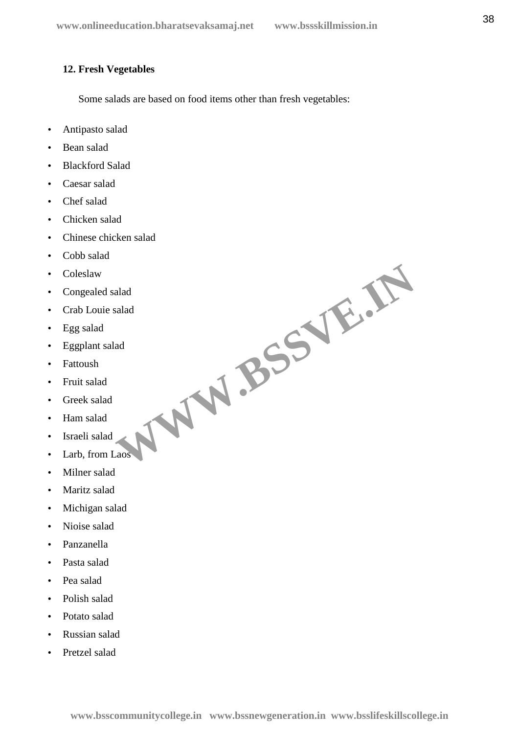**12. Fresh Vegetables**

Some salads are based on food items other than fresh vegetables:

- Antipasto salad
- Bean salad
- Blackford Salad
- Caesar salad
- Chef salad
- Chicken salad
- Chinese chicken salad
- Cobb salad
- Coleslaw
- Congealed salad
- Crab Louie salad
- Egg salad
- Eggplant salad
- Fattoush
- Fruit salad
- Greek salad
- Ham salad
- Israeli salad
- Larb, from Laos
- Milner salad
- Maritz salad
- Michigan salad
- Nioise salad
- Panzanella
- Pasta salad
- Pea salad
- Polish salad
- Potato salad
- Russian salad
- Pretzel salad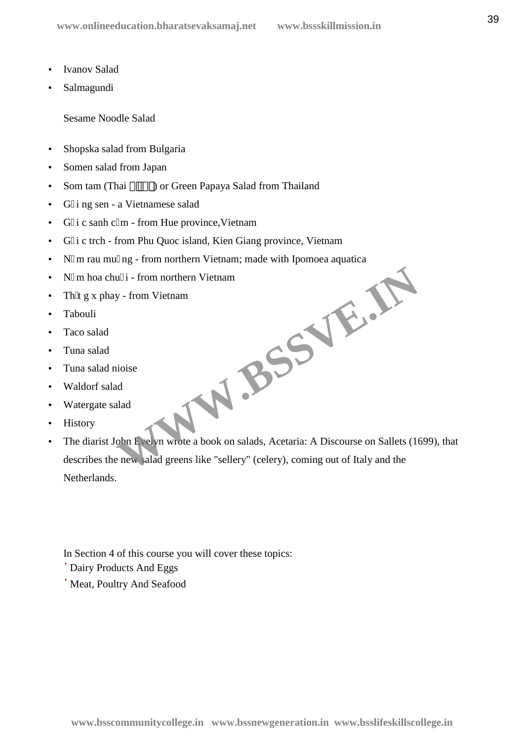- Ivanov Salad
- Salmagundi

  Sesame Noodle Salad

- Shopska salad from Bulgaria
- Somen salad from Japan
- Som tam (Thai ����) or Green Papaya Salad from Thailand
- G�i ng sen - a Vietnamese salad
- G�i c sanh c�m - from Hue province,Vietnam
- G�i c trch - from Phu Quoc island, Kien Giang province, Vietnam
- N�m rau mu�ng - from northern Vietnam; made with Ipomoea aquatica
- N�m hoa chu�i - from northern Vietnam
- Th�t g x phay - from Vietnam
- Tabouli
- Taco salad
- Tuna salad
- Tuna salad nioise
- Waldorf salad
- Watergate salad
- History
- The diarist John Evelyn wrote a book on salads, Acetaria: A Discourse on Sallets (1699), that describes the new salad greens like "sellery" (celery), coming out of Italy and the Netherlands.

In Section 4 of this course you will cover these topics:

- Dairy Products And Eggs
- Meat, Poultry And Seafood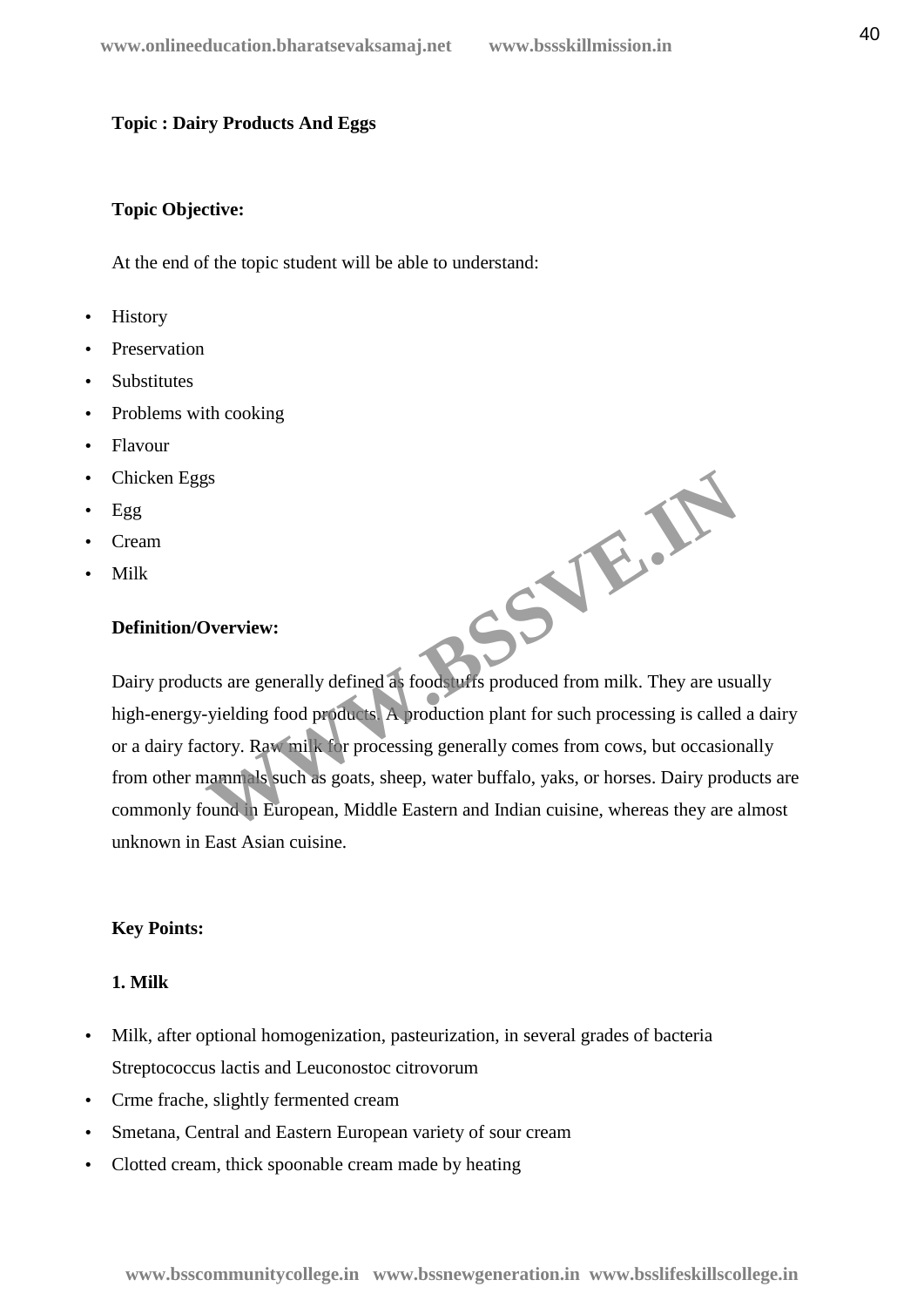**Topic : Dairy Products And Eggs**

**Topic Objective:**

At the end of the topic student will be able to understand:

- History
- Preservation
- Substitutes
- Problems with cooking
- Flavour
- Chicken Eggs
- Egg
- Cream
- Milk

**Definition/Overview:**

Dairy products are generally defined as foodstuffs produced from milk. They are usually high-energy-yielding food products. A production plant for such processing is called a dairy or a dairy factory. Raw milk for processing generally comes from cows, but occasionally from other mammals such as goats, sheep, water buffalo, yaks, or horses. Dairy products are commonly found in European, Middle Eastern and Indian cuisine, whereas they are almost unknown in East Asian cuisine.

**Key Points:**

**1. Milk**

- Milk, after optional homogenization, pasteurization, in several grades of bacteria Streptococcus lactis and Leuconostoc citrovorum
- Crme frache, slightly fermented cream
- Smetana, Central and Eastern European variety of sour cream
- Clotted cream, thick spoonable cream made by heating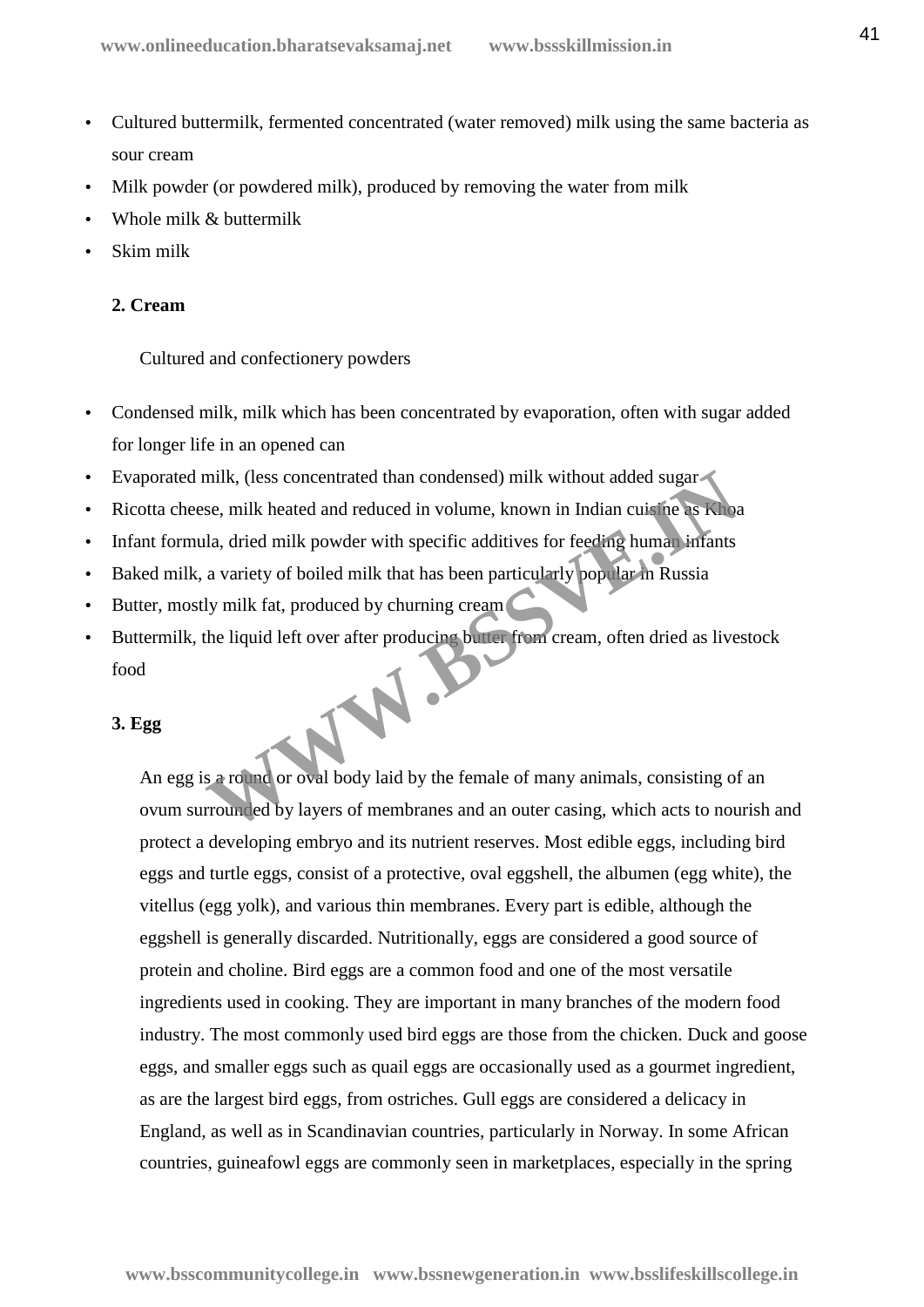- Cultured buttermilk, fermented concentrated (water removed) milk using the same bacteria as sour cream
- Milk powder (or powdered milk), produced by removing the water from milk
- Whole milk & buttermilk
- Skim milk

**2. Cream**

Cultured and confectionery powders

- Condensed milk, milk which has been concentrated by evaporation, often with sugar added for longer life in an opened can
- Evaporated milk, (less concentrated than condensed) milk without added sugar
- Ricotta cheese, milk heated and reduced in volume, known in Indian cuisine as Khoa
- Infant formula, dried milk powder with specific additives for feeding human infants
- Baked milk, a variety of boiled milk that has been particularly popular in Russia
- Butter, mostly milk fat, produced by churning cream
- Buttermilk, the liquid left over after producing butter from cream, often dried as livestock food

**3. Egg**

An egg is a round or oval body laid by the female of many animals, consisting of an ovum surrounded by layers of membranes and an outer casing, which acts to nourish and protect a developing embryo and its nutrient reserves. Most edible eggs, including bird eggs and turtle eggs, consist of a protective, oval eggshell, the albumen (egg white), the vitellus (egg yolk), and various thin membranes. Every part is edible, although the eggshell is generally discarded. Nutritionally, eggs are considered a good source of protein and choline. Bird eggs are a common food and one of the most versatile ingredients used in cooking. They are important in many branches of the modern food industry. The most commonly used bird eggs are those from the chicken. Duck and goose eggs, and smaller eggs such as quail eggs are occasionally used as a gourmet ingredient, as are the largest bird eggs, from ostriches. Gull eggs are considered a delicacy in England, as well as in Scandinavian countries, particularly in Norway. In some African countries, guineafowl eggs are commonly seen in marketplaces, especially in the spring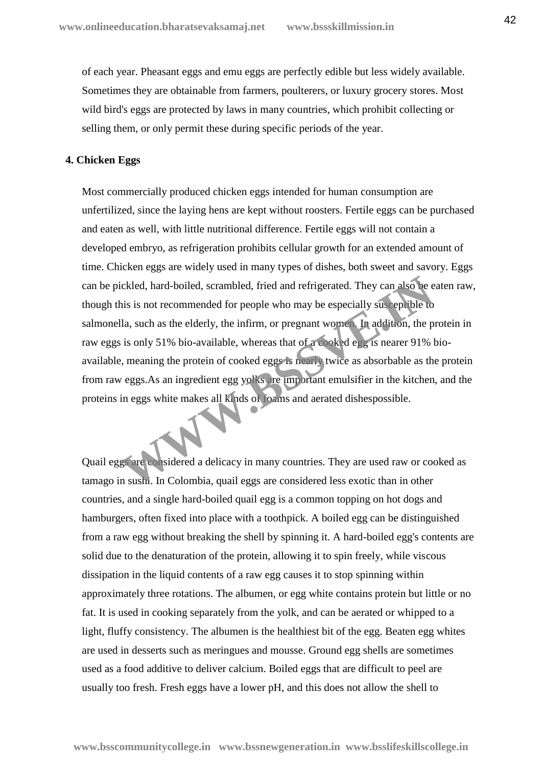of each year. Pheasant eggs and emu eggs are perfectly edible but less widely available. Sometimes they are obtainable from farmers, poulterers, or luxury grocery stores. Most wild bird's eggs are protected by laws in many countries, which prohibit collecting or selling them, or only permit these during specific periods of the year.

**4. Chicken Eggs**

Most commercially produced chicken eggs intended for human consumption are unfertilized, since the laying hens are kept without roosters. Fertile eggs can be purchased and eaten as well, with little nutritional difference. Fertile eggs will not contain a developed embryo, as refrigeration prohibits cellular growth for an extended amount of time. Chicken eggs are widely used in many types of dishes, both sweet and savory. Eggs can be pickled, hard-boiled, scrambled, fried and refrigerated. They can also be eaten raw, though this is not recommended for people who may be especially susceptible to salmonella, such as the elderly, the infirm, or pregnant women. In addition, the protein in raw eggs is only 51% bio-available, whereas that of a cooked egg is nearer 91% bio-available, meaning the protein of cooked eggs is nearly twice as absorbable as the protein from raw eggs.As an ingredient egg yolks are important emulsifier in the kitchen, and the proteins in eggs white makes all kinds of foams and aerated dishespossible.

Quail eggs are considered a delicacy in many countries. They are used raw or cooked as tamago in sushi. In Colombia, quail eggs are considered less exotic than in other countries, and a single hard-boiled quail egg is a common topping on hot dogs and hamburgers, often fixed into place with a toothpick. A boiled egg can be distinguished from a raw egg without breaking the shell by spinning it. A hard-boiled egg's contents are solid due to the denaturation of the protein, allowing it to spin freely, while viscous dissipation in the liquid contents of a raw egg causes it to stop spinning within approximately three rotations. The albumen, or egg white contains protein but little or no fat. It is used in cooking separately from the yolk, and can be aerated or whipped to a light, fluffy consistency. The albumen is the healthiest bit of the egg. Beaten egg whites are used in desserts such as meringues and mousse. Ground egg shells are sometimes used as a food additive to deliver calcium. Boiled eggs that are difficult to peel are usually too fresh. Fresh eggs have a lower pH, and this does not allow the shell to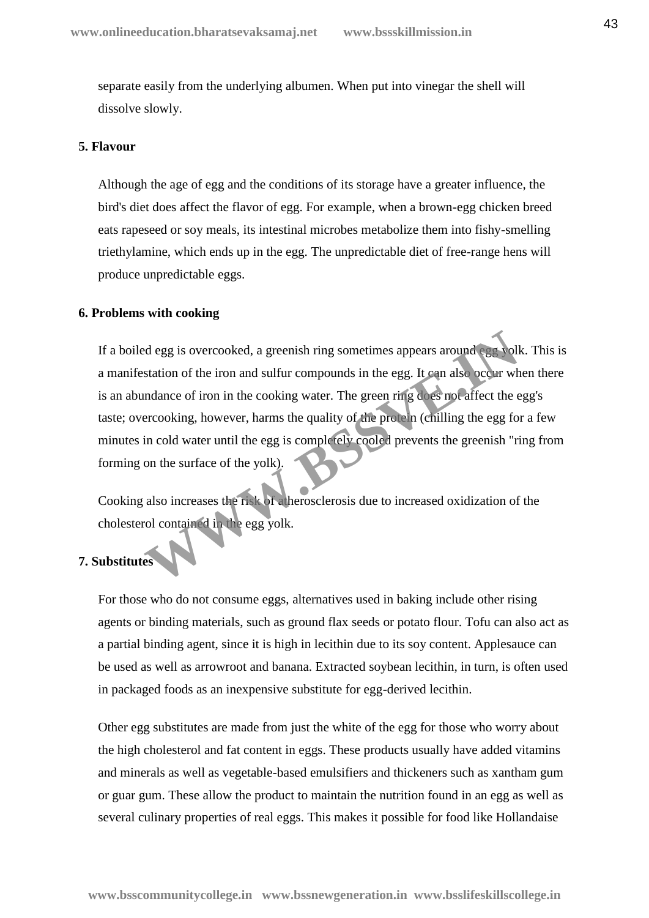separate easily from the underlying albumen. When put into vinegar the shell will dissolve slowly.

### 5. Flavour

Although the age of egg and the conditions of its storage have a greater influence, the bird's diet does affect the flavor of egg. For example, when a brown-egg chicken breed eats rapeseed or soy meals, its intestinal microbes metabolize them into fishy-smelling triethylamine, which ends up in the egg. The unpredictable diet of free-range hens will produce unpredictable eggs.

### 6. Problems with cooking

If a boiled egg is overcooked, a greenish ring sometimes appears around egg yolk. This is a manifestation of the iron and sulfur compounds in the egg. It can also occur when there is an abundance of iron in the cooking water. The green ring does not affect the egg's taste; overcooking, however, harms the quality of the protein (chilling the egg for a few minutes in cold water until the egg is completely cooled prevents the greenish "ring from forming on the surface of the yolk).

Cooking also increases the risk of atherosclerosis due to increased oxidization of the cholesterol contained in the egg yolk.

### 7. Substitutes

For those who do not consume eggs, alternatives used in baking include other rising agents or binding materials, such as ground flax seeds or potato flour. Tofu can also act as a partial binding agent, since it is high in lecithin due to its soy content. Applesauce can be used as well as arrowroot and banana. Extracted soybean lecithin, in turn, is often used in packaged foods as an inexpensive substitute for egg-derived lecithin.

Other egg substitutes are made from just the white of the egg for those who worry about the high cholesterol and fat content in eggs. These products usually have added vitamins and minerals as well as vegetable-based emulsifiers and thickeners such as xantham gum or guar gum. These allow the product to maintain the nutrition found in an egg as well as several culinary properties of real eggs. This makes it possible for food like Hollandaise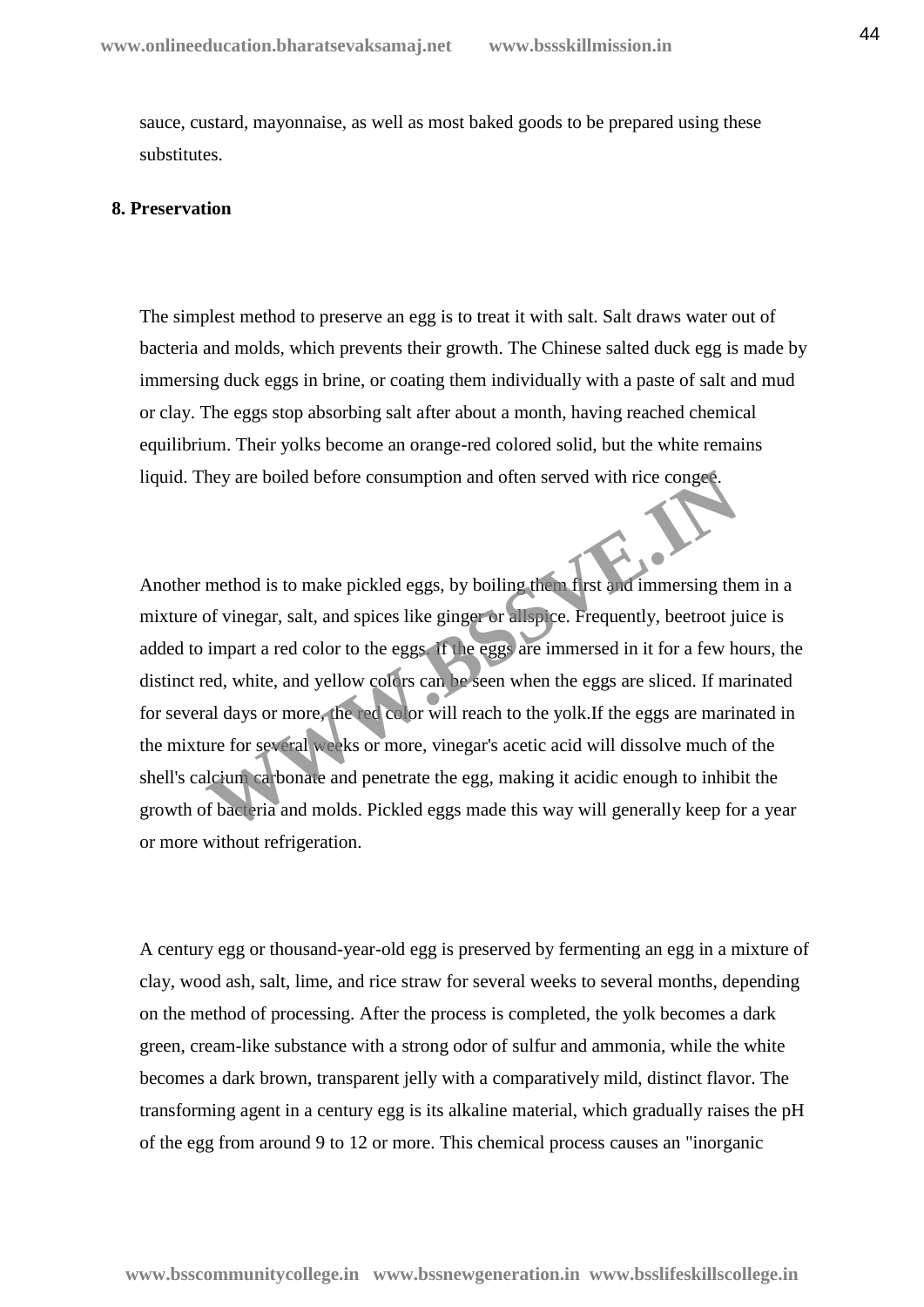sauce, custard, mayonnaise, as well as most baked goods to be prepared using these substitutes.

## 8. Preservation

The simplest method to preserve an egg is to treat it with salt. Salt draws water out of bacteria and molds, which prevents their growth. The Chinese salted duck egg is made by immersing duck eggs in brine, or coating them individually with a paste of salt and mud or clay. The eggs stop absorbing salt after about a month, having reached chemical equilibrium. Their yolks become an orange-red colored solid, but the white remains liquid. They are boiled before consumption and often served with rice congee.

Another method is to make pickled eggs, by boiling them first and immersing them in a mixture of vinegar, salt, and spices like ginger or allspice. Frequently, beetroot juice is added to impart a red color to the eggs. If the eggs are immersed in it for a few hours, the distinct red, white, and yellow colors can be seen when the eggs are sliced. If marinated for several days or more, the red color will reach to the yolk.If the eggs are marinated in the mixture for several weeks or more, vinegar's acetic acid will dissolve much of the shell's calcium carbonate and penetrate the egg, making it acidic enough to inhibit the growth of bacteria and molds. Pickled eggs made this way will generally keep for a year or more without refrigeration.

A century egg or thousand-year-old egg is preserved by fermenting an egg in a mixture of clay, wood ash, salt, lime, and rice straw for several weeks to several months, depending on the method of processing. After the process is completed, the yolk becomes a dark green, cream-like substance with a strong odor of sulfur and ammonia, while the white becomes a dark brown, transparent jelly with a comparatively mild, distinct flavor. The transforming agent in a century egg is its alkaline material, which gradually raises the pH of the egg from around 9 to 12 or more. This chemical process causes an "inorganic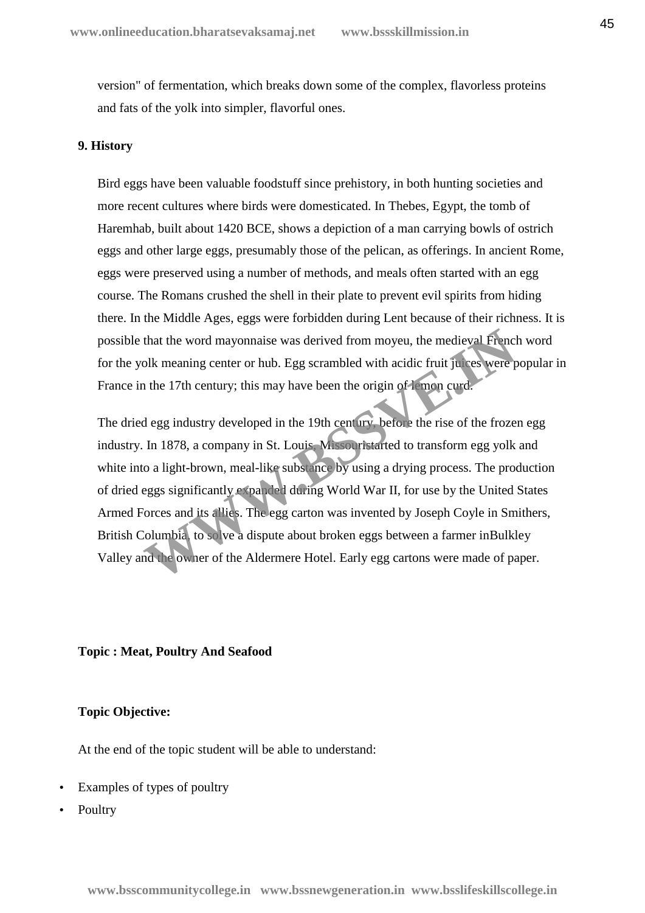version" of fermentation, which breaks down some of the complex, flavorless proteins and fats of the yolk into simpler, flavorful ones.

**9. History**

Bird eggs have been valuable foodstuff since prehistory, in both hunting societies and more recent cultures where birds were domesticated. In Thebes, Egypt, the tomb of Haremhab, built about 1420 BCE, shows a depiction of a man carrying bowls of ostrich eggs and other large eggs, presumably those of the pelican, as offerings. In ancient Rome, eggs were preserved using a number of methods, and meals often started with an egg course. The Romans crushed the shell in their plate to prevent evil spirits from hiding there. In the Middle Ages, eggs were forbidden during Lent because of their richness. It is possible that the word mayonnaise was derived from moyeu, the medieval French word for the yolk meaning center or hub. Egg scrambled with acidic fruit juices were popular in France in the 17th century; this may have been the origin of lemon curd.

The dried egg industry developed in the 19th century, before the rise of the frozen egg industry. In 1878, a company in St. Louis, Missouristarted to transform egg yolk and white into a light-brown, meal-like substance by using a drying process. The production of dried eggs significantly expanded during World War II, for use by the United States Armed Forces and its allies. The egg carton was invented by Joseph Coyle in Smithers, British Columbia, to solve a dispute about broken eggs between a farmer inBulkley Valley and the owner of the Aldermere Hotel. Early egg cartons were made of paper.

**Topic : Meat, Poultry And Seafood**

**Topic Objective:**

At the end of the topic student will be able to understand:

- Examples of types of poultry
- Poultry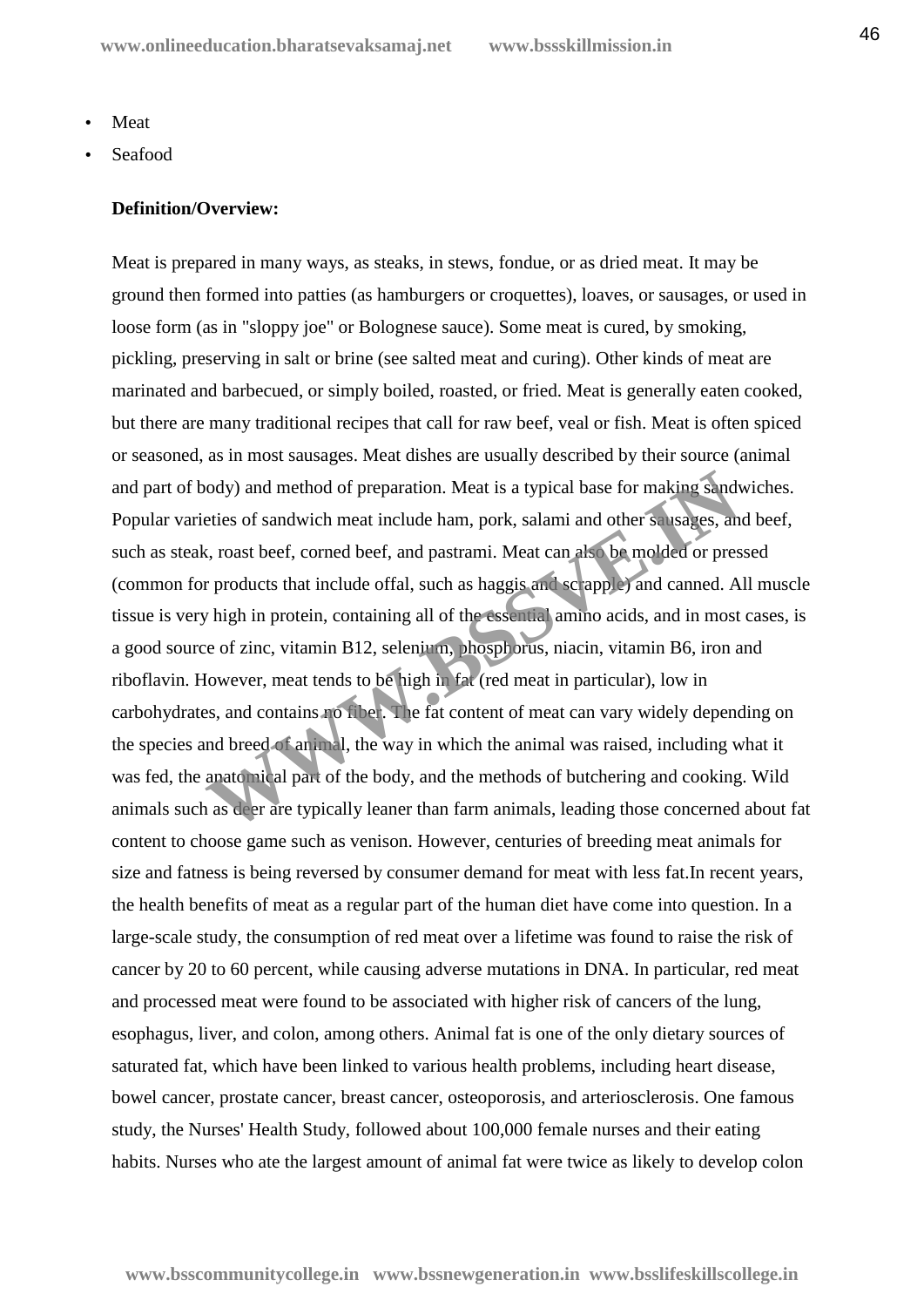- Meat
- Seafood

**Definition/Overview:**

Meat is prepared in many ways, as steaks, in stews, fondue, or as dried meat. It may be ground then formed into patties (as hamburgers or croquettes), loaves, or sausages, or used in loose form (as in "sloppy joe" or Bolognese sauce). Some meat is cured, by smoking, pickling, preserving in salt or brine (see salted meat and curing). Other kinds of meat are marinated and barbecued, or simply boiled, roasted, or fried. Meat is generally eaten cooked, but there are many traditional recipes that call for raw beef, veal or fish. Meat is often spiced or seasoned, as in most sausages. Meat dishes are usually described by their source (animal and part of body) and method of preparation. Meat is a typical base for making sandwiches. Popular varieties of sandwich meat include ham, pork, salami and other sausages, and beef, such as steak, roast beef, corned beef, and pastrami. Meat can also be molded or pressed (common for products that include offal, such as haggis and scrapple) and canned. All muscle tissue is very high in protein, containing all of the essential amino acids, and in most cases, is a good source of zinc, vitamin B12, selenium, phosphorus, niacin, vitamin B6, iron and riboflavin. However, meat tends to be high in fat (red meat in particular), low in carbohydrates, and contains no fiber. The fat content of meat can vary widely depending on the species and breed of animal, the way in which the animal was raised, including what it was fed, the anatomical part of the body, and the methods of butchering and cooking. Wild animals such as deer are typically leaner than farm animals, leading those concerned about fat content to choose game such as venison. However, centuries of breeding meat animals for size and fatness is being reversed by consumer demand for meat with less fat.In recent years, the health benefits of meat as a regular part of the human diet have come into question. In a large-scale study, the consumption of red meat over a lifetime was found to raise the risk of cancer by 20 to 60 percent, while causing adverse mutations in DNA. In particular, red meat and processed meat were found to be associated with higher risk of cancers of the lung, esophagus, liver, and colon, among others. Animal fat is one of the only dietary sources of saturated fat, which have been linked to various health problems, including heart disease, bowel cancer, prostate cancer, breast cancer, osteoporosis, and arteriosclerosis. One famous study, the Nurses' Health Study, followed about 100,000 female nurses and their eating habits. Nurses who ate the largest amount of animal fat were twice as likely to develop colon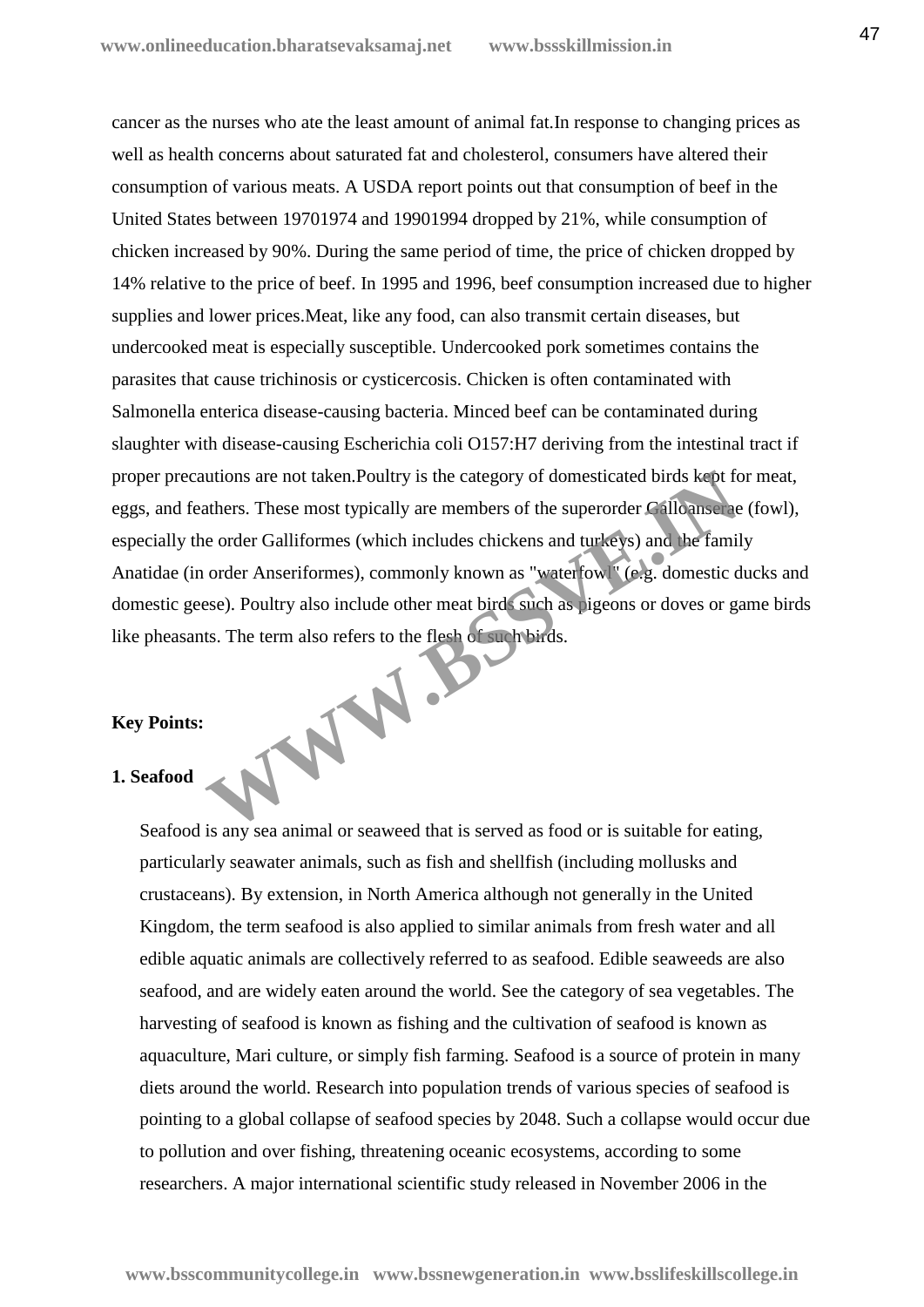cancer as the nurses who ate the least amount of animal fat.In response to changing prices as well as health concerns about saturated fat and cholesterol, consumers have altered their consumption of various meats. A USDA report points out that consumption of beef in the United States between 19701974 and 19901994 dropped by 21%, while consumption of chicken increased by 90%. During the same period of time, the price of chicken dropped by 14% relative to the price of beef. In 1995 and 1996, beef consumption increased due to higher supplies and lower prices.Meat, like any food, can also transmit certain diseases, but undercooked meat is especially susceptible. Undercooked pork sometimes contains the parasites that cause trichinosis or cysticercosis. Chicken is often contaminated with Salmonella enterica disease-causing bacteria. Minced beef can be contaminated during slaughter with disease-causing Escherichia coli O157:H7 deriving from the intestinal tract if proper precautions are not taken.Poultry is the category of domesticated birds kept for meat, eggs, and feathers. These most typically are members of the superorder Galloanserae (fowl), especially the order Galliformes (which includes chickens and turkeys) and the family Anatidae (in order Anseriformes), commonly known as "waterfowl" (e.g. domestic ducks and domestic geese). Poultry also include other meat birds such as pigeons or doves or game birds like pheasants. The term also refers to the flesh of such birds.

**Key Points:**

**1. Seafood**

Seafood is any sea animal or seaweed that is served as food or is suitable for eating, particularly seawater animals, such as fish and shellfish (including mollusks and crustaceans). By extension, in North America although not generally in the United Kingdom, the term seafood is also applied to similar animals from fresh water and all edible aquatic animals are collectively referred to as seafood. Edible seaweeds are also seafood, and are widely eaten around the world. See the category of sea vegetables. The harvesting of seafood is known as fishing and the cultivation of seafood is known as aquaculture, Mari culture, or simply fish farming. Seafood is a source of protein in many diets around the world. Research into population trends of various species of seafood is pointing to a global collapse of seafood species by 2048. Such a collapse would occur due to pollution and over fishing, threatening oceanic ecosystems, according to some researchers. A major international scientific study released in November 2006 in the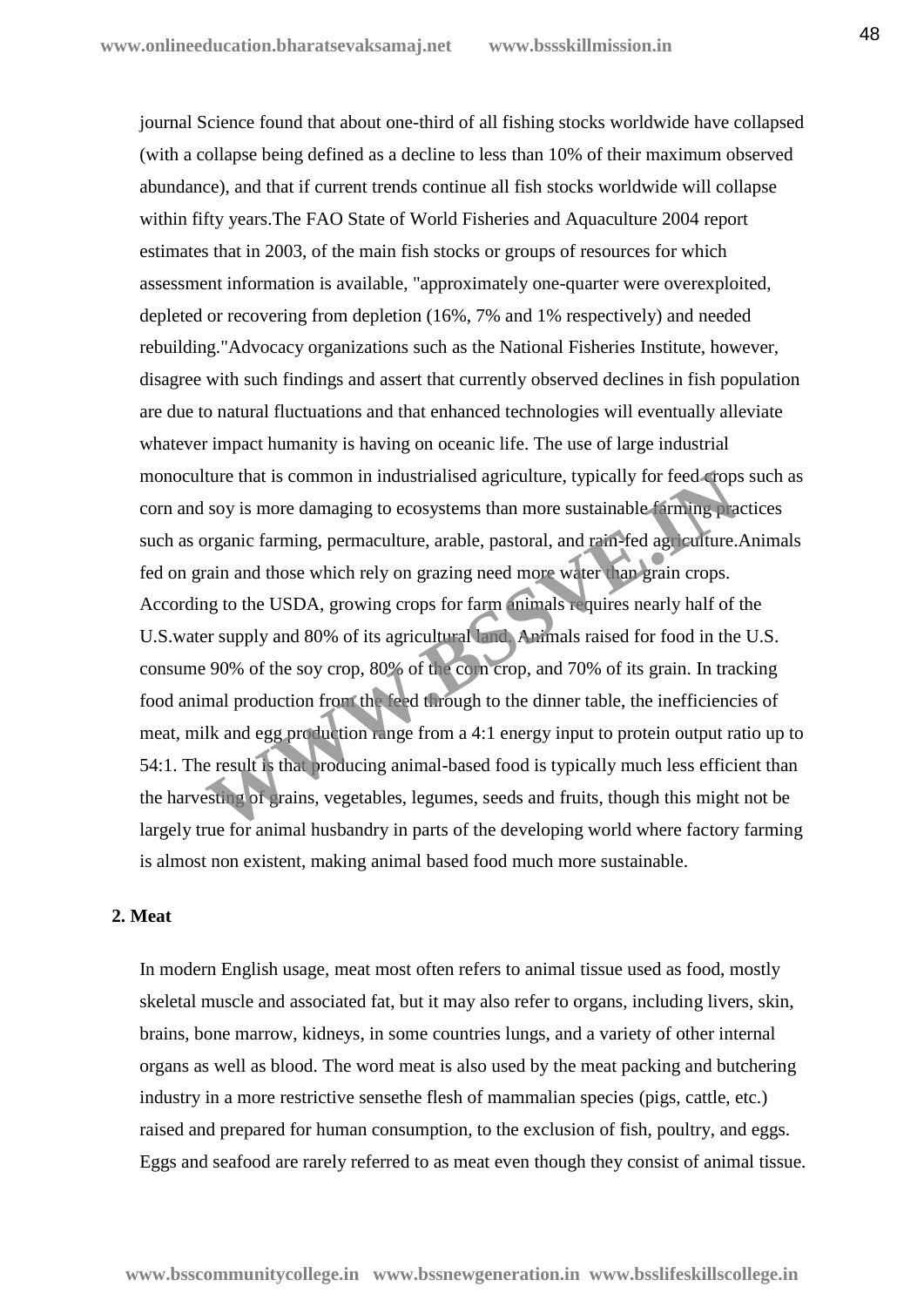journal Science found that about one-third of all fishing stocks worldwide have collapsed (with a collapse being defined as a decline to less than 10% of their maximum observed abundance), and that if current trends continue all fish stocks worldwide will collapse within fifty years.The FAO State of World Fisheries and Aquaculture 2004 report estimates that in 2003, of the main fish stocks or groups of resources for which assessment information is available, "approximately one-quarter were overexploited, depleted or recovering from depletion (16%, 7% and 1% respectively) and needed rebuilding."Advocacy organizations such as the National Fisheries Institute, however, disagree with such findings and assert that currently observed declines in fish population are due to natural fluctuations and that enhanced technologies will eventually alleviate whatever impact humanity is having on oceanic life. The use of large industrial monoculture that is common in industrialised agriculture, typically for feed crops such as corn and soy is more damaging to ecosystems than more sustainable farming practices such as organic farming, permaculture, arable, pastoral, and rain-fed agriculture.Animals fed on grain and those which rely on grazing need more water than grain crops. According to the USDA, growing crops for farm animals requires nearly half of the U.S.water supply and 80% of its agricultural land. Animals raised for food in the U.S. consume 90% of the soy crop, 80% of the corn crop, and 70% of its grain. In tracking food animal production from the feed through to the dinner table, the inefficiencies of meat, milk and egg production range from a 4:1 energy input to protein output ratio up to 54:1. The result is that producing animal-based food is typically much less efficient than the harvesting of grains, vegetables, legumes, seeds and fruits, though this might not be largely true for animal husbandry in parts of the developing world where factory farming is almost non existent, making animal based food much more sustainable.

## 2. Meat

In modern English usage, meat most often refers to animal tissue used as food, mostly skeletal muscle and associated fat, but it may also refer to organs, including livers, skin, brains, bone marrow, kidneys, in some countries lungs, and a variety of other internal organs as well as blood. The word meat is also used by the meat packing and butchering industry in a more restrictive sensethe flesh of mammalian species (pigs, cattle, etc.) raised and prepared for human consumption, to the exclusion of fish, poultry, and eggs. Eggs and seafood are rarely referred to as meat even though they consist of animal tissue.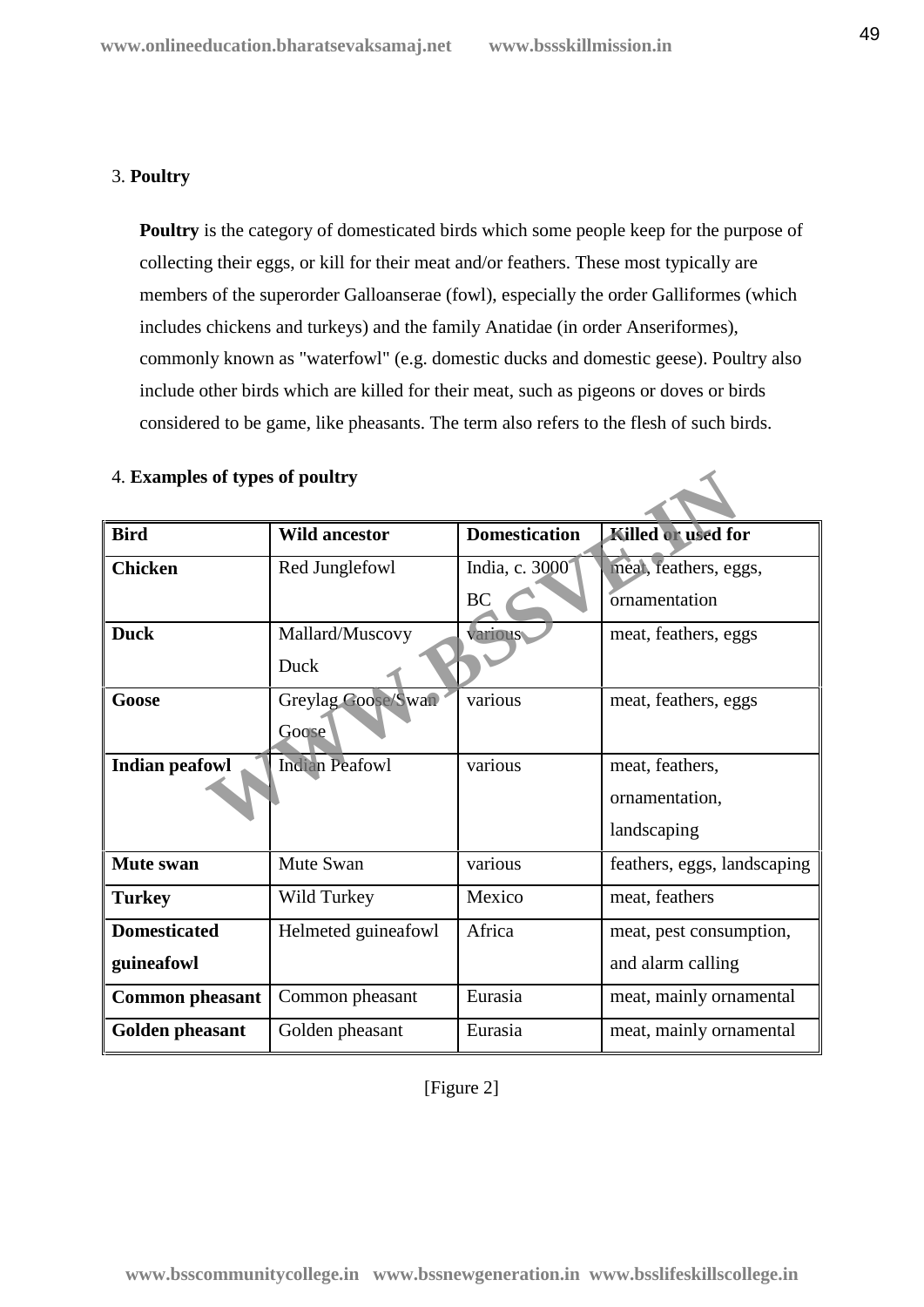3. **Poultry**

**Poultry** is the category of domesticated birds which some people keep for the purpose of collecting their eggs, or kill for their meat and/or feathers. These most typically are members of the superorder Galloanserae (fowl), especially the order Galliformes (which includes chickens and turkeys) and the family Anatidae (in order Anseriformes), commonly known as "waterfowl" (e.g. domestic ducks and domestic geese). Poultry also include other birds which are killed for their meat, such as pigeons or doves or birds considered to be game, like pheasants. The term also refers to the flesh of such birds.

4. **Examples of types of poultry**

| Bird | Wild ancestor | Domestication | Killed or used for |
|---|---|---|---|
| **Chicken** | Red Junglefowl | India, c. 3000 BC | meat, feathers, eggs, ornamentation |
| **Duck** | Mallard/Muscovy Duck | various | meat, feathers, eggs |
| **Goose** | Greylag Goose/Swan Goose | various | meat, feathers, eggs |
| **Indian peafowl** | Indian Peafowl | various | meat, feathers, ornamentation, landscaping |
| **Mute swan** | Mute Swan | various | feathers, eggs, landscaping |
| **Turkey** | Wild Turkey | Mexico | meat, feathers |
| **Domesticated guineafowl** | Helmeted guineafowl | Africa | meat, pest consumption, and alarm calling |
| **Common pheasant** | Common pheasant | Eurasia | meat, mainly ornamental |
| **Golden pheasant** | Golden pheasant | Eurasia | meat, mainly ornamental |

[Figure 2]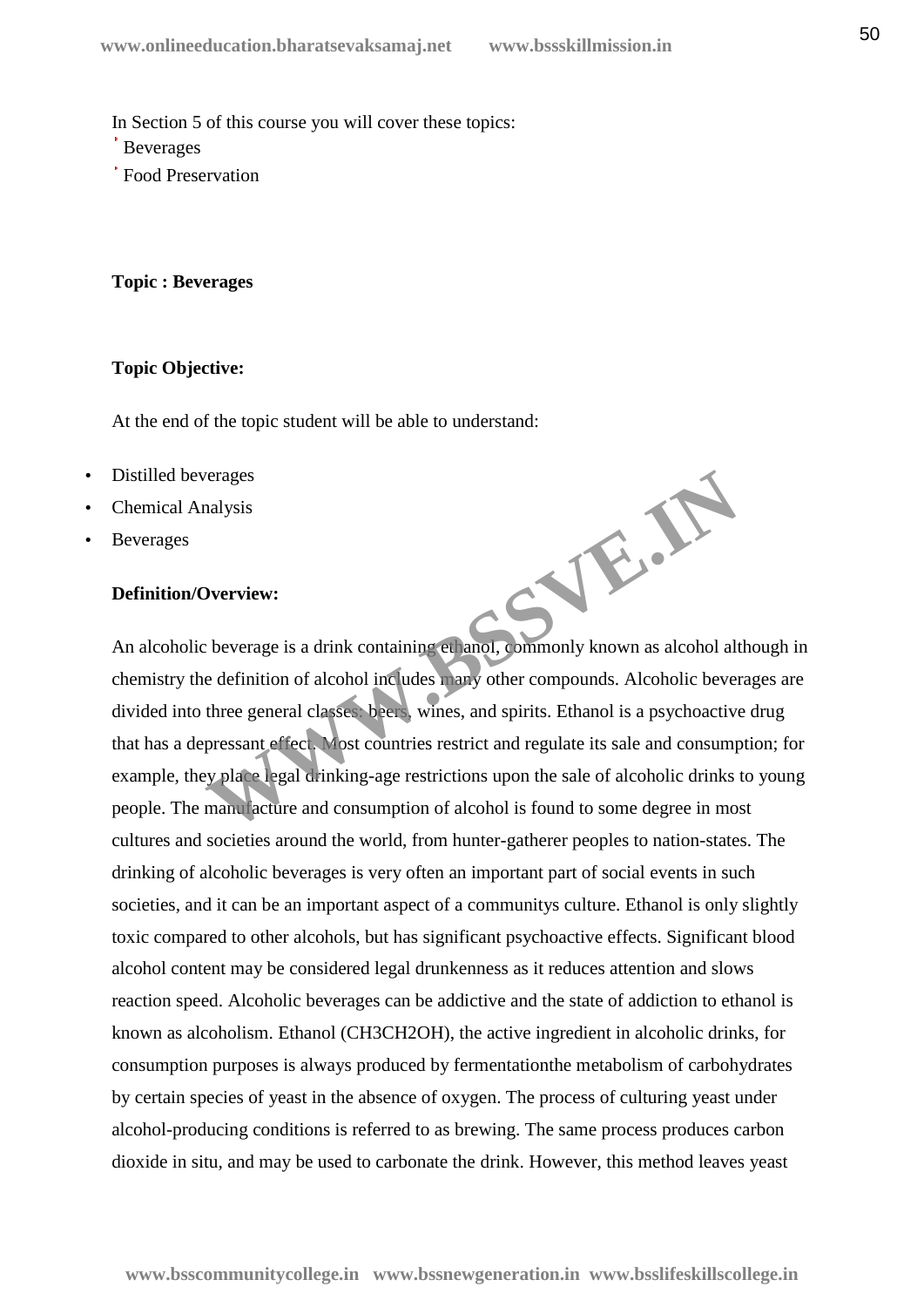In Section 5 of this course you will cover these topics:

- Beverages
- Food Preservation

**Topic : Beverages**

**Topic Objective:**

At the end of the topic student will be able to understand:

- Distilled beverages
- Chemical Analysis
- Beverages

**Definition/Overview:**

An alcoholic beverage is a drink containing ethanol, commonly known as alcohol although in chemistry the definition of alcohol includes many other compounds. Alcoholic beverages are divided into three general classes: beers, wines, and spirits. Ethanol is a psychoactive drug that has a depressant effect. Most countries restrict and regulate its sale and consumption; for example, they place legal drinking-age restrictions upon the sale of alcoholic drinks to young people. The manufacture and consumption of alcohol is found to some degree in most cultures and societies around the world, from hunter-gatherer peoples to nation-states. The drinking of alcoholic beverages is very often an important part of social events in such societies, and it can be an important aspect of a communitys culture. Ethanol is only slightly toxic compared to other alcohols, but has significant psychoactive effects. Significant blood alcohol content may be considered legal drunkenness as it reduces attention and slows reaction speed. Alcoholic beverages can be addictive and the state of addiction to ethanol is known as alcoholism. Ethanol ($CH_3CH_2OH$), the active ingredient in alcoholic drinks, for consumption purposes is always produced by fermentationthe metabolism of carbohydrates by certain species of yeast in the absence of oxygen. The process of culturing yeast under alcohol-producing conditions is referred to as brewing. The same process produces carbon dioxide in situ, and may be used to carbonate the drink. However, this method leaves yeast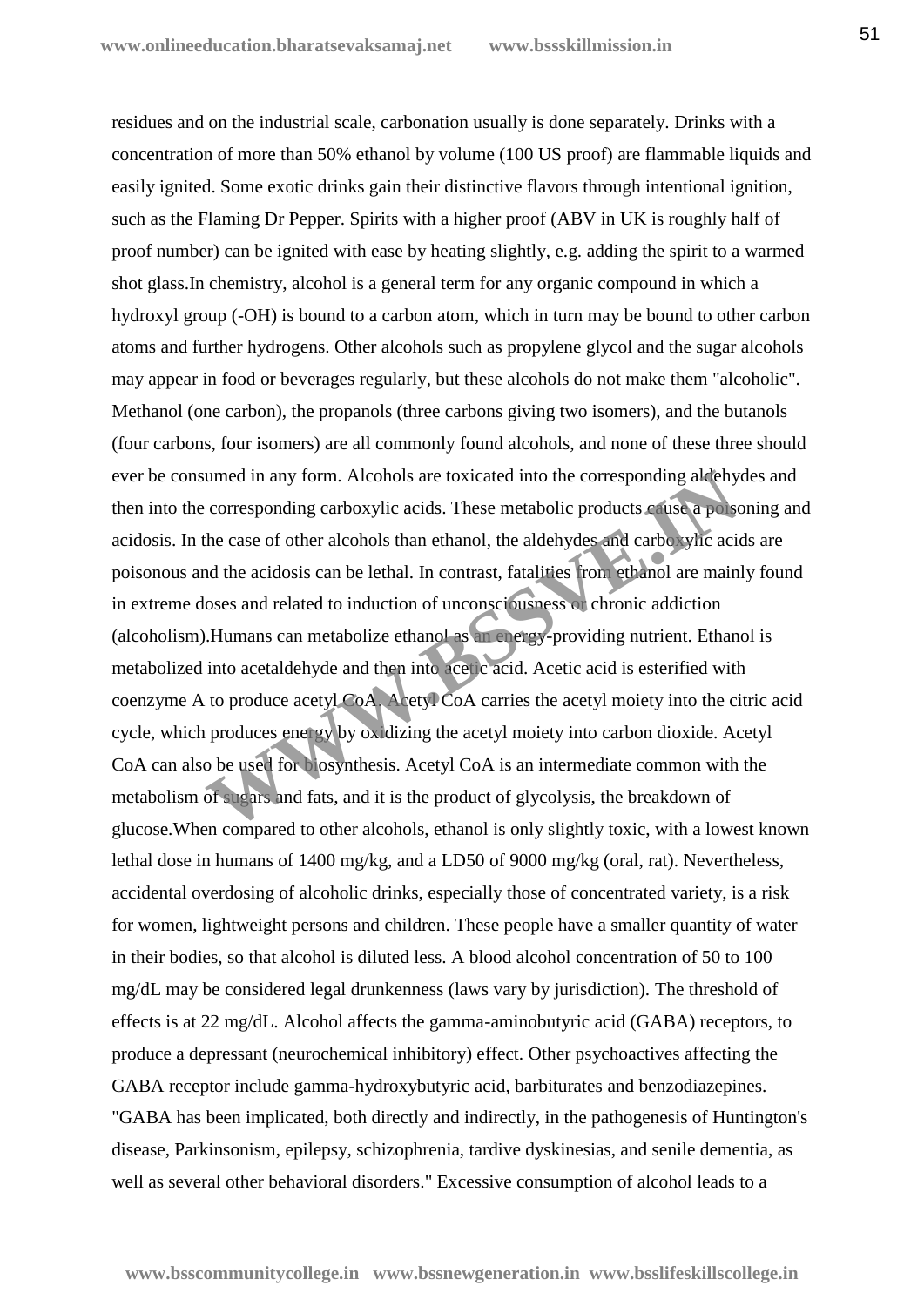residues and on the industrial scale, carbonation usually is done separately. Drinks with a concentration of more than 50% ethanol by volume (100 US proof) are flammable liquids and easily ignited. Some exotic drinks gain their distinctive flavors through intentional ignition, such as the Flaming Dr Pepper. Spirits with a higher proof (ABV in UK is roughly half of proof number) can be ignited with ease by heating slightly, e.g. adding the spirit to a warmed shot glass.In chemistry, alcohol is a general term for any organic compound in which a hydroxyl group (-OH) is bound to a carbon atom, which in turn may be bound to other carbon atoms and further hydrogens. Other alcohols such as propylene glycol and the sugar alcohols may appear in food or beverages regularly, but these alcohols do not make them "alcoholic". Methanol (one carbon), the propanols (three carbons giving two isomers), and the butanols (four carbons, four isomers) are all commonly found alcohols, and none of these three should ever be consumed in any form. Alcohols are toxicated into the corresponding aldehydes and then into the corresponding carboxylic acids. These metabolic products cause a poisoning and acidosis. In the case of other alcohols than ethanol, the aldehydes and carboxylic acids are poisonous and the acidosis can be lethal. In contrast, fatalities from ethanol are mainly found in extreme doses and related to induction of unconsciousness or chronic addiction (alcoholism).Humans can metabolize ethanol as an energy-providing nutrient. Ethanol is metabolized into acetaldehyde and then into acetic acid. Acetic acid is esterified with coenzyme A to produce acetyl CoA. Acetyl CoA carries the acetyl moiety into the citric acid cycle, which produces energy by oxidizing the acetyl moiety into carbon dioxide. Acetyl CoA can also be used for biosynthesis. Acetyl CoA is an intermediate common with the metabolism of sugars and fats, and it is the product of glycolysis, the breakdown of glucose.When compared to other alcohols, ethanol is only slightly toxic, with a lowest known lethal dose in humans of 1400 mg/kg, and a LD50 of 9000 mg/kg (oral, rat). Nevertheless, accidental overdosing of alcoholic drinks, especially those of concentrated variety, is a risk for women, lightweight persons and children. These people have a smaller quantity of water in their bodies, so that alcohol is diluted less. A blood alcohol concentration of 50 to 100 mg/dL may be considered legal drunkenness (laws vary by jurisdiction). The threshold of effects is at 22 mg/dL. Alcohol affects the gamma-aminobutyric acid (GABA) receptors, to produce a depressant (neurochemical inhibitory) effect. Other psychoactives affecting the GABA receptor include gamma-hydroxybutyric acid, barbiturates and benzodiazepines. "GABA has been implicated, both directly and indirectly, in the pathogenesis of Huntington's disease, Parkinsonism, epilepsy, schizophrenia, tardive dyskinesias, and senile dementia, as well as several other behavioral disorders." Excessive consumption of alcohol leads to a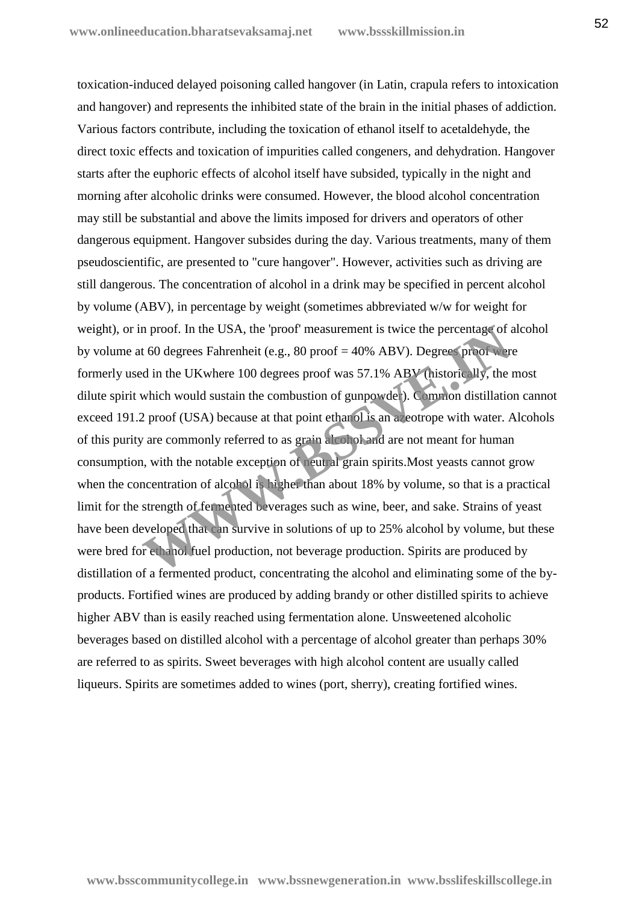toxication-induced delayed poisoning called hangover (in Latin, crapula refers to intoxication and hangover) and represents the inhibited state of the brain in the initial phases of addiction. Various factors contribute, including the toxication of ethanol itself to acetaldehyde, the direct toxic effects and toxication of impurities called congeners, and dehydration. Hangover starts after the euphoric effects of alcohol itself have subsided, typically in the night and morning after alcoholic drinks were consumed. However, the blood alcohol concentration may still be substantial and above the limits imposed for drivers and operators of other dangerous equipment. Hangover subsides during the day. Various treatments, many of them pseudoscientific, are presented to "cure hangover". However, activities such as driving are still dangerous. The concentration of alcohol in a drink may be specified in percent alcohol by volume (ABV), in percentage by weight (sometimes abbreviated w/w for weight for weight), or in proof. In the USA, the 'proof' measurement is twice the percentage of alcohol by volume at 60 degrees Fahrenheit (e.g., 80 proof = 40% ABV). Degrees proof were formerly used in the UKwhere 100 degrees proof was 57.1% ABV (historically, the most dilute spirit which would sustain the combustion of gunpowder). Common distillation cannot exceed 191.2 proof (USA) because at that point ethanol is an azeotrope with water. Alcohols of this purity are commonly referred to as grain alcohol and are not meant for human consumption, with the notable exception of neutral grain spirits.Most yeasts cannot grow when the concentration of alcohol is higher than about 18% by volume, so that is a practical limit for the strength of fermented beverages such as wine, beer, and sake. Strains of yeast have been developed that can survive in solutions of up to 25% alcohol by volume, but these were bred for ethanol fuel production, not beverage production. Spirits are produced by distillation of a fermented product, concentrating the alcohol and eliminating some of the by-products. Fortified wines are produced by adding brandy or other distilled spirits to achieve higher ABV than is easily reached using fermentation alone. Unsweetened alcoholic beverages based on distilled alcohol with a percentage of alcohol greater than perhaps 30% are referred to as spirits. Sweet beverages with high alcohol content are usually called liqueurs. Spirits are sometimes added to wines (port, sherry), creating fortified wines.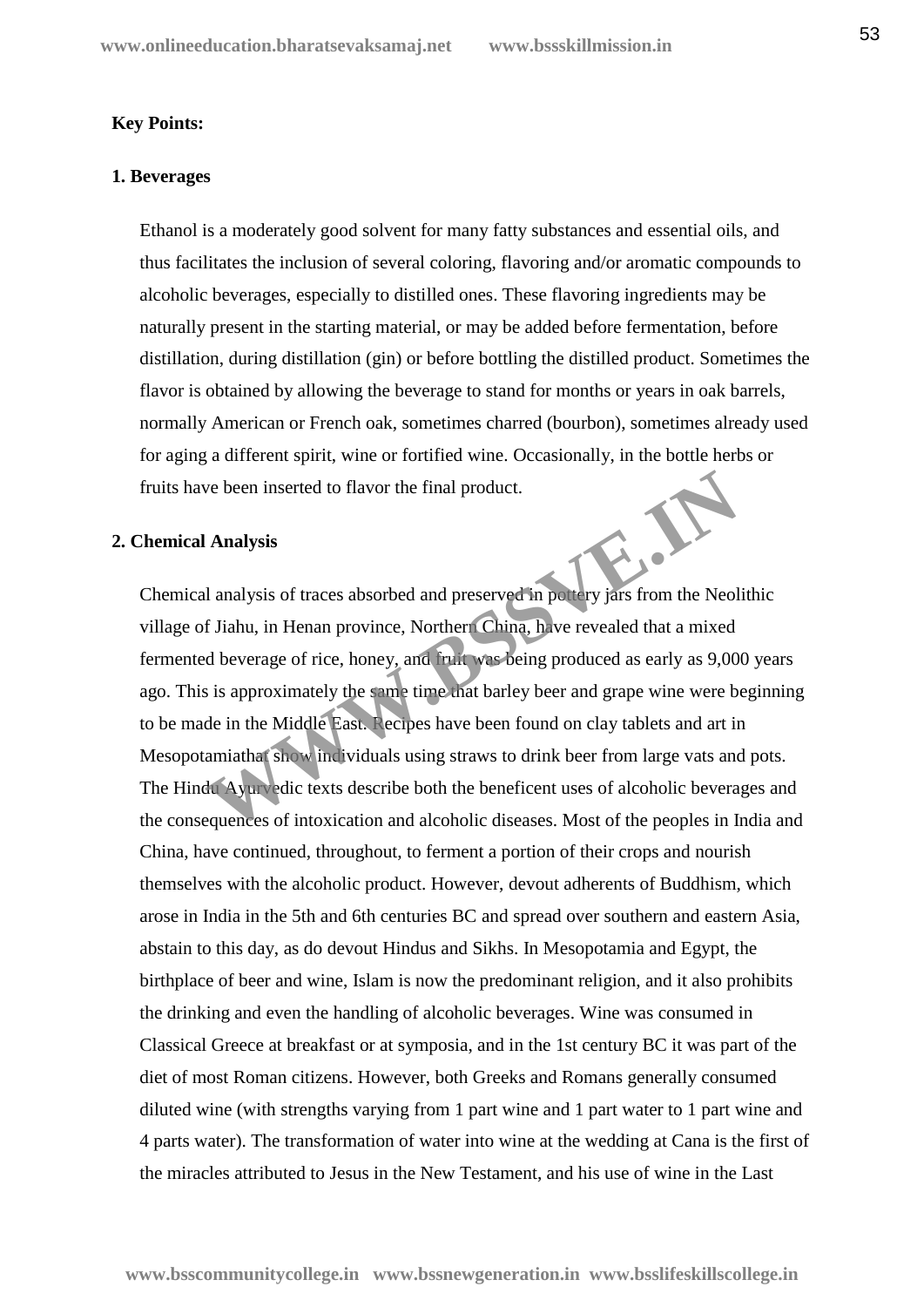**Key Points:**

**1. Beverages**

Ethanol is a moderately good solvent for many fatty substances and essential oils, and thus facilitates the inclusion of several coloring, flavoring and/or aromatic compounds to alcoholic beverages, especially to distilled ones. These flavoring ingredients may be naturally present in the starting material, or may be added before fermentation, before distillation, during distillation (gin) or before bottling the distilled product. Sometimes the flavor is obtained by allowing the beverage to stand for months or years in oak barrels, normally American or French oak, sometimes charred (bourbon), sometimes already used for aging a different spirit, wine or fortified wine. Occasionally, in the bottle herbs or fruits have been inserted to flavor the final product.

**2. Chemical Analysis**

Chemical analysis of traces absorbed and preserved in pottery jars from the Neolithic village of Jiahu, in Henan province, Northern China, have revealed that a mixed fermented beverage of rice, honey, and fruit was being produced as early as 9,000 years ago. This is approximately the same time that barley beer and grape wine were beginning to be made in the Middle East. Recipes have been found on clay tablets and art in Mesopotamiathat show individuals using straws to drink beer from large vats and pots. The Hindu Ayurvedic texts describe both the beneficent uses of alcoholic beverages and the consequences of intoxication and alcoholic diseases. Most of the peoples in India and China, have continued, throughout, to ferment a portion of their crops and nourish themselves with the alcoholic product. However, devout adherents of Buddhism, which arose in India in the 5th and 6th centuries BC and spread over southern and eastern Asia, abstain to this day, as do devout Hindus and Sikhs. In Mesopotamia and Egypt, the birthplace of beer and wine, Islam is now the predominant religion, and it also prohibits the drinking and even the handling of alcoholic beverages. Wine was consumed in Classical Greece at breakfast or at symposia, and in the 1st century BC it was part of the diet of most Roman citizens. However, both Greeks and Romans generally consumed diluted wine (with strengths varying from 1 part wine and 1 part water to 1 part wine and 4 parts water). The transformation of water into wine at the wedding at Cana is the first of the miracles attributed to Jesus in the New Testament, and his use of wine in the Last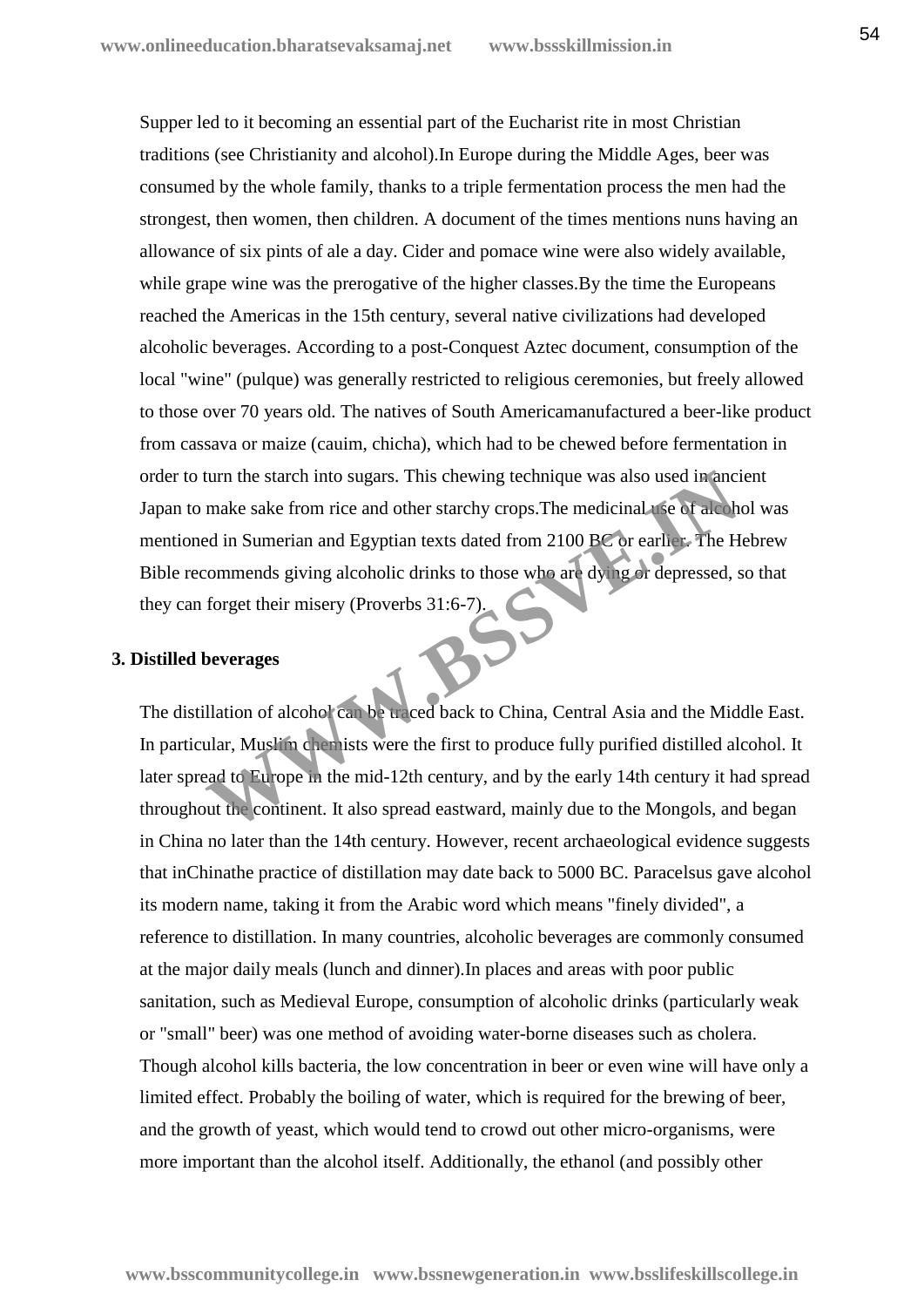Supper led to it becoming an essential part of the Eucharist rite in most Christian traditions (see Christianity and alcohol).In Europe during the Middle Ages, beer was consumed by the whole family, thanks to a triple fermentation process the men had the strongest, then women, then children. A document of the times mentions nuns having an allowance of six pints of ale a day. Cider and pomace wine were also widely available, while grape wine was the prerogative of the higher classes.By the time the Europeans reached the Americas in the 15th century, several native civilizations had developed alcoholic beverages. According to a post-Conquest Aztec document, consumption of the local "wine" (pulque) was generally restricted to religious ceremonies, but freely allowed to those over 70 years old. The natives of South Americamanufactured a beer-like product from cassava or maize (cauim, chicha), which had to be chewed before fermentation in order to turn the starch into sugars. This chewing technique was also used in ancient Japan to make sake from rice and other starchy crops.The medicinal use of alcohol was mentioned in Sumerian and Egyptian texts dated from 2100 BC or earlier. The Hebrew Bible recommends giving alcoholic drinks to those who are dying or depressed, so that they can forget their misery (Proverbs 31:6-7).

**3. Distilled beverages**

The distillation of alcohol can be traced back to China, Central Asia and the Middle East. In particular, Muslim chemists were the first to produce fully purified distilled alcohol. It later spread to Europe in the mid-12th century, and by the early 14th century it had spread throughout the continent. It also spread eastward, mainly due to the Mongols, and began in China no later than the 14th century. However, recent archaeological evidence suggests that inChinathe practice of distillation may date back to 5000 BC. Paracelsus gave alcohol its modern name, taking it from the Arabic word which means "finely divided", a reference to distillation. In many countries, alcoholic beverages are commonly consumed at the major daily meals (lunch and dinner).In places and areas with poor public sanitation, such as Medieval Europe, consumption of alcoholic drinks (particularly weak or "small" beer) was one method of avoiding water-borne diseases such as cholera. Though alcohol kills bacteria, the low concentration in beer or even wine will have only a limited effect. Probably the boiling of water, which is required for the brewing of beer, and the growth of yeast, which would tend to crowd out other micro-organisms, were more important than the alcohol itself. Additionally, the ethanol (and possibly other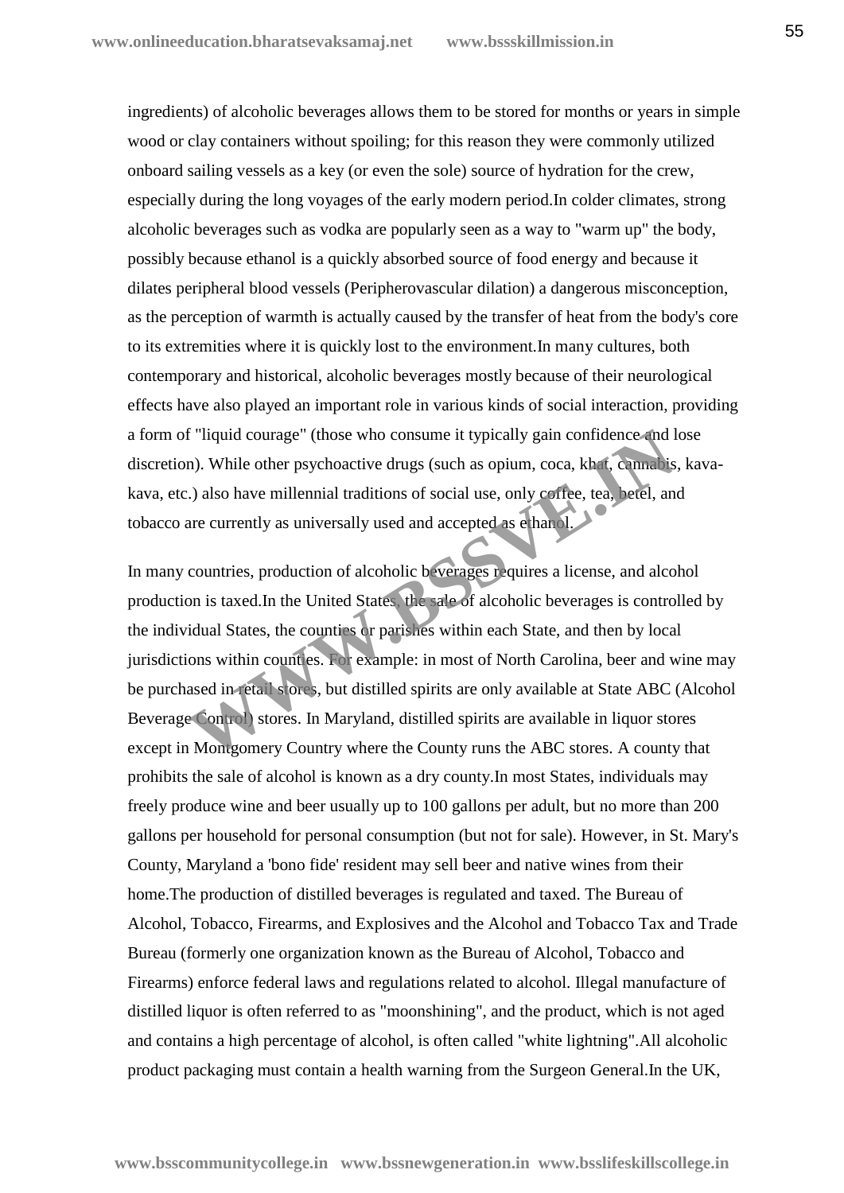ingredients) of alcoholic beverages allows them to be stored for months or years in simple wood or clay containers without spoiling; for this reason they were commonly utilized onboard sailing vessels as a key (or even the sole) source of hydration for the crew, especially during the long voyages of the early modern period.In colder climates, strong alcoholic beverages such as vodka are popularly seen as a way to "warm up" the body, possibly because ethanol is a quickly absorbed source of food energy and because it dilates peripheral blood vessels (Peripherovascular dilation) a dangerous misconception, as the perception of warmth is actually caused by the transfer of heat from the body's core to its extremities where it is quickly lost to the environment.In many cultures, both contemporary and historical, alcoholic beverages mostly because of their neurological effects have also played an important role in various kinds of social interaction, providing a form of "liquid courage" (those who consume it typically gain confidence and lose discretion). While other psychoactive drugs (such as opium, coca, khat, cannabis, kava-kava, etc.) also have millennial traditions of social use, only coffee, tea, betel, and tobacco are currently as universally used and accepted as ethanol.

In many countries, production of alcoholic beverages requires a license, and alcohol production is taxed.In the United States, the sale of alcoholic beverages is controlled by the individual States, the counties or parishes within each State, and then by local jurisdictions within counties. For example: in most of North Carolina, beer and wine may be purchased in retail stores, but distilled spirits are only available at State ABC (Alcohol Beverage Control) stores. In Maryland, distilled spirits are available in liquor stores except in Montgomery Country where the County runs the ABC stores. A county that prohibits the sale of alcohol is known as a dry county.In most States, individuals may freely produce wine and beer usually up to 100 gallons per adult, but no more than 200 gallons per household for personal consumption (but not for sale). However, in St. Mary's County, Maryland a 'bono fide' resident may sell beer and native wines from their home.The production of distilled beverages is regulated and taxed. The Bureau of Alcohol, Tobacco, Firearms, and Explosives and the Alcohol and Tobacco Tax and Trade Bureau (formerly one organization known as the Bureau of Alcohol, Tobacco and Firearms) enforce federal laws and regulations related to alcohol. Illegal manufacture of distilled liquor is often referred to as "moonshining", and the product, which is not aged and contains a high percentage of alcohol, is often called "white lightning".All alcoholic product packaging must contain a health warning from the Surgeon General.In the UK,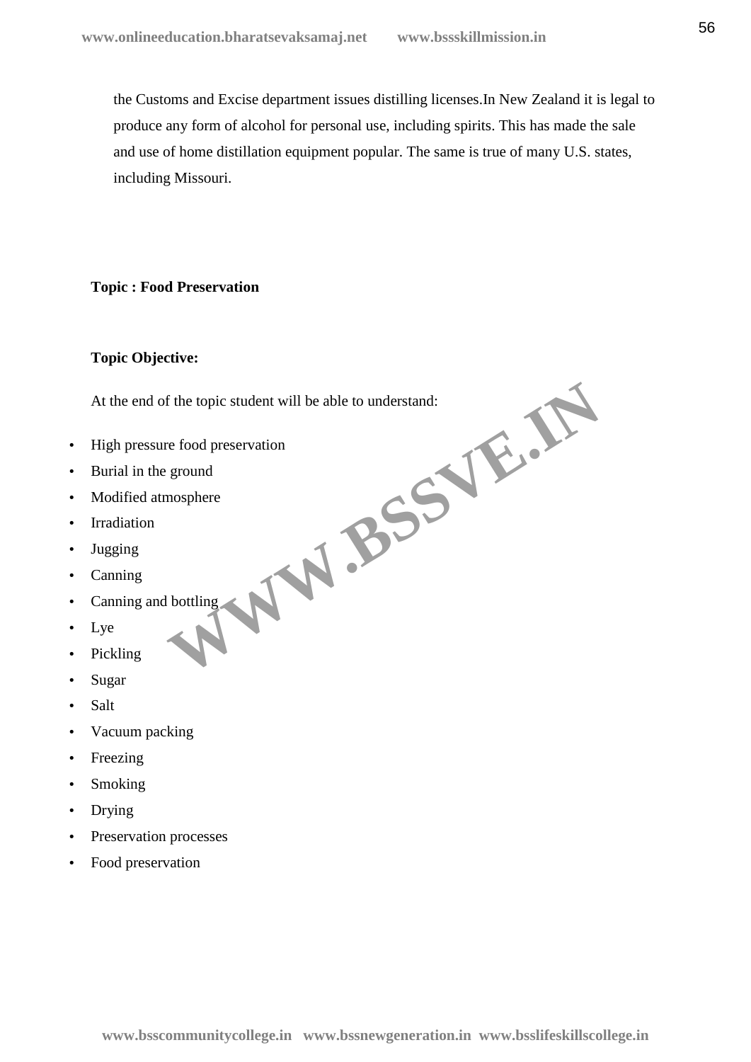the Customs and Excise department issues distilling licenses.In New Zealand it is legal to produce any form of alcohol for personal use, including spirits. This has made the sale and use of home distillation equipment popular. The same is true of many U.S. states, including Missouri.

**Topic : Food Preservation**

**Topic Objective:**

At the end of the topic student will be able to understand:

- High pressure food preservation
- Burial in the ground
- Modified atmosphere
- Irradiation
- Jugging
- Canning
- Canning and bottling
- Lye
- Pickling
- Sugar
- Salt
- Vacuum packing
- Freezing
- Smoking
- Drying
- Preservation processes
- Food preservation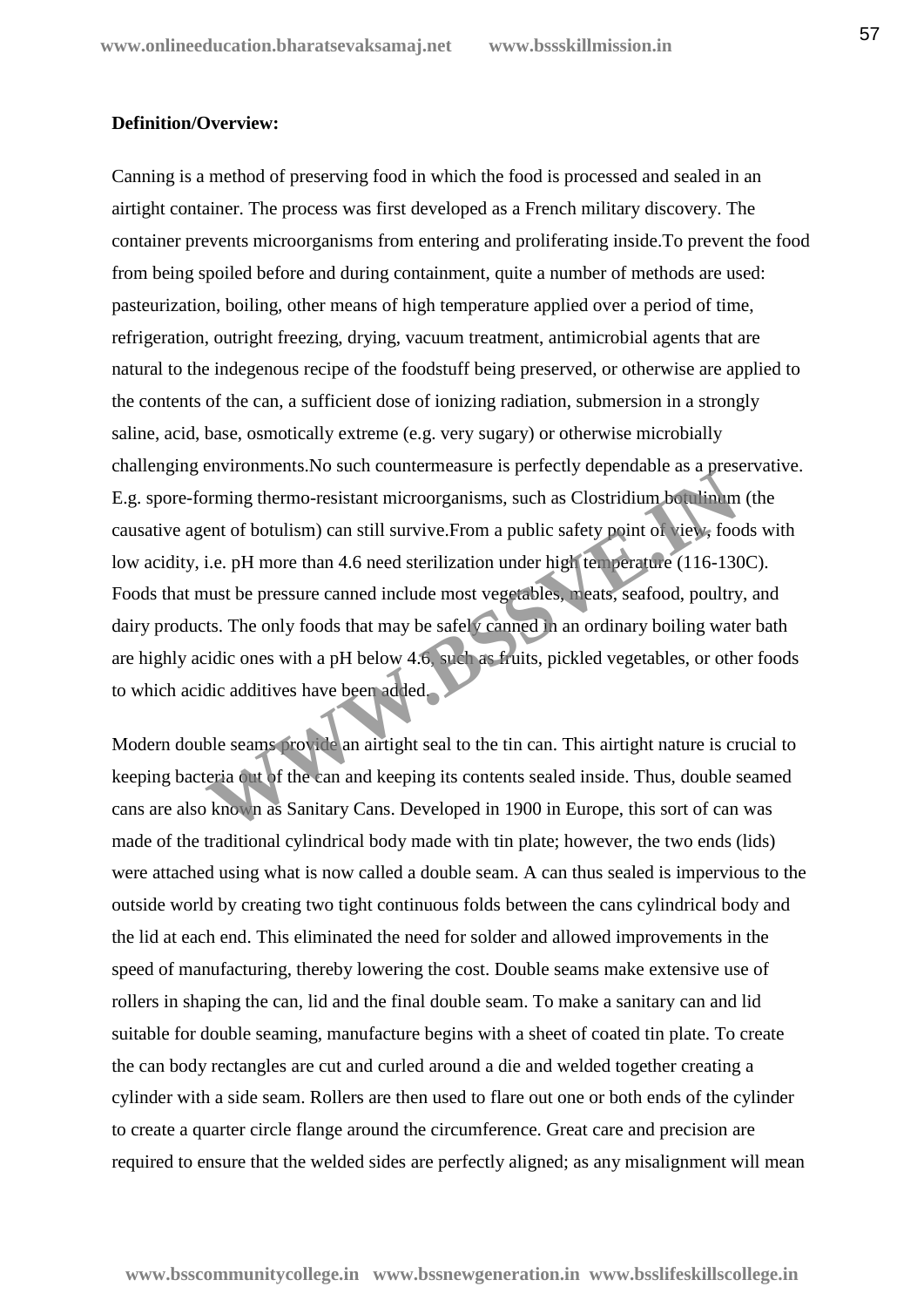**Definition/Overview:**

Canning is a method of preserving food in which the food is processed and sealed in an airtight container. The process was first developed as a French military discovery. The container prevents microorganisms from entering and proliferating inside.To prevent the food from being spoiled before and during containment, quite a number of methods are used: pasteurization, boiling, other means of high temperature applied over a period of time, refrigeration, outright freezing, drying, vacuum treatment, antimicrobial agents that are natural to the indegenous recipe of the foodstuff being preserved, or otherwise are applied to the contents of the can, a sufficient dose of ionizing radiation, submersion in a strongly saline, acid, base, osmotically extreme (e.g. very sugary) or otherwise microbially challenging environments.No such countermeasure is perfectly dependable as a preservative. E.g. spore-forming thermo-resistant microorganisms, such as Clostridium botulinum (the causative agent of botulism) can still survive.From a public safety point of view, foods with low acidity, i.e. pH more than 4.6 need sterilization under high temperature (116-130C). Foods that must be pressure canned include most vegetables, meats, seafood, poultry, and dairy products. The only foods that may be safely canned in an ordinary boiling water bath are highly acidic ones with a pH below 4.6, such as fruits, pickled vegetables, or other foods to which acidic additives have been added.

Modern double seams provide an airtight seal to the tin can. This airtight nature is crucial to keeping bacteria out of the can and keeping its contents sealed inside. Thus, double seamed cans are also known as Sanitary Cans. Developed in 1900 in Europe, this sort of can was made of the traditional cylindrical body made with tin plate; however, the two ends (lids) were attached using what is now called a double seam. A can thus sealed is impervious to the outside world by creating two tight continuous folds between the cans cylindrical body and the lid at each end. This eliminated the need for solder and allowed improvements in the speed of manufacturing, thereby lowering the cost. Double seams make extensive use of rollers in shaping the can, lid and the final double seam. To make a sanitary can and lid suitable for double seaming, manufacture begins with a sheet of coated tin plate. To create the can body rectangles are cut and curled around a die and welded together creating a cylinder with a side seam. Rollers are then used to flare out one or both ends of the cylinder to create a quarter circle flange around the circumference. Great care and precision are required to ensure that the welded sides are perfectly aligned; as any misalignment will mean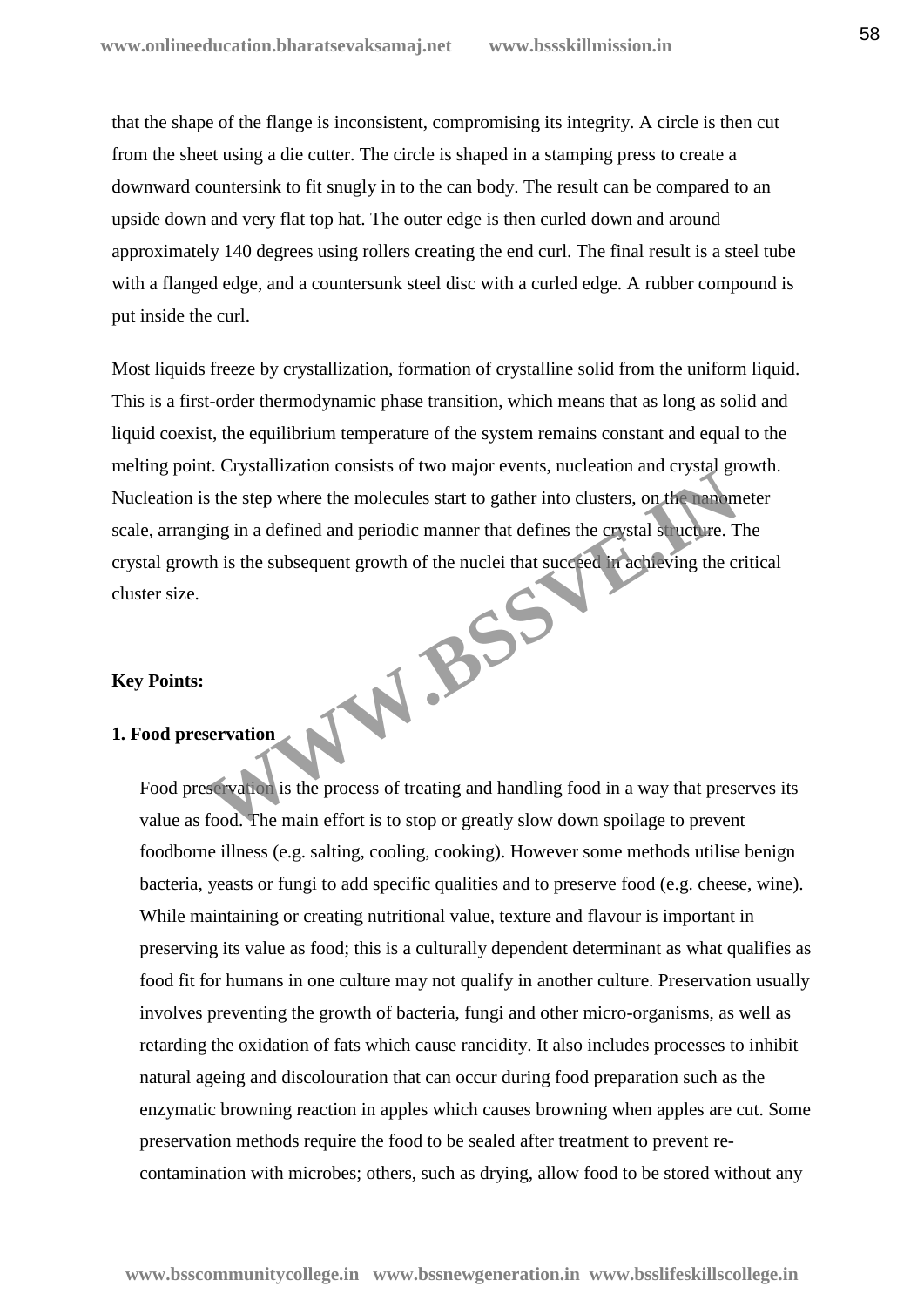that the shape of the flange is inconsistent, compromising its integrity. A circle is then cut from the sheet using a die cutter. The circle is shaped in a stamping press to create a downward countersink to fit snugly in to the can body. The result can be compared to an upside down and very flat top hat. The outer edge is then curled down and around approximately 140 degrees using rollers creating the end curl. The final result is a steel tube with a flanged edge, and a countersunk steel disc with a curled edge. A rubber compound is put inside the curl.

Most liquids freeze by crystallization, formation of crystalline solid from the uniform liquid. This is a first-order thermodynamic phase transition, which means that as long as solid and liquid coexist, the equilibrium temperature of the system remains constant and equal to the melting point. Crystallization consists of two major events, nucleation and crystal growth. Nucleation is the step where the molecules start to gather into clusters, on the nanometer scale, arranging in a defined and periodic manner that defines the crystal structure. The crystal growth is the subsequent growth of the nuclei that succeed in achieving the critical cluster size.

**Key Points:**

**1. Food preservation**

Food preservation is the process of treating and handling food in a way that preserves its value as food. The main effort is to stop or greatly slow down spoilage to prevent foodborne illness (e.g. salting, cooling, cooking). However some methods utilise benign bacteria, yeasts or fungi to add specific qualities and to preserve food (e.g. cheese, wine). While maintaining or creating nutritional value, texture and flavour is important in preserving its value as food; this is a culturally dependent determinant as what qualifies as food fit for humans in one culture may not qualify in another culture. Preservation usually involves preventing the growth of bacteria, fungi and other micro-organisms, as well as retarding the oxidation of fats which cause rancidity. It also includes processes to inhibit natural ageing and discolouration that can occur during food preparation such as the enzymatic browning reaction in apples which causes browning when apples are cut. Some preservation methods require the food to be sealed after treatment to prevent re-contamination with microbes; others, such as drying, allow food to be stored without any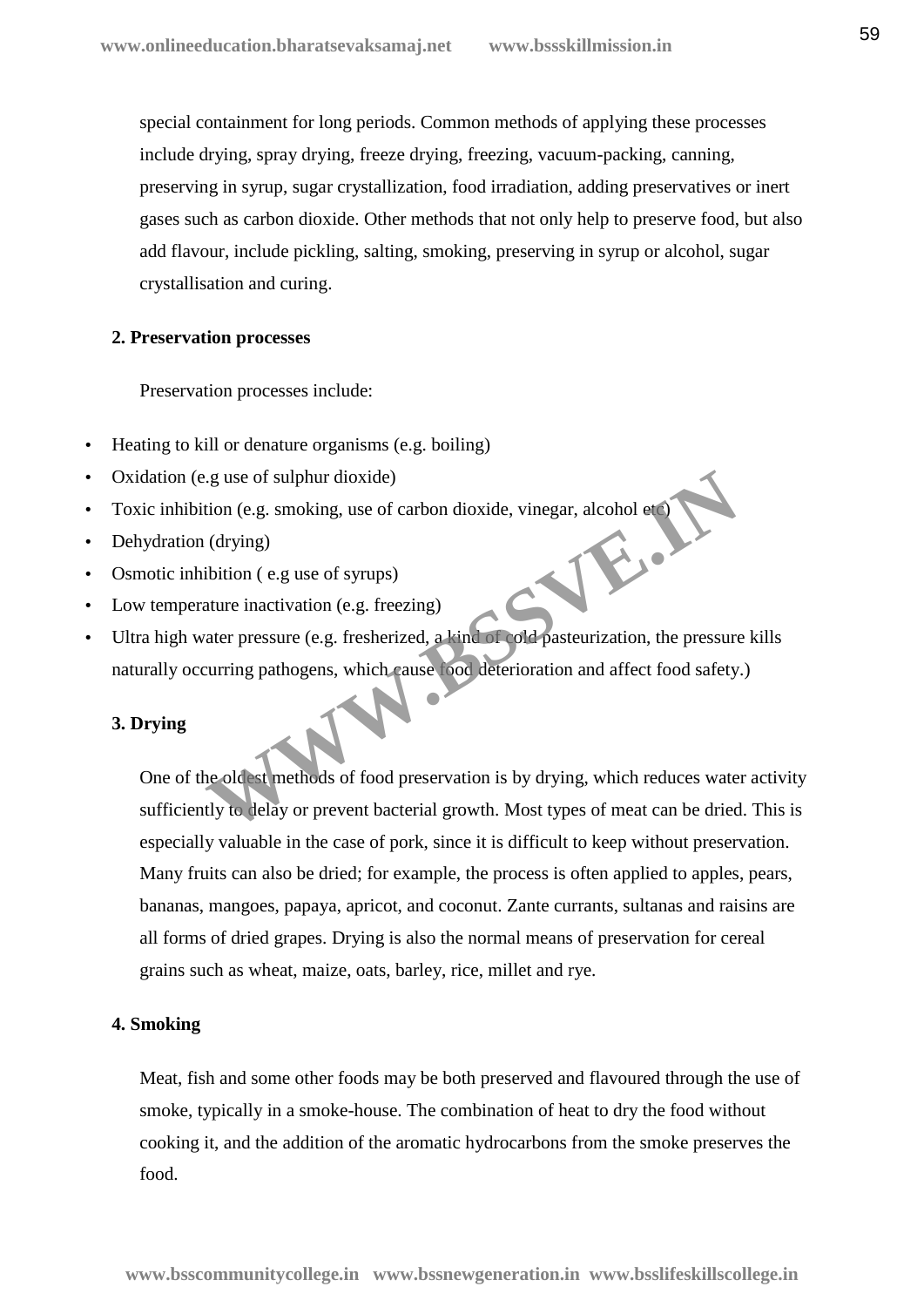special containment for long periods. Common methods of applying these processes include drying, spray drying, freeze drying, freezing, vacuum-packing, canning, preserving in syrup, sugar crystallization, food irradiation, adding preservatives or inert gases such as carbon dioxide. Other methods that not only help to preserve food, but also add flavour, include pickling, salting, smoking, preserving in syrup or alcohol, sugar crystallisation and curing.

**2. Preservation processes**

Preservation processes include:

- Heating to kill or denature organisms (e.g. boiling)
- Oxidation (e.g use of sulphur dioxide)
- Toxic inhibition (e.g. smoking, use of carbon dioxide, vinegar, alcohol etc)
- Dehydration (drying)
- Osmotic inhibition ( e.g use of syrups)
- Low temperature inactivation (e.g. freezing)
- Ultra high water pressure (e.g. fresherized, a kind of cold pasteurization, the pressure kills naturally occurring pathogens, which cause food deterioration and affect food safety.)

**3. Drying**

One of the oldest methods of food preservation is by drying, which reduces water activity sufficiently to delay or prevent bacterial growth. Most types of meat can be dried. This is especially valuable in the case of pork, since it is difficult to keep without preservation. Many fruits can also be dried; for example, the process is often applied to apples, pears, bananas, mangoes, papaya, apricot, and coconut. Zante currants, sultanas and raisins are all forms of dried grapes. Drying is also the normal means of preservation for cereal grains such as wheat, maize, oats, barley, rice, millet and rye.

**4. Smoking**

Meat, fish and some other foods may be both preserved and flavoured through the use of smoke, typically in a smoke-house. The combination of heat to dry the food without cooking it, and the addition of the aromatic hydrocarbons from the smoke preserves the food.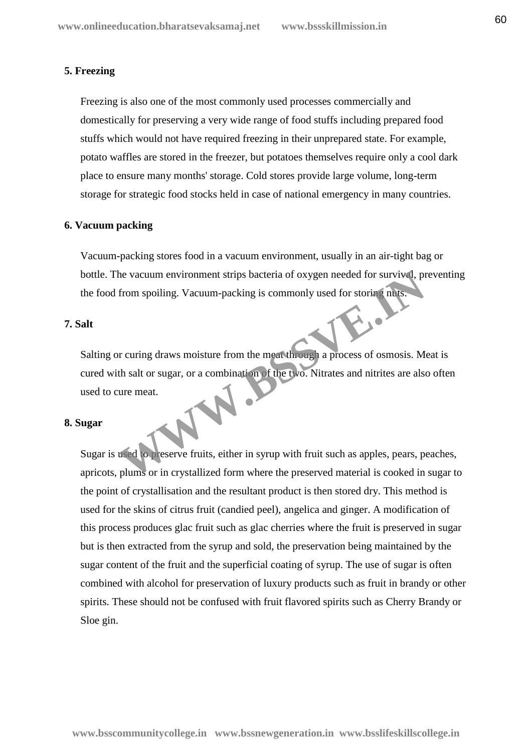**5. Freezing**

Freezing is also one of the most commonly used processes commercially and domestically for preserving a very wide range of food stuffs including prepared food stuffs which would not have required freezing in their unprepared state. For example, potato waffles are stored in the freezer, but potatoes themselves require only a cool dark place to ensure many months' storage. Cold stores provide large volume, long-term storage for strategic food stocks held in case of national emergency in many countries.

**6. Vacuum packing**

Vacuum-packing stores food in a vacuum environment, usually in an air-tight bag or bottle. The vacuum environment strips bacteria of oxygen needed for survival, preventing the food from spoiling. Vacuum-packing is commonly used for storing nuts.

**7. Salt**

Salting or curing draws moisture from the meat through a process of osmosis. Meat is cured with salt or sugar, or a combination of the two. Nitrates and nitrites are also often used to cure meat.

**8. Sugar**

Sugar is used to preserve fruits, either in syrup with fruit such as apples, pears, peaches, apricots, plums or in crystallized form where the preserved material is cooked in sugar to the point of crystallisation and the resultant product is then stored dry. This method is used for the skins of citrus fruit (candied peel), angelica and ginger. A modification of this process produces glac fruit such as glac cherries where the fruit is preserved in sugar but is then extracted from the syrup and sold, the preservation being maintained by the sugar content of the fruit and the superficial coating of syrup. The use of sugar is often combined with alcohol for preservation of luxury products such as fruit in brandy or other spirits. These should not be confused with fruit flavored spirits such as Cherry Brandy or Sloe gin.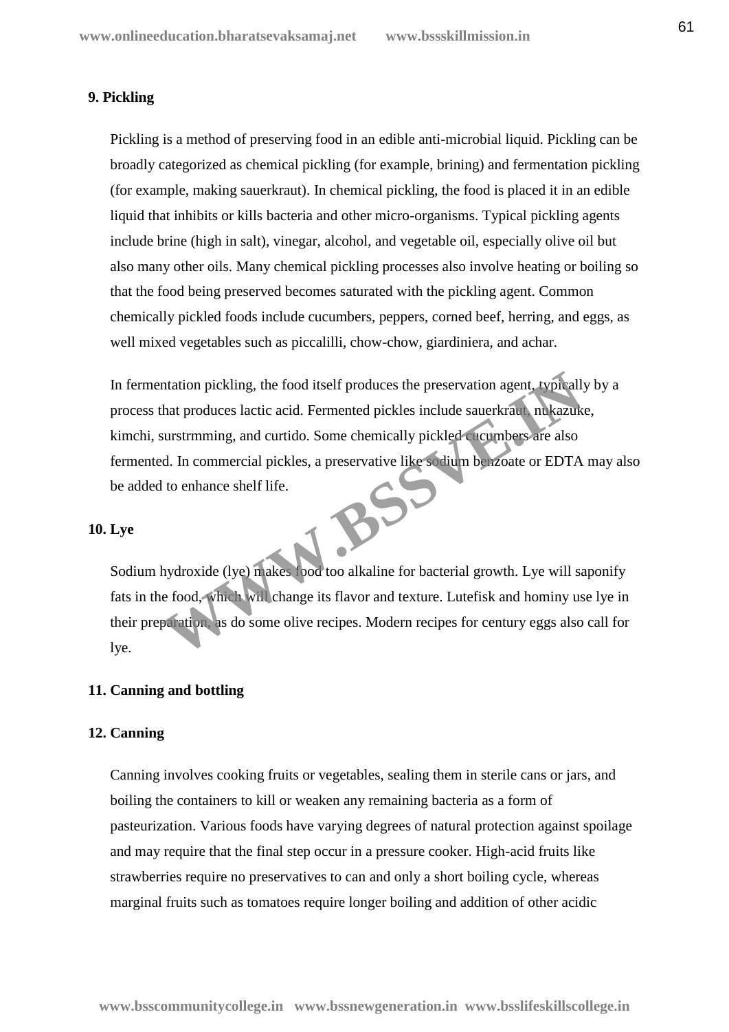**9. Pickling**

Pickling is a method of preserving food in an edible anti-microbial liquid. Pickling can be broadly categorized as chemical pickling (for example, brining) and fermentation pickling (for example, making sauerkraut). In chemical pickling, the food is placed it in an edible liquid that inhibits or kills bacteria and other micro-organisms. Typical pickling agents include brine (high in salt), vinegar, alcohol, and vegetable oil, especially olive oil but also many other oils. Many chemical pickling processes also involve heating or boiling so that the food being preserved becomes saturated with the pickling agent. Common chemically pickled foods include cucumbers, peppers, corned beef, herring, and eggs, as well mixed vegetables such as piccalilli, chow-chow, giardiniera, and achar.

In fermentation pickling, the food itself produces the preservation agent, typically by a process that produces lactic acid. Fermented pickles include sauerkraut, nukazuke, kimchi, surstrmming, and curtido. Some chemically pickled cucumbers are also fermented. In commercial pickles, a preservative like sodium benzoate or EDTA may also be added to enhance shelf life.

**10. Lye**

Sodium hydroxide (lye) makes food too alkaline for bacterial growth. Lye will saponify fats in the food, which will change its flavor and texture. Lutefisk and hominy use lye in their preparation, as do some olive recipes. Modern recipes for century eggs also call for lye.

**11. Canning and bottling**

**12. Canning**

Canning involves cooking fruits or vegetables, sealing them in sterile cans or jars, and boiling the containers to kill or weaken any remaining bacteria as a form of pasteurization. Various foods have varying degrees of natural protection against spoilage and may require that the final step occur in a pressure cooker. High-acid fruits like strawberries require no preservatives to can and only a short boiling cycle, whereas marginal fruits such as tomatoes require longer boiling and addition of other acidic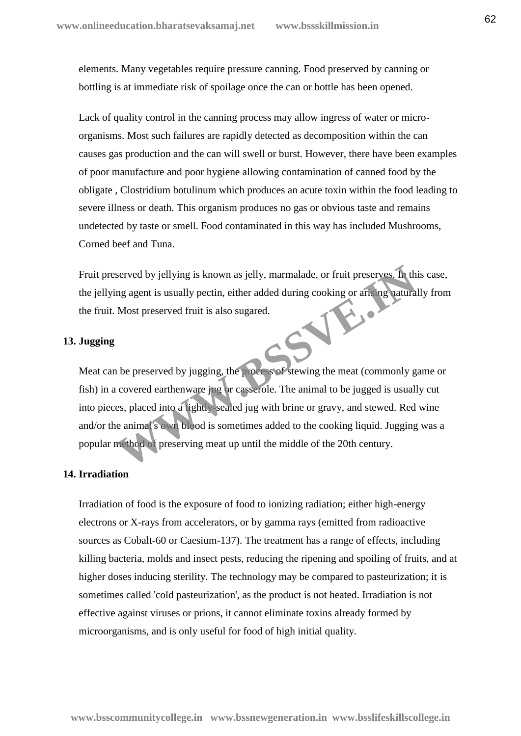elements. Many vegetables require pressure canning. Food preserved by canning or bottling is at immediate risk of spoilage once the can or bottle has been opened.

Lack of quality control in the canning process may allow ingress of water or micro-organisms. Most such failures are rapidly detected as decomposition within the can causes gas production and the can will swell or burst. However, there have been examples of poor manufacture and poor hygiene allowing contamination of canned food by the obligate , Clostridium botulinum which produces an acute toxin within the food leading to severe illness or death. This organism produces no gas or obvious taste and remains undetected by taste or smell. Food contaminated in this way has included Mushrooms, Corned beef and Tuna.

Fruit preserved by jellying is known as jelly, marmalade, or fruit preserves. In this case, the jellying agent is usually pectin, either added during cooking or arising naturally from the fruit. Most preserved fruit is also sugared.

**13. Jugging**

Meat can be preserved by jugging, the process of stewing the meat (commonly game or fish) in a covered earthenware jug or casserole. The animal to be jugged is usually cut into pieces, placed into a tightly-sealed jug with brine or gravy, and stewed. Red wine and/or the animal's own blood is sometimes added to the cooking liquid. Jugging was a popular method of preserving meat up until the middle of the 20th century.

**14. Irradiation**

Irradiation of food is the exposure of food to ionizing radiation; either high-energy electrons or X-rays from accelerators, or by gamma rays (emitted from radioactive sources as Cobalt-60 or Caesium-137). The treatment has a range of effects, including killing bacteria, molds and insect pests, reducing the ripening and spoiling of fruits, and at higher doses inducing sterility. The technology may be compared to pasteurization; it is sometimes called 'cold pasteurization', as the product is not heated. Irradiation is not effective against viruses or prions, it cannot eliminate toxins already formed by microorganisms, and is only useful for food of high initial quality.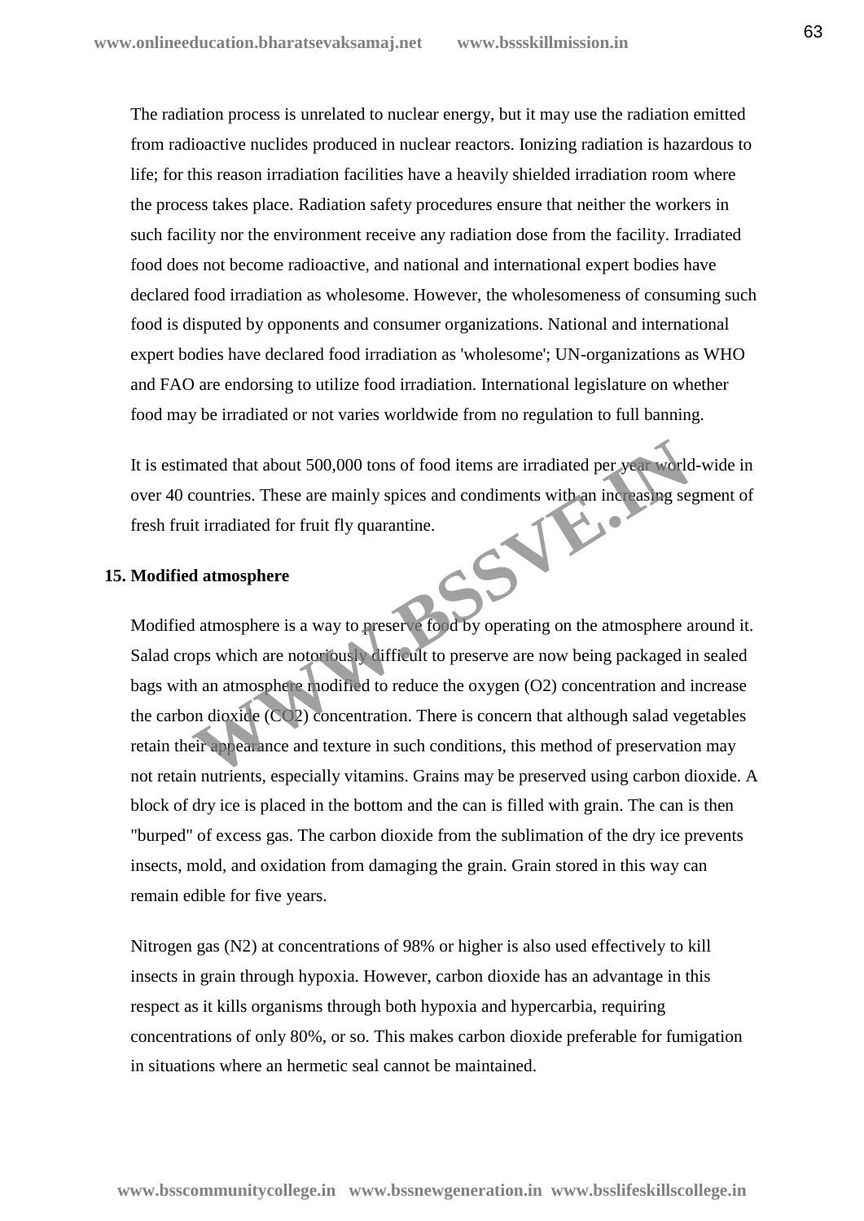The radiation process is unrelated to nuclear energy, but it may use the radiation emitted from radioactive nuclides produced in nuclear reactors. Ionizing radiation is hazardous to life; for this reason irradiation facilities have a heavily shielded irradiation room where the process takes place. Radiation safety procedures ensure that neither the workers in such facility nor the environment receive any radiation dose from the facility. Irradiated food does not become radioactive, and national and international expert bodies have declared food irradiation as wholesome. However, the wholesomeness of consuming such food is disputed by opponents and consumer organizations. National and international expert bodies have declared food irradiation as 'wholesome'; UN-organizations as WHO and FAO are endorsing to utilize food irradiation. International legislature on whether food may be irradiated or not varies worldwide from no regulation to full banning.

It is estimated that about 500,000 tons of food items are irradiated per year world-wide in over 40 countries. These are mainly spices and condiments with an increasing segment of fresh fruit irradiated for fruit fly quarantine.

**15. Modified atmosphere**

Modified atmosphere is a way to preserve food by operating on the atmosphere around it. Salad crops which are notoriously difficult to preserve are now being packaged in sealed bags with an atmosphere modified to reduce the oxygen ($O_2$) concentration and increase the carbon dioxide ($CO_2$) concentration. There is concern that although salad vegetables retain their appearance and texture in such conditions, this method of preservation may not retain nutrients, especially vitamins. Grains may be preserved using carbon dioxide. A block of dry ice is placed in the bottom and the can is filled with grain. The can is then "burped" of excess gas. The carbon dioxide from the sublimation of the dry ice prevents insects, mold, and oxidation from damaging the grain. Grain stored in this way can remain edible for five years.

Nitrogen gas ($N_2$) at concentrations of 98% or higher is also used effectively to kill insects in grain through hypoxia. However, carbon dioxide has an advantage in this respect as it kills organisms through both hypoxia and hypercarbia, requiring concentrations of only 80%, or so. This makes carbon dioxide preferable for fumigation in situations where an hermetic seal cannot be maintained.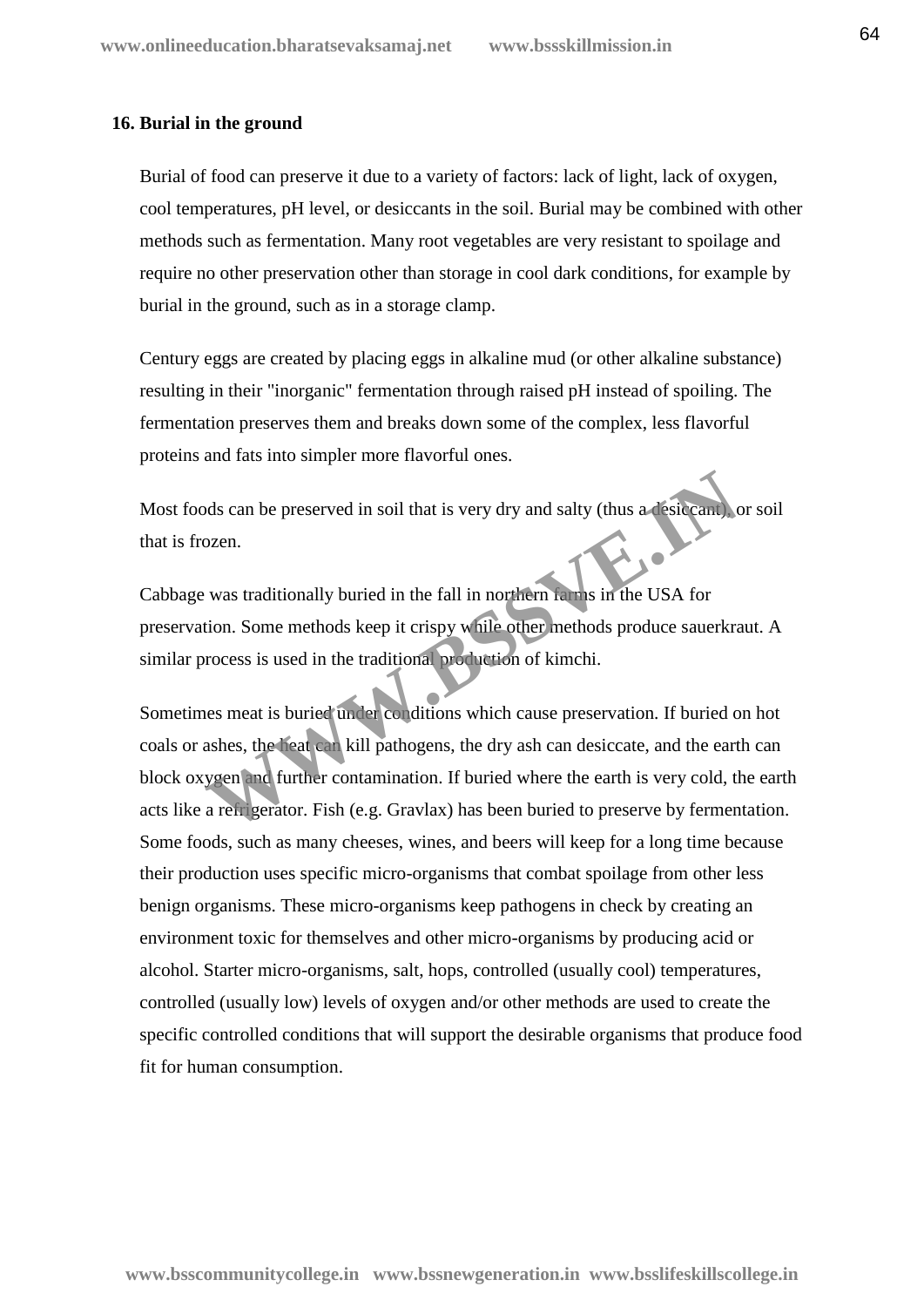**16. Burial in the ground**

Burial of food can preserve it due to a variety of factors: lack of light, lack of oxygen, cool temperatures, pH level, or desiccants in the soil. Burial may be combined with other methods such as fermentation. Many root vegetables are very resistant to spoilage and require no other preservation other than storage in cool dark conditions, for example by burial in the ground, such as in a storage clamp.

Century eggs are created by placing eggs in alkaline mud (or other alkaline substance) resulting in their "inorganic" fermentation through raised pH instead of spoiling. The fermentation preserves them and breaks down some of the complex, less flavorful proteins and fats into simpler more flavorful ones.

Most foods can be preserved in soil that is very dry and salty (thus a desiccant), or soil that is frozen.

Cabbage was traditionally buried in the fall in northern farms in the USA for preservation. Some methods keep it crispy while other methods produce sauerkraut. A similar process is used in the traditional production of kimchi.

Sometimes meat is buried under conditions which cause preservation. If buried on hot coals or ashes, the heat can kill pathogens, the dry ash can desiccate, and the earth can block oxygen and further contamination. If buried where the earth is very cold, the earth acts like a refrigerator. Fish (e.g. Gravlax) has been buried to preserve by fermentation. Some foods, such as many cheeses, wines, and beers will keep for a long time because their production uses specific micro-organisms that combat spoilage from other less benign organisms. These micro-organisms keep pathogens in check by creating an environment toxic for themselves and other micro-organisms by producing acid or alcohol. Starter micro-organisms, salt, hops, controlled (usually cool) temperatures, controlled (usually low) levels of oxygen and/or other methods are used to create the specific controlled conditions that will support the desirable organisms that produce food fit for human consumption.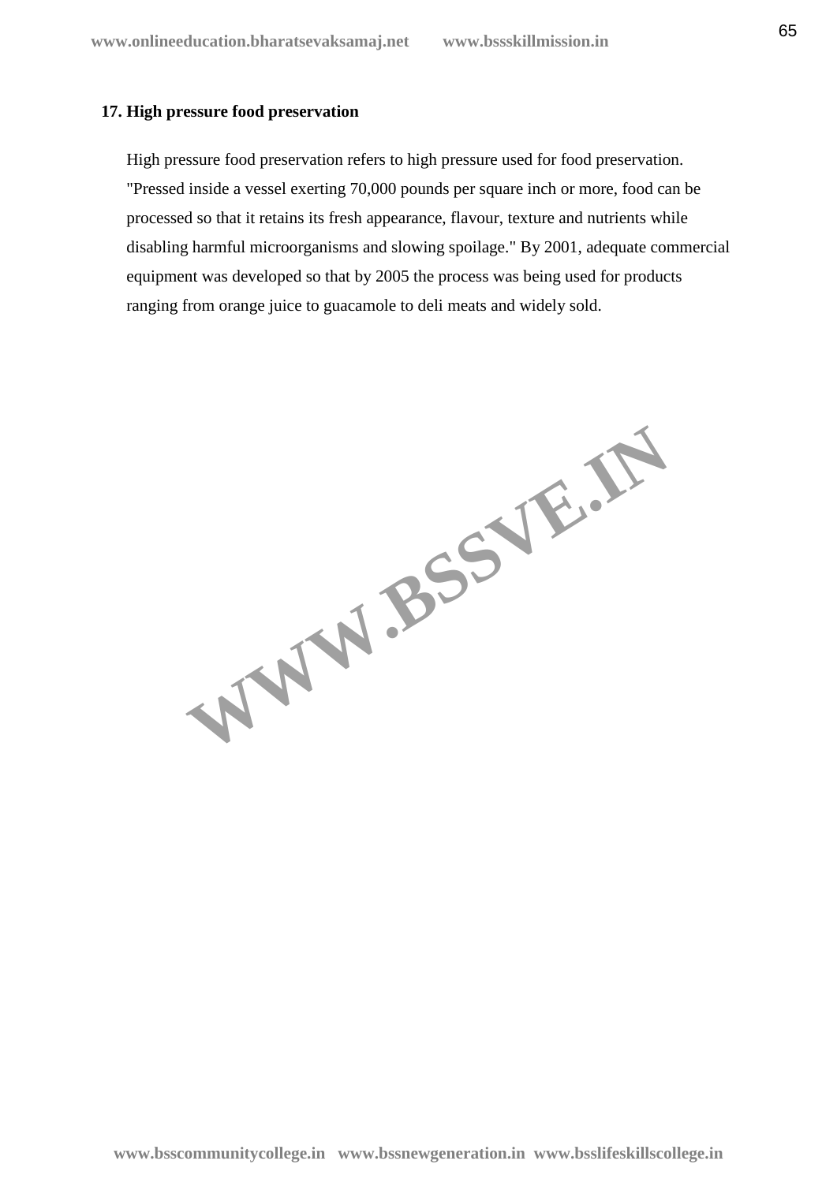## 17. High pressure food preservation

High pressure food preservation refers to high pressure used for food preservation. "Pressed inside a vessel exerting 70,000 pounds per square inch or more, food can be processed so that it retains its fresh appearance, flavour, texture and nutrients while disabling harmful microorganisms and slowing spoilage." By 2001, adequate commercial equipment was developed so that by 2005 the process was being used for products ranging from orange juice to guacamole to deli meats and widely sold.